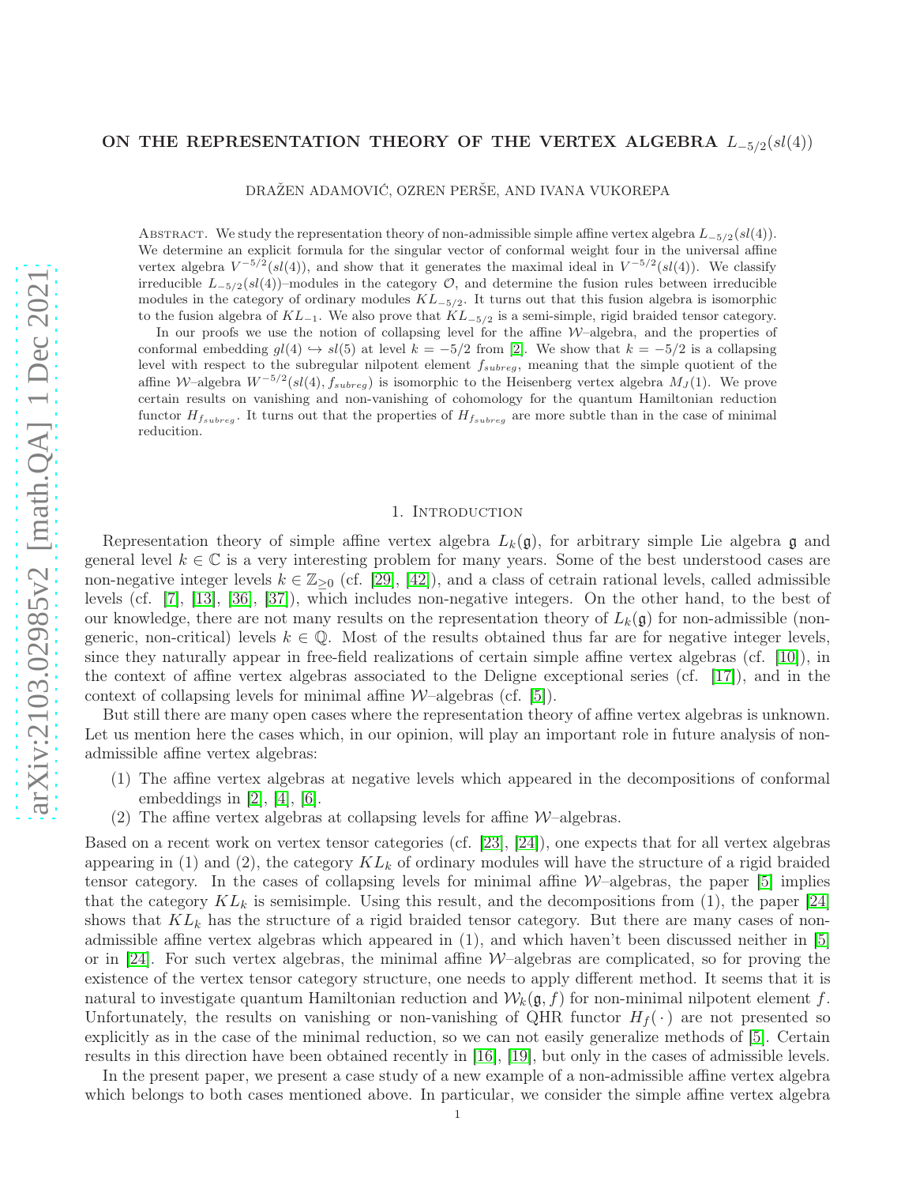# ON THE REPRESENTATION THEORY OF THE VERTEX ALGEBRA $L_{-5/2}(sl(4))$

DRAŽEN ADAMOVIĆ, OZREN PERŠE, AND IVANA VUKOREPA

Abstract. We study the representation theory of non-admissible simple affine vertex algebra $L_{-5/2}(sl(4))$. We determine an explicit formula for the singular vector of conformal weight four in the universal affine vertex algebra $V^{-5/2}(sl(4))$, and show that it generates the maximal ideal in $V^{-5/2}(sl(4))$. We classify irreducible $L_{-5/2}(sl(4))$–modules in the category $\mathcal{O}$, and determine the fusion rules between irreducible modules in the category of ordinary modules $KL_{-5/2}$. It turns out that this fusion algebra is isomorphic to the fusion algebra of $KL_{-1}$. We also prove that $KL_{-5/2}$ is a semi-simple, rigid braided tensor category.

In our proofs we use the notion of collapsing level for the affine $\mathcal{W}$–algebra, and the properties of conformal embedding $gl(4) \hookrightarrow sl(5)$ at level $k = -5/2$ from [2]. We show that $k = -5/2$ is a collapsing level with respect to the subregular nilpotent element $f_{subreg}$, meaning that the simple quotient of the affine $\mathcal{W}$–algebra $W^{-5/2}(sl(4), f_{subreg})$ is isomorphic to the Heisenberg vertex algebra $M_J(1)$. We prove certain results on vanishing and non-vanishing of cohomology for the quantum Hamiltonian reduction functor $H_{f_{subreg}}$. It turns out that the properties of $H_{f_{subreg}}$ are more subtle than in the case of minimal reducition.

## 1. Introduction

Representation theory of simple affine vertex algebra $L_k(\mathfrak{g})$, for arbitrary simple Lie algebra $\mathfrak{g}$ and general level $k \in \mathbb{C}$ is a very interesting problem for many years. Some of the best understood cases are non-negative integer levels $k \in \mathbb{Z}_{\geq 0}$ (cf. [29], [42]), and a class of cetrain rational levels, called admissible levels (cf. [7], [13], [36], [37]), which includes non-negative integers. On the other hand, to the best of our knowledge, there are not many results on the representation theory of $L_k(\mathfrak{g})$ for non-admissible (non-generic, non-critical) levels $k \in \mathbb{Q}$. Most of the results obtained thus far are for negative integer levels, since they naturally appear in free-field realizations of certain simple affine vertex algebras (cf. [10]), in the context of affine vertex algebras associated to the Deligne exceptional series (cf. [17]), and in the context of collapsing levels for minimal affine $\mathcal{W}$–algebras (cf. [5]).

But still there are many open cases where the representation theory of affine vertex algebras is unknown. Let us mention here the cases which, in our opinion, will play an important role in future analysis of non-admissible affine vertex algebras:

1. The affine vertex algebras at negative levels which appeared in the decompositions of conformal embeddings in [2], [4], [6].
2. The affine vertex algebras at collapsing levels for affine $\mathcal{W}$–algebras.

Based on a recent work on vertex tensor categories (cf. [23], [24]), one expects that for all vertex algebras appearing in (1) and (2), the category $KL_k$ of ordinary modules will have the structure of a rigid braided tensor category. In the cases of collapsing levels for minimal affine $\mathcal{W}$–algebras, the paper [5] implies that the category $KL_k$ is semisimple. Using this result, and the decompositions from (1), the paper [24] shows that $KL_k$ has the structure of a rigid braided tensor category. But there are many cases of non-admissible affine vertex algebras which appeared in (1), and which haven't been discussed neither in [5] or in [24]. For such vertex algebras, the minimal affine $\mathcal{W}$–algebras are complicated, so for proving the existence of the vertex tensor category structure, one needs to apply different method. It seems that it is natural to investigate quantum Hamiltonian reduction and $\mathcal{W}_k(\mathfrak{g}, f)$ for non-minimal nilpotent element $f$. Unfortunately, the results on vanishing or non-vanishing of QHR functor $H_f(\,\cdot\,)$ are not presented so explicitly as in the case of the minimal reduction, so we can not easily generalize methods of [5]. Certain results in this direction have been obtained recently in [16], [19], but only in the cases of admissible levels.

In the present paper, we present a case study of a new example of a non-admissible affine vertex algebra which belongs to both cases mentioned above. In particular, we consider the simple affine vertex algebra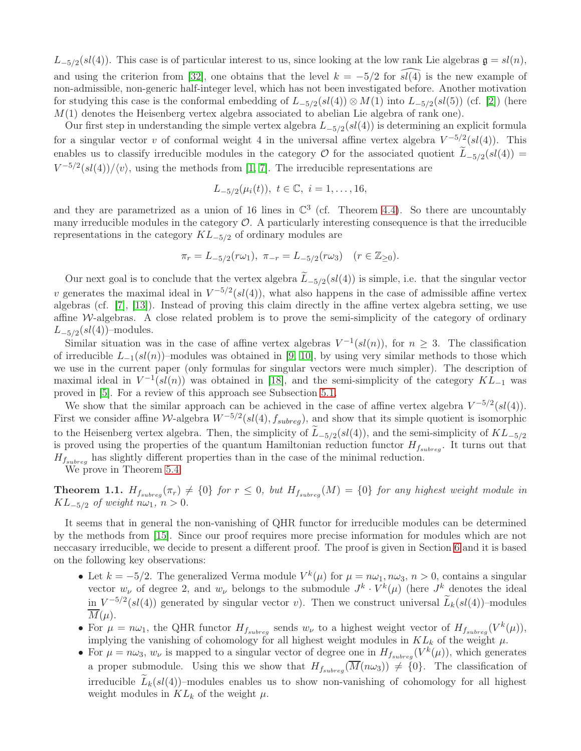$L_{-5/2}(sl(4))$. This case is of particular interest to us, since looking at the low rank Lie algebras $\mathfrak{g} = sl(n)$, and using the criterion from [32], one obtains that the level $k = -5/2$ for $\widehat{sl(4)}$ is the new example of non-admissible, non-generic half-integer level, which has not been investigated before. Another motivation for studying this case is the conformal embedding of $L_{-5/2}(sl(4)) \otimes M(1)$ into $L_{-5/2}(sl(5))$ (cf. [2]) (here $M(1)$ denotes the Heisenberg vertex algebra associated to abelian Lie algebra of rank one).

Our first step in understanding the simple vertex algebra $L_{-5/2}(sl(4))$ is determining an explicit formula for a singular vector $v$ of conformal weight 4 in the universal affine vertex algebra $V^{-5/2}(sl(4))$. This enables us to classify irreducible modules in the category $\mathcal{O}$ for the associated quotient $\widetilde{L}_{-5/2}(sl(4)) = V^{-5/2}(sl(4))/\langle v\rangle$, using the methods from [1, 7]. The irreducible representations are

$$L_{-5/2}(\mu_i(t)),\ t \in \mathbb{C},\ i = 1, \dots, 16,$$

and they are parametrized as a union of 16 lines in $\mathbb{C}^3$ (cf. Theorem 4.4). So there are uncountably many irreducible modules in the category $\mathcal{O}$. A particularly interesting consequence is that the irreducible representations in the category $KL_{-5/2}$ of ordinary modules are

$$\pi_r = L_{-5/2}(r\omega_1),\ \pi_{-r} = L_{-5/2}(r\omega_3) \quad (r \in \mathbb{Z}_{\geq 0}).$$

Our next goal is to conclude that the vertex algebra $\widetilde{L}_{-5/2}(sl(4))$ is simple, i.e. that the singular vector $v$ generates the maximal ideal in $V^{-5/2}(sl(4))$, what also happens in the case of admissible affine vertex algebras (cf. [7], [13]). Instead of proving this claim directly in the affine vertex algebra setting, we use affine $\mathcal{W}$-algebras. A close related problem is to prove the semi-simplicity of the category of ordinary $L_{-5/2}(sl(4))$–modules.

Similar situation was in the case of affine vertex algebras $V^{-1}(sl(n))$, for $n \geq 3$. The classification of irreducible $L_{-1}(sl(n))$–modules was obtained in [9, 10], by using very similar methods to those which we use in the current paper (only formulas for singular vectors were much simpler). The description of maximal ideal in $V^{-1}(sl(n))$ was obtained in [18], and the semi-simplicity of the category $KL_{-1}$ was proved in [5]. For a review of this approach see Subsection 5.1.

We show that the similar approach can be achieved in the case of affine vertex algebra $V^{-5/2}(sl(4))$. First we consider affine $\mathcal{W}$-algebra $W^{-5/2}(sl(4), f_{subreg})$, and show that its simple quotient is isomorphic to the Heisenberg vertex algebra. Then, the simplicity of $\widetilde{L}_{-5/2}(sl(4))$, and the semi-simplicity of $KL_{-5/2}$ is proved using the properties of the quantum Hamiltonian reduction functor $H_{f_{subreg}}$. It turns out that $H_{f_{subreg}}$ has slightly different properties than in the case of the minimal reduction.

We prove in Theorem 5.4

**Theorem 1.1.** *$H_{f_{subreg}}(\pi_r) \neq \{0\}$ for $r \leq 0$, but $H_{f_{subreg}}(M) = \{0\}$ for any highest weight module in $KL_{-5/2}$ of weight $n\omega_1$, $n > 0$.*

It seems that in general the non-vanishing of QHR functor for irreducible modules can be determined by the methods from [15]. Since our proof requires more precise information for modules which are not neccasary irreducible, we decide to present a different proof. The proof is given in Section 6 and it is based on the following key observations:

- Let $k = -5/2$. The generalized Verma module $V^k(\mu)$ for $\mu = n\omega_1, n\omega_3$, $n > 0$, contains a singular vector $w_\nu$ of degree 2, and $w_\nu$ belongs to the submodule $J^k \cdot V^k(\mu)$ (here $J^k$ denotes the ideal in $V^{-5/2}(sl(4))$ generated by singular vector $v$). Then we construct universal $\widetilde{L}_k(sl(4))$–modules $\overline{M}(\mu)$.
- For $\mu = n\omega_1$, the QHR functor $H_{f_{subreg}}$ sends $w_\nu$ to a highest weight vector of $H_{f_{subreg}}(V^k(\mu))$, implying the vanishing of cohomology for all highest weight modules in $KL_k$ of the weight $\mu$.
- For $\mu = n\omega_3$, $w_\nu$ is mapped to a singular vector of degree one in $H_{f_{subreg}}(V^k(\mu))$, which generates a proper submodule. Using this we show that $H_{f_{subreg}}(\overline{M}(n\omega_3)) \neq \{0\}$. The classification of irreducible $\widetilde{L}_k(sl(4))$–modules enables us to show non-vanishing of cohomology for all highest weight modules in $KL_k$ of the weight $\mu$.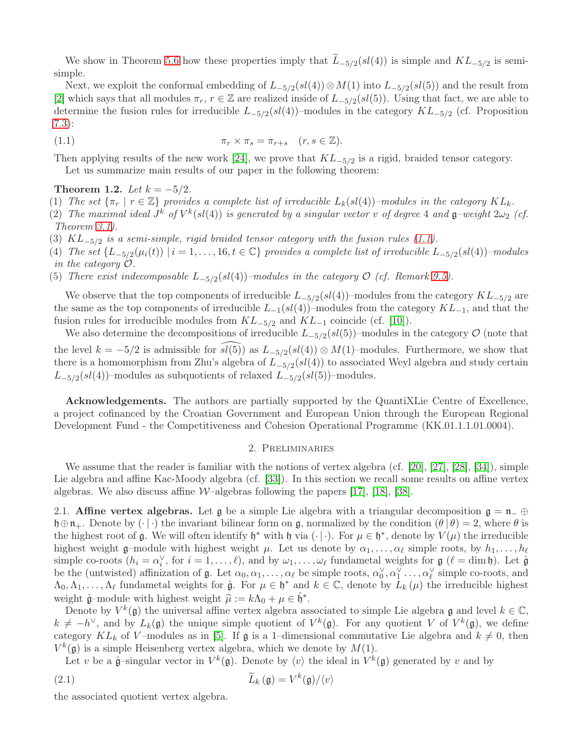We show in Theorem 5.6 how these properties imply that $\widetilde{L}_{-5/2}(sl(4))$ is simple and $KL_{-5/2}$ is semi-simple.

Next, we exploit the conformal embedding of $L_{-5/2}(sl(4)) \otimes M(1)$ into $L_{-5/2}(sl(5))$ and the result from [2] which says that all modules $\pi_r$, $r \in \mathbb{Z}$ are realized inside of $L_{-5/2}(sl(5))$. Using that fact, we are able to determine the fusion rules for irreducible $L_{-5/2}(sl(4))$–modules in the category $KL_{-5/2}$ (cf. Proposition 7.3):

$$\pi_r \times \pi_s = \pi_{r+s} \quad (r, s \in \mathbb{Z}). \tag{1.1}$$

Then applying results of the new work [24], we prove that $KL_{-5/2}$ is a rigid, braided tensor category.

Let us summarize main results of our paper in the following theorem:

**Theorem 1.2.** *Let $k = -5/2$.*

(1) *The set $\{\pi_r \mid r \in \mathbb{Z}\}$ provides a complete list of irreducible $L_k(sl(4))$–modules in the category $KL_k$.*
(2) *The maximal ideal $J^k$ of $V^k(sl(4))$ is generated by a singular vector $v$ of degree 4 and $\mathfrak{g}$–weight $2\omega_2$ (cf. Theorem 3.1).*
(3) *$KL_{-5/2}$ is a semi-simple, rigid braided tensor category with the fusion rules (1.1).*
(4) *The set $\{L_{-5/2}(\mu_i(t)) \mid i = 1, \dots, 16, t \in \mathbb{C}\}$ provides a complete list of irreducible $L_{-5/2}(sl(4))$–modules in the category $\mathcal{O}$.*
(5) *There exist indecomposable $L_{-5/2}(sl(4))$–modules in the category $\mathcal{O}$ (cf. Remark 9.5).*

We observe that the top components of irreducible $L_{-5/2}(sl(4))$–modules from the category $KL_{-5/2}$ are the same as the top components of irreducible $L_{-1}(sl(4))$–modules from the category $KL_{-1}$, and that the fusion rules for irreducible modules from $KL_{-5/2}$ and $KL_{-1}$ coincide (cf. [10]).

We also determine the decompositions of irreducible $L_{-5/2}(sl(5))$–modules in the category $\mathcal{O}$ (note that the level $k = -5/2$ is admissible for $\widehat{sl(5)}$) as $L_{-5/2}(sl(4)) \otimes M(1)$–modules. Furthermore, we show that there is a homomorphism from Zhu's algebra of $L_{-5/2}(sl(4))$ to associated Weyl algebra and study certain $L_{-5/2}(sl(4))$–modules as subquotients of relaxed $L_{-5/2}(sl(5))$–modules.

**Acknowledgements.** The authors are partially supported by the QuantiXLie Centre of Excellence, a project cofinanced by the Croatian Government and European Union through the European Regional Development Fund - the Competitiveness and Cohesion Operational Programme (KK.01.1.1.01.0004).

## 2. Preliminaries

We assume that the reader is familiar with the notions of vertex algebra (cf. [20], [27], [28], [34]), simple Lie algebra and affine Kac-Moody algebra (cf. [33]). In this section we recall some results on affine vertex algebras. We also discuss affine $\mathcal{W}$–algebras following the papers [17], [18], [38].

### 2.1. Affine vertex algebras.

Let $\mathfrak{g}$ be a simple Lie algebra with a triangular decomposition $\mathfrak{g} = \mathfrak{n}_- \oplus \mathfrak{h} \oplus \mathfrak{n}_+$. Denote by $(\cdot\,|\,\cdot)$ the invariant bilinear form on $\mathfrak{g}$, normalized by the condition $(\theta\,|\,\theta) = 2$, where $\theta$ is the highest root of $\mathfrak{g}$. We will often identify $\mathfrak{h}^*$ with $\mathfrak{h}$ via $(\cdot\,|\,\cdot)$. For $\mu \in \mathfrak{h}^*$, denote by $V(\mu)$ the irreducible highest weight $\mathfrak{g}$–module with highest weight $\mu$. Let us denote by $\alpha_1, \dots, \alpha_\ell$ simple roots, by $h_1, \dots, h_\ell$ simple co-roots ($h_i = \alpha_i^\vee$, for $i = 1, \dots, \ell$), and by $\omega_1, \dots, \omega_\ell$ fundametal weights for $\mathfrak{g}$ ($\ell = \dim \mathfrak{h}$). Let $\hat{\mathfrak{g}}$ be the (untwisted) affinization of $\mathfrak{g}$. Let $\alpha_0, \alpha_1, \dots, \alpha_\ell$ be simple roots, $\alpha_0^\vee, \alpha_1^\vee \dots, \alpha_\ell^\vee$ simple co-roots, and $\Lambda_0, \Lambda_1, \dots, \Lambda_\ell$ fundametal weights for $\hat{\mathfrak{g}}$. For $\mu \in \mathfrak{h}^*$ and $k \in \mathbb{C}$, denote by $L_k(\mu)$ the irreducible highest weight $\hat{\mathfrak{g}}$–module with highest weight $\widehat{\mu} := k\Lambda_0 + \mu \in \hat{\mathfrak{h}}^*$.

Denote by $V^k(\mathfrak{g})$ the universal affine vertex algebra associated to simple Lie algebra $\mathfrak{g}$ and level $k \in \mathbb{C}$, $k \neq -h^\vee$, and by $L_k(\mathfrak{g})$ the unique simple quotient of $V^k(\mathfrak{g})$. For any quotient $V$ of $V^k(\mathfrak{g})$, we define category $KL_k$ of $V$–modules as in [5]. If $\mathfrak{g}$ is a 1–dimensional commutative Lie algebra and $k \neq 0$, then $V^k(\mathfrak{g})$ is a simple Heisenberg vertex algebra, which we denote by $M(1)$.

Let $v$ be a $\hat{\mathfrak{g}}$–singular vector in $V^k(\mathfrak{g})$. Denote by $\langle v \rangle$ the ideal in $V^k(\mathfrak{g})$ generated by $v$ and by

$$\widetilde{L}_k(\mathfrak{g}) = V^k(\mathfrak{g}) / \langle v \rangle \tag{2.1}$$

the associated quotient vertex algebra.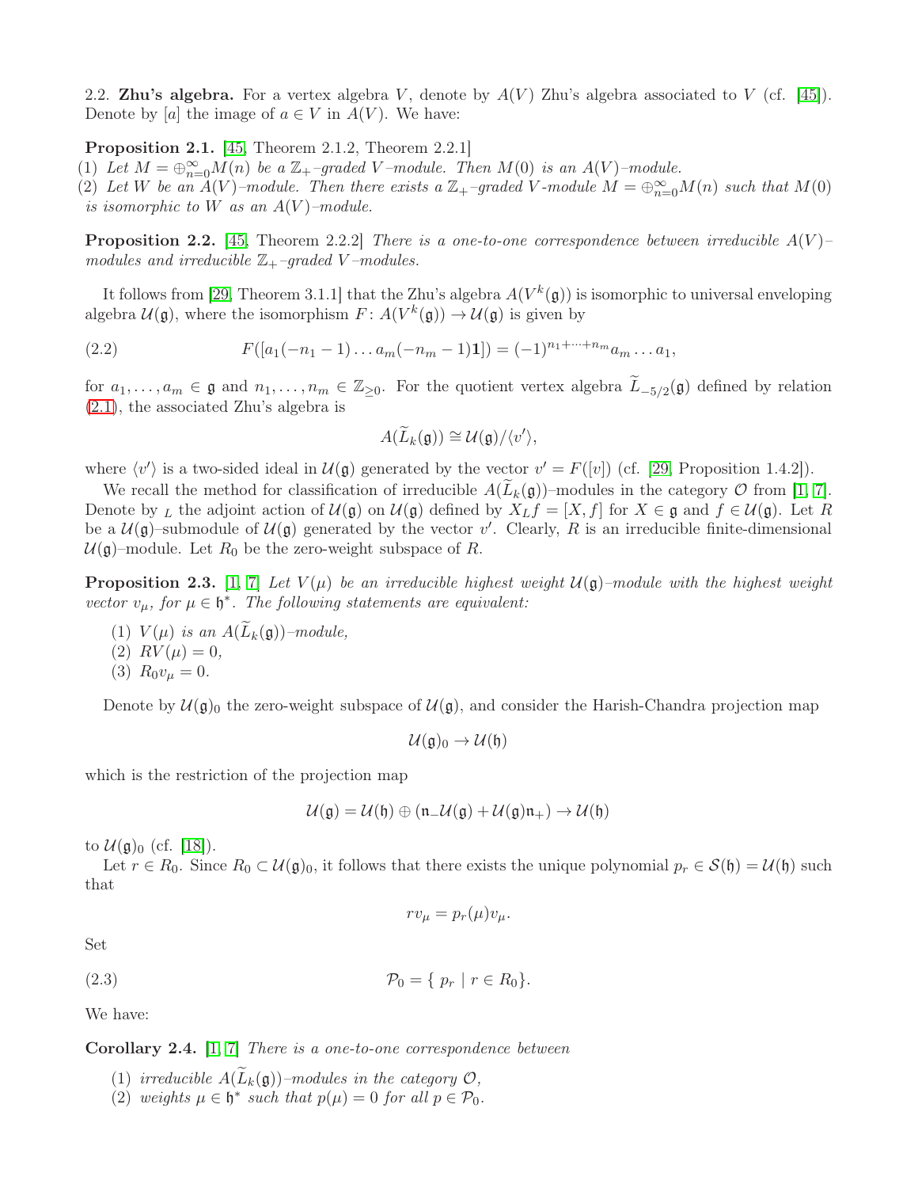2.2. **Zhu's algebra.** For a vertex algebra $V$, denote by $A(V)$ Zhu's algebra associated to $V$ (cf. [45]). Denote by $[a]$ the image of $a \in V$ in $A(V)$. We have:

**Proposition 2.1.** [45, Theorem 2.1.2, Theorem 2.2.1]
(1) *Let $M = \oplus_{n=0}^{\infty} M(n)$ be a $\mathbb{Z}_+$–graded $V$–module. Then $M(0)$ is an $A(V)$–module.*
(2) *Let $W$ be an $A(V)$–module. Then there exists a $\mathbb{Z}_+$–graded $V$-module $M = \oplus_{n=0}^{\infty} M(n)$ such that $M(0)$ is isomorphic to $W$ as an $A(V)$–module.*

**Proposition 2.2.** [45, Theorem 2.2.2] *There is a one-to-one correspondence between irreducible $A(V)$–modules and irreducible $\mathbb{Z}_+$–graded $V$–modules.*

It follows from [29, Theorem 3.1.1] that the Zhu's algebra $A(V^k(\mathfrak{g}))$ is isomorphic to universal enveloping algebra $\mathcal{U}(\mathfrak{g})$, where the isomorphism $F\colon A(V^k(\mathfrak{g})) \to \mathcal{U}(\mathfrak{g})$ is given by

$$F([a_1(-n_1-1)\dots a_m(-n_m-1)\mathbb{1}]) = (-1)^{n_1+\cdots+n_m} a_m \dots a_1, \tag{2.2}$$

for $a_1, \dots, a_m \in \mathfrak{g}$ and $n_1, \dots, n_m \in \mathbb{Z}_{\geq 0}$. For the quotient vertex algebra $\widetilde{L}_{-5/2}(\mathfrak{g})$ defined by relation (2.1), the associated Zhu's algebra is

$$A(\widetilde{L}_k(\mathfrak{g})) \cong \mathcal{U}(\mathfrak{g})/\langle v' \rangle,$$

where $\langle v' \rangle$ is a two-sided ideal in $\mathcal{U}(\mathfrak{g})$ generated by the vector $v' = F([v])$ (cf. [29, Proposition 1.4.2]).

We recall the method for classification of irreducible $A(\widetilde{L}_k(\mathfrak{g}))$–modules in the category $\mathcal{O}$ from [1, 7]. Denote by $_L$ the adjoint action of $\mathcal{U}(\mathfrak{g})$ on $\mathcal{U}(\mathfrak{g})$ defined by $X_L f = [X, f]$ for $X \in \mathfrak{g}$ and $f \in \mathcal{U}(\mathfrak{g})$. Let $R$ be a $\mathcal{U}(\mathfrak{g})$–submodule of $\mathcal{U}(\mathfrak{g})$ generated by the vector $v'$. Clearly, $R$ is an irreducible finite-dimensional $\mathcal{U}(\mathfrak{g})$–module. Let $R_0$ be the zero-weight subspace of $R$.

**Proposition 2.3.** [1, 7] *Let $V(\mu)$ be an irreducible highest weight $\mathcal{U}(\mathfrak{g})$–module with the highest weight vector $v_\mu$, for $\mu \in \mathfrak{h}^*$. The following statements are equivalent:*

(1) *$V(\mu)$ is an $A(\widetilde{L}_k(\mathfrak{g}))$–module,*
(2) *$RV(\mu) = 0$,*
(3) *$R_0 v_\mu = 0$.*

Denote by $\mathcal{U}(\mathfrak{g})_0$ the zero-weight subspace of $\mathcal{U}(\mathfrak{g})$, and consider the Harish-Chandra projection map

$$\mathcal{U}(\mathfrak{g})_0 \to \mathcal{U}(\mathfrak{h})$$

which is the restriction of the projection map

$$\mathcal{U}(\mathfrak{g}) = \mathcal{U}(\mathfrak{h}) \oplus (\mathfrak{n}_- \mathcal{U}(\mathfrak{g}) + \mathcal{U}(\mathfrak{g})\mathfrak{n}_+) \to \mathcal{U}(\mathfrak{h})$$

to $\mathcal{U}(\mathfrak{g})_0$ (cf. [18]).

Let $r \in R_0$. Since $R_0 \subset \mathcal{U}(\mathfrak{g})_0$, it follows that there exists the unique polynomial $p_r \in \mathcal{S}(\mathfrak{h}) = \mathcal{U}(\mathfrak{h})$ such that

$$r v_\mu = p_r(\mu) v_\mu.$$

Set

$$\mathcal{P}_0 = \{\, p_r \mid r \in R_0 \}. \tag{2.3}$$

We have:

**Corollary 2.4.** [1, 7] *There is a one-to-one correspondence between*

(1) *irreducible $A(\widetilde{L}_k(\mathfrak{g}))$–modules in the category $\mathcal{O}$,*
(2) *weights $\mu \in \mathfrak{h}^*$ such that $p(\mu) = 0$ for all $p \in \mathcal{P}_0$.*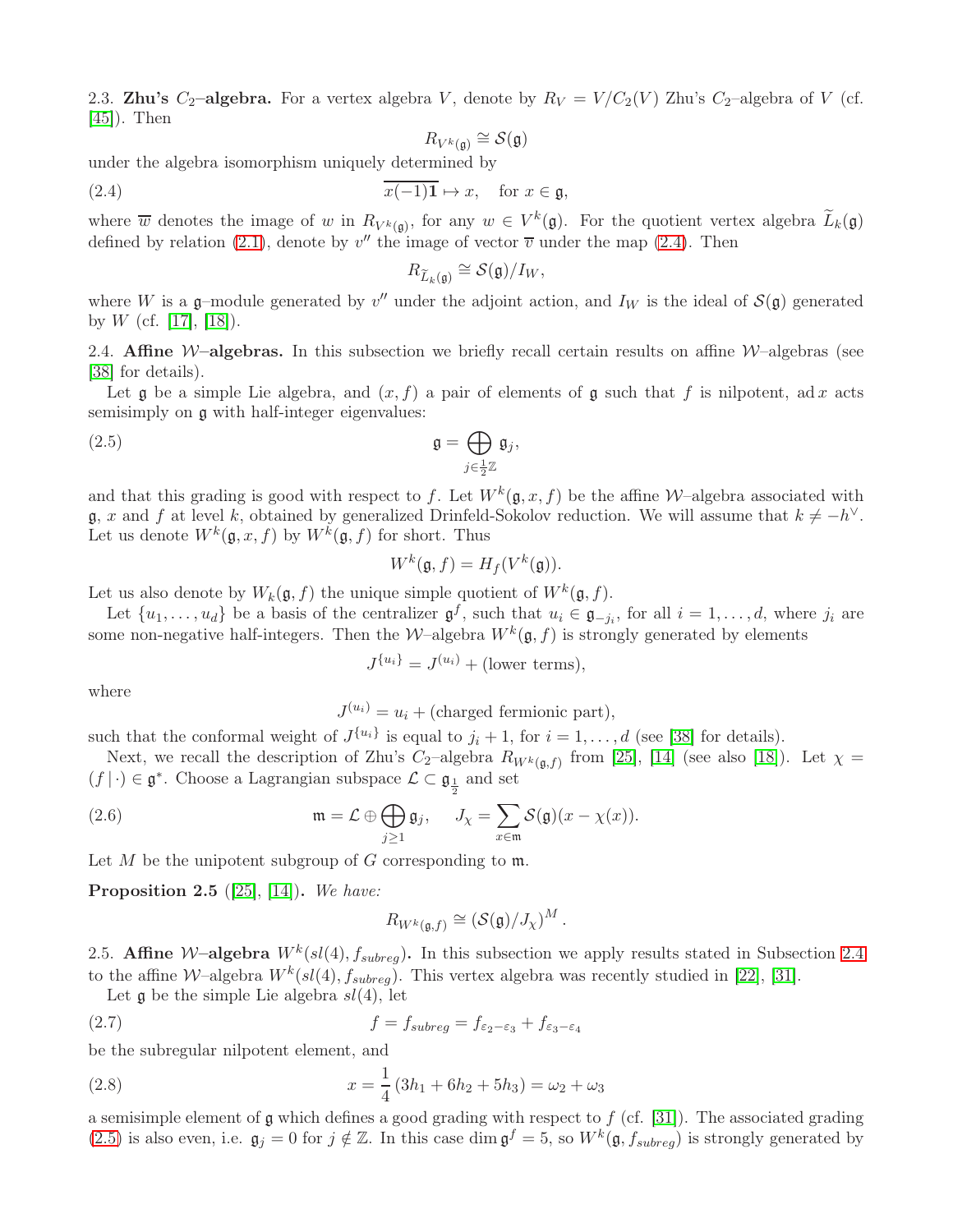2.3. **Zhu's $C_2$–algebra.** For a vertex algebra $V$, denote by $R_V = V/C_2(V)$ Zhu's $C_2$–algebra of $V$ (cf. [45]). Then

$$R_{V^k(\mathfrak{g})} \cong \mathcal{S}(\mathfrak{g})$$

under the algebra isomorphism uniquely determined by

$$\overline{x(-1)\mathbf{1}} \mapsto x, \quad \text{for } x \in \mathfrak{g}, \tag{2.4}$$

where $\overline{w}$ denotes the image of $w$ in $R_{V^k(\mathfrak{g})}$, for any $w \in V^k(\mathfrak{g})$. For the quotient vertex algebra $\widetilde{L}_k(\mathfrak{g})$ defined by relation (2.1), denote by $v''$ the image of vector $\overline{v}$ under the map (2.4). Then

$$R_{\widetilde{L}_k(\mathfrak{g})} \cong \mathcal{S}(\mathfrak{g})/I_W,$$

where $W$ is a $\mathfrak{g}$–module generated by $v''$ under the adjoint action, and $I_W$ is the ideal of $\mathcal{S}(\mathfrak{g})$ generated by $W$ (cf. [17], [18]).

2.4. **Affine $\mathcal{W}$–algebras.** In this subsection we briefly recall certain results on affine $\mathcal{W}$–algebras (see [38] for details).

Let $\mathfrak{g}$ be a simple Lie algebra, and $(x, f)$ a pair of elements of $\mathfrak{g}$ such that $f$ is nilpotent, $\operatorname{ad} x$ acts semisimply on $\mathfrak{g}$ with half-integer eigenvalues:

$$\mathfrak{g} = \bigoplus_{j \in \frac{1}{2}\mathbb{Z}} \mathfrak{g}_j, \tag{2.5}$$

and that this grading is good with respect to $f$. Let $W^k(\mathfrak{g}, x, f)$ be the affine $\mathcal{W}$–algebra associated with $\mathfrak{g}$, $x$ and $f$ at level $k$, obtained by generalized Drinfeld-Sokolov reduction. We will assume that $k \neq -h^\vee$. Let us denote $W^k(\mathfrak{g}, x, f)$ by $W^k(\mathfrak{g}, f)$ for short. Thus

$$W^k(\mathfrak{g}, f) = H_f(V^k(\mathfrak{g})).$$

Let us also denote by $W_k(\mathfrak{g}, f)$ the unique simple quotient of $W^k(\mathfrak{g}, f)$.

Let $\{u_1, \ldots, u_d\}$ be a basis of the centralizer $\mathfrak{g}^f$, such that $u_i \in \mathfrak{g}_{-j_i}$, for all $i = 1, \ldots, d$, where $j_i$ are some non-negative half-integers. Then the $\mathcal{W}$–algebra $W^k(\mathfrak{g}, f)$ is strongly generated by elements

$$J^{\{u_i\}} = J^{(u_i)} + (\text{lower terms}),$$

where

$$J^{(u_i)} = u_i + (\text{charged fermionic part}),$$

such that the conformal weight of $J^{\{u_i\}}$ is equal to $j_i + 1$, for $i = 1, \ldots, d$ (see [38] for details).

Next, we recall the description of Zhu's $C_2$–algebra $R_{W^k(\mathfrak{g},f)}$ from [25], [14] (see also [18]). Let $\chi = (f \,|\, \cdot) \in \mathfrak{g}^*$. Choose a Lagrangian subspace $\mathcal{L} \subset \mathfrak{g}_{\frac{1}{2}}$ and set

$$\mathfrak{m} = \mathcal{L} \oplus \bigoplus_{j \geq 1} \mathfrak{g}_j, \qquad J_\chi = \sum_{x \in \mathfrak{m}} \mathcal{S}(\mathfrak{g})(x - \chi(x)). \tag{2.6}$$

Let $M$ be the unipotent subgroup of $G$ corresponding to $\mathfrak{m}$.

**Proposition 2.5** ([25], [14])**.** *We have:*

$$R_{W^k(\mathfrak{g},f)} \cong \left(\mathcal{S}(\mathfrak{g})/J_\chi\right)^M.$$

2.5. **Affine $\mathcal{W}$–algebra $W^k(sl(4), f_{subreg})$.** In this subsection we apply results stated in Subsection 2.4 to the affine $\mathcal{W}$–algebra $W^k(sl(4), f_{subreg})$. This vertex algebra was recently studied in [22], [31].

Let $\mathfrak{g}$ be the simple Lie algebra $sl(4)$, let

$$f = f_{subreg} = f_{\varepsilon_2 - \varepsilon_3} + f_{\varepsilon_3 - \varepsilon_4} \tag{2.7}$$

be the subregular nilpotent element, and

$$x = \frac{1}{4}(3h_1 + 6h_2 + 5h_3) = \omega_2 + \omega_3 \tag{2.8}$$

a semisimple element of $\mathfrak{g}$ which defines a good grading with respect to $f$ (cf. [31]). The associated grading (2.5) is also even, i.e. $\mathfrak{g}_j = 0$ for $j \notin \mathbb{Z}$. In this case $\dim \mathfrak{g}^f = 5$, so $W^k(\mathfrak{g}, f_{subreg})$ is strongly generated by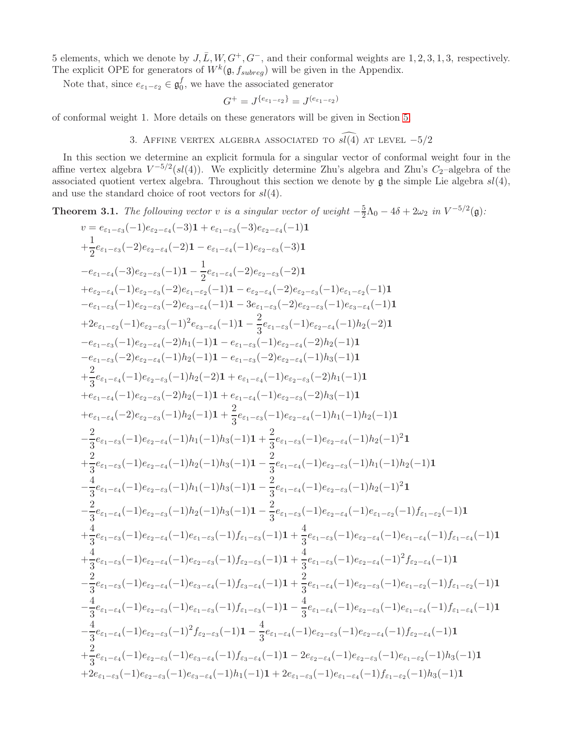5 elements, which we denote by $J, \bar{L}, W, G^+, G^-$, and their conformal weights are $1, 2, 3, 1, 3$, respectively. The explicit OPE for generators of $W^k(\mathfrak{g}, f_{subreg})$ will be given in the Appendix.

Note that, since $e_{\varepsilon_1-\varepsilon_2} \in \mathfrak{g}_0^f$, we have the associated generator

$$G^+ = J^{\{e_{\varepsilon_1-\varepsilon_2}\}} = J^{(e_{\varepsilon_1-\varepsilon_2})}$$

of conformal weight 1. More details on these generators will be given in Section 5.

## 3. Affine vertex algebra associated to $\widehat{sl(4)}$ at level $-5/2$

In this section we determine an explicit formula for a singular vector of conformal weight four in the affine vertex algebra $V^{-5/2}(sl(4))$. We explicitly determine Zhu's algebra and Zhu's $C_2$–algebra of the associated quotient vertex algebra. Throughout this section we denote by $\mathfrak{g}$ the simple Lie algebra $sl(4)$, and use the standard choice of root vectors for $sl(4)$.

**Theorem 3.1.** *The following vector $v$ is a singular vector of weight $-\frac{5}{2}\Lambda_0 - 4\delta + 2\omega_2$ in $V^{-5/2}(\mathfrak{g})$:*

$$
\begin{aligned}
v &= e_{\varepsilon_1-\varepsilon_3}(-1)e_{\varepsilon_2-\varepsilon_4}(-3)\mathbf{1} + e_{\varepsilon_1-\varepsilon_3}(-3)e_{\varepsilon_2-\varepsilon_4}(-1)\mathbf{1} \\
&+\frac{1}{2}e_{\varepsilon_1-\varepsilon_3}(-2)e_{\varepsilon_2-\varepsilon_4}(-2)\mathbf{1} - e_{\varepsilon_1-\varepsilon_4}(-1)e_{\varepsilon_2-\varepsilon_3}(-3)\mathbf{1} \\
&-e_{\varepsilon_1-\varepsilon_4}(-3)e_{\varepsilon_2-\varepsilon_3}(-1)\mathbf{1} - \frac{1}{2}e_{\varepsilon_1-\varepsilon_4}(-2)e_{\varepsilon_2-\varepsilon_3}(-2)\mathbf{1} \\
&+e_{\varepsilon_2-\varepsilon_4}(-1)e_{\varepsilon_2-\varepsilon_3}(-2)e_{\varepsilon_1-\varepsilon_2}(-1)\mathbf{1} - e_{\varepsilon_2-\varepsilon_4}(-2)e_{\varepsilon_2-\varepsilon_3}(-1)e_{\varepsilon_1-\varepsilon_2}(-1)\mathbf{1} \\
&-e_{\varepsilon_1-\varepsilon_3}(-1)e_{\varepsilon_2-\varepsilon_3}(-2)e_{\varepsilon_3-\varepsilon_4}(-1)\mathbf{1} - 3e_{\varepsilon_1-\varepsilon_3}(-2)e_{\varepsilon_2-\varepsilon_3}(-1)e_{\varepsilon_3-\varepsilon_4}(-1)\mathbf{1} \\
&+2e_{\varepsilon_1-\varepsilon_2}(-1)e_{\varepsilon_2-\varepsilon_3}(-1)^2e_{\varepsilon_3-\varepsilon_4}(-1)\mathbf{1} - \frac{2}{3}e_{\varepsilon_1-\varepsilon_3}(-1)e_{\varepsilon_2-\varepsilon_4}(-1)h_2(-2)\mathbf{1} \\
&-e_{\varepsilon_1-\varepsilon_3}(-1)e_{\varepsilon_2-\varepsilon_4}(-2)h_1(-1)\mathbf{1} - e_{\varepsilon_1-\varepsilon_3}(-1)e_{\varepsilon_2-\varepsilon_4}(-2)h_2(-1)\mathbf{1} \\
&-e_{\varepsilon_1-\varepsilon_3}(-2)e_{\varepsilon_2-\varepsilon_4}(-1)h_2(-1)\mathbf{1} - e_{\varepsilon_1-\varepsilon_3}(-2)e_{\varepsilon_2-\varepsilon_4}(-1)h_3(-1)\mathbf{1} \\
&+\frac{2}{3}e_{\varepsilon_1-\varepsilon_4}(-1)e_{\varepsilon_2-\varepsilon_3}(-1)h_2(-2)\mathbf{1} + e_{\varepsilon_1-\varepsilon_4}(-1)e_{\varepsilon_2-\varepsilon_3}(-2)h_1(-1)\mathbf{1} \\
&+e_{\varepsilon_1-\varepsilon_4}(-1)e_{\varepsilon_2-\varepsilon_3}(-2)h_2(-1)\mathbf{1} + e_{\varepsilon_1-\varepsilon_4}(-1)e_{\varepsilon_2-\varepsilon_3}(-2)h_3(-1)\mathbf{1} \\
&+e_{\varepsilon_1-\varepsilon_4}(-2)e_{\varepsilon_2-\varepsilon_3}(-1)h_2(-1)\mathbf{1} + \frac{2}{3}e_{\varepsilon_1-\varepsilon_3}(-1)e_{\varepsilon_2-\varepsilon_4}(-1)h_1(-1)h_2(-1)\mathbf{1} \\
&-\frac{2}{3}e_{\varepsilon_1-\varepsilon_3}(-1)e_{\varepsilon_2-\varepsilon_4}(-1)h_1(-1)h_3(-1)\mathbf{1} + \frac{2}{3}e_{\varepsilon_1-\varepsilon_3}(-1)e_{\varepsilon_2-\varepsilon_4}(-1)h_2(-1)^2\mathbf{1} \\
&+\frac{2}{3}e_{\varepsilon_1-\varepsilon_3}(-1)e_{\varepsilon_2-\varepsilon_4}(-1)h_2(-1)h_3(-1)\mathbf{1} - \frac{2}{3}e_{\varepsilon_1-\varepsilon_4}(-1)e_{\varepsilon_2-\varepsilon_3}(-1)h_1(-1)h_2(-1)\mathbf{1} \\
&-\frac{4}{3}e_{\varepsilon_1-\varepsilon_4}(-1)e_{\varepsilon_2-\varepsilon_3}(-1)h_1(-1)h_3(-1)\mathbf{1} - \frac{2}{3}e_{\varepsilon_1-\varepsilon_4}(-1)e_{\varepsilon_2-\varepsilon_3}(-1)h_2(-1)^2\mathbf{1} \\
&-\frac{2}{3}e_{\varepsilon_1-\varepsilon_4}(-1)e_{\varepsilon_2-\varepsilon_3}(-1)h_2(-1)h_3(-1)\mathbf{1} - \frac{2}{3}e_{\varepsilon_1-\varepsilon_3}(-1)e_{\varepsilon_2-\varepsilon_4}(-1)e_{\varepsilon_1-\varepsilon_2}(-1)f_{\varepsilon_1-\varepsilon_2}(-1)\mathbf{1} \\
&+\frac{4}{3}e_{\varepsilon_1-\varepsilon_3}(-1)e_{\varepsilon_2-\varepsilon_4}(-1)e_{\varepsilon_1-\varepsilon_3}(-1)f_{\varepsilon_1-\varepsilon_3}(-1)\mathbf{1} + \frac{4}{3}e_{\varepsilon_1-\varepsilon_3}(-1)e_{\varepsilon_2-\varepsilon_4}(-1)e_{\varepsilon_1-\varepsilon_4}(-1)f_{\varepsilon_1-\varepsilon_4}(-1)\mathbf{1} \\
&+\frac{4}{3}e_{\varepsilon_1-\varepsilon_3}(-1)e_{\varepsilon_2-\varepsilon_4}(-1)e_{\varepsilon_2-\varepsilon_3}(-1)f_{\varepsilon_2-\varepsilon_3}(-1)\mathbf{1} + \frac{4}{3}e_{\varepsilon_1-\varepsilon_3}(-1)e_{\varepsilon_2-\varepsilon_4}(-1)^2f_{\varepsilon_2-\varepsilon_4}(-1)\mathbf{1} \\
&-\frac{2}{3}e_{\varepsilon_1-\varepsilon_3}(-1)e_{\varepsilon_2-\varepsilon_4}(-1)e_{\varepsilon_3-\varepsilon_4}(-1)f_{\varepsilon_3-\varepsilon_4}(-1)\mathbf{1} + \frac{2}{3}e_{\varepsilon_1-\varepsilon_4}(-1)e_{\varepsilon_2-\varepsilon_3}(-1)e_{\varepsilon_1-\varepsilon_2}(-1)f_{\varepsilon_1-\varepsilon_2}(-1)\mathbf{1} \\
&-\frac{4}{3}e_{\varepsilon_1-\varepsilon_4}(-1)e_{\varepsilon_2-\varepsilon_3}(-1)e_{\varepsilon_1-\varepsilon_3}(-1)f_{\varepsilon_1-\varepsilon_3}(-1)\mathbf{1} - \frac{4}{3}e_{\varepsilon_1-\varepsilon_4}(-1)e_{\varepsilon_2-\varepsilon_3}(-1)e_{\varepsilon_1-\varepsilon_4}(-1)f_{\varepsilon_1-\varepsilon_4}(-1)\mathbf{1} \\
&-\frac{4}{3}e_{\varepsilon_1-\varepsilon_4}(-1)e_{\varepsilon_2-\varepsilon_3}(-1)^2f_{\varepsilon_2-\varepsilon_3}(-1)\mathbf{1} - \frac{4}{3}e_{\varepsilon_1-\varepsilon_4}(-1)e_{\varepsilon_2-\varepsilon_3}(-1)e_{\varepsilon_2-\varepsilon_4}(-1)f_{\varepsilon_2-\varepsilon_4}(-1)\mathbf{1} \\
&+\frac{2}{3}e_{\varepsilon_1-\varepsilon_4}(-1)e_{\varepsilon_2-\varepsilon_3}(-1)e_{\varepsilon_3-\varepsilon_4}(-1)f_{\varepsilon_3-\varepsilon_4}(-1)\mathbf{1} - 2e_{\varepsilon_2-\varepsilon_4}(-1)e_{\varepsilon_2-\varepsilon_3}(-1)e_{\varepsilon_1-\varepsilon_2}(-1)h_3(-1)\mathbf{1} \\
&+2e_{\varepsilon_1-\varepsilon_3}(-1)e_{\varepsilon_2-\varepsilon_3}(-1)e_{\varepsilon_3-\varepsilon_4}(-1)h_1(-1)\mathbf{1} + 2e_{\varepsilon_1-\varepsilon_3}(-1)e_{\varepsilon_1-\varepsilon_4}(-1)f_{\varepsilon_1-\varepsilon_2}(-1)h_3(-1)\mathbf{1}
\end{aligned}
$$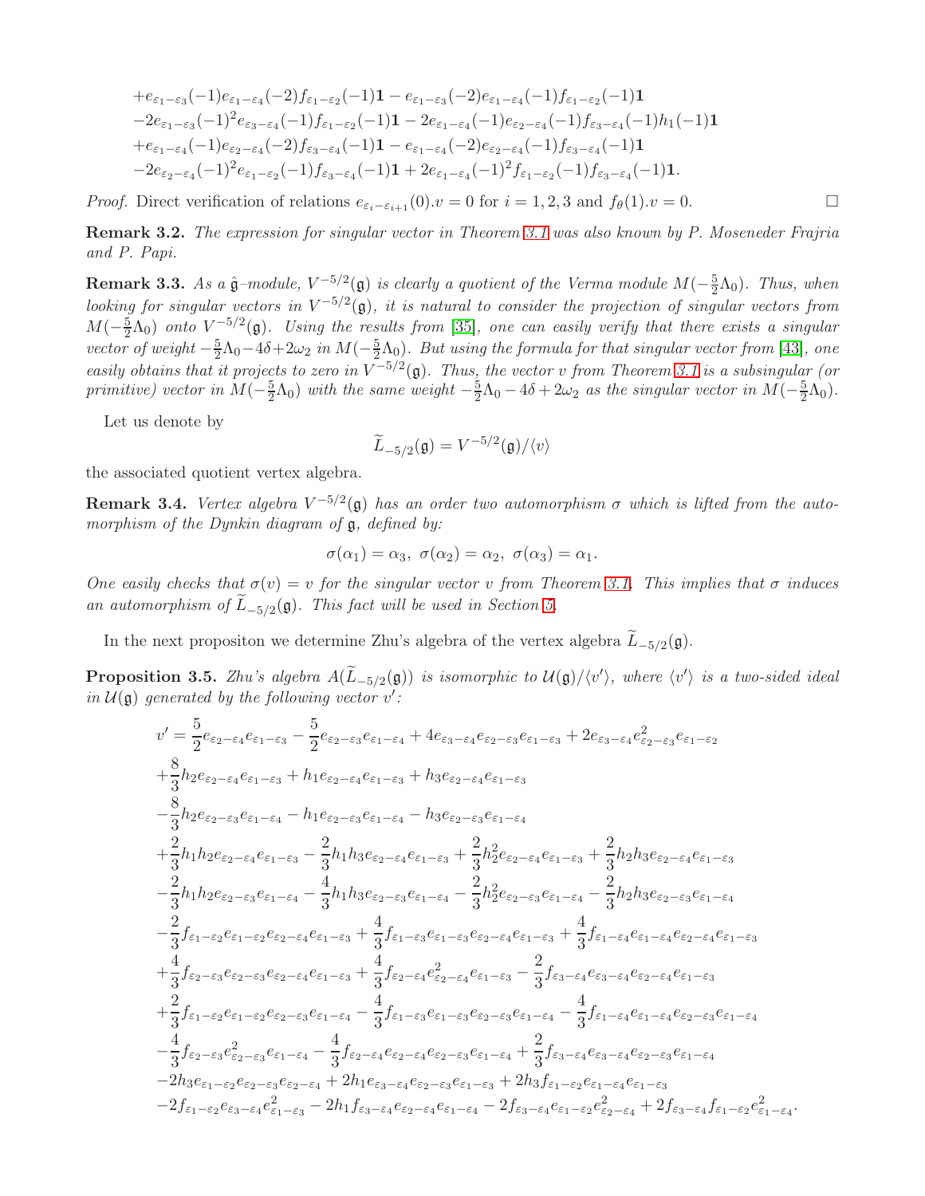$$
\begin{aligned}
&+e_{\varepsilon_1-\varepsilon_3}(-1)e_{\varepsilon_1-\varepsilon_4}(-2)f_{\varepsilon_1-\varepsilon_2}(-1)\mathbf{1}-e_{\varepsilon_1-\varepsilon_3}(-2)e_{\varepsilon_1-\varepsilon_4}(-1)f_{\varepsilon_1-\varepsilon_2}(-1)\mathbf{1}\\
&-2e_{\varepsilon_1-\varepsilon_3}(-1)^2e_{\varepsilon_3-\varepsilon_4}(-1)f_{\varepsilon_1-\varepsilon_2}(-1)\mathbf{1}-2e_{\varepsilon_1-\varepsilon_4}(-1)e_{\varepsilon_2-\varepsilon_4}(-1)f_{\varepsilon_3-\varepsilon_4}(-1)h_1(-1)\mathbf{1}\\
&+e_{\varepsilon_1-\varepsilon_4}(-1)e_{\varepsilon_2-\varepsilon_4}(-2)f_{\varepsilon_3-\varepsilon_4}(-1)\mathbf{1}-e_{\varepsilon_1-\varepsilon_4}(-2)e_{\varepsilon_2-\varepsilon_4}(-1)f_{\varepsilon_3-\varepsilon_4}(-1)\mathbf{1}\\
&-2e_{\varepsilon_2-\varepsilon_4}(-1)^2e_{\varepsilon_1-\varepsilon_2}(-1)f_{\varepsilon_3-\varepsilon_4}(-1)\mathbf{1}+2e_{\varepsilon_1-\varepsilon_4}(-1)^2f_{\varepsilon_1-\varepsilon_2}(-1)f_{\varepsilon_3-\varepsilon_4}(-1)\mathbf{1}.
\end{aligned}
$$

*Proof.* Direct verification of relations $e_{\varepsilon_i-\varepsilon_{i+1}}(0).v=0$ for $i=1,2,3$ and $f_\theta(1).v=0$. $\square$

**Remark 3.2.** *The expression for singular vector in Theorem 3.1 was also known by P. Moseneder Frajria and P. Papi.*

**Remark 3.3.** *As a $\hat{\mathfrak{g}}$–module, $V^{-5/2}(\mathfrak{g})$ is clearly a quotient of the Verma module $M(-\frac{5}{2}\Lambda_0)$. Thus, when looking for singular vectors in $V^{-5/2}(\mathfrak{g})$, it is natural to consider the projection of singular vectors from $M(-\frac{5}{2}\Lambda_0)$ onto $V^{-5/2}(\mathfrak{g})$. Using the results from [35], one can easily verify that there exists a singular vector of weight $-\frac{5}{2}\Lambda_0-4\delta+2\omega_2$ in $M(-\frac{5}{2}\Lambda_0)$. But using the formula for that singular vector from [43], one easily obtains that it projects to zero in $V^{-5/2}(\mathfrak{g})$. Thus, the vector $v$ from Theorem 3.1 is a subsingular (or primitive) vector in $M(-\frac{5}{2}\Lambda_0)$ with the same weight $-\frac{5}{2}\Lambda_0-4\delta+2\omega_2$ as the singular vector in $M(-\frac{5}{2}\Lambda_0)$.*

Let us denote by

$$\widetilde{L}_{-5/2}(\mathfrak{g})=V^{-5/2}(\mathfrak{g})/\langle v\rangle$$

the associated quotient vertex algebra.

**Remark 3.4.** *Vertex algebra $V^{-5/2}(\mathfrak{g})$ has an order two automorphism $\sigma$ which is lifted from the automorphism of the Dynkin diagram of $\mathfrak{g}$, defined by:*

$$\sigma(\alpha_1)=\alpha_3,\ \sigma(\alpha_2)=\alpha_2,\ \sigma(\alpha_3)=\alpha_1.$$

*One easily checks that $\sigma(v)=v$ for the singular vector $v$ from Theorem 3.1. This implies that $\sigma$ induces an automorphism of $\widetilde{L}_{-5/2}(\mathfrak{g})$. This fact will be used in Section 5.*

In the next propositon we determine Zhu's algebra of the vertex algebra $\widetilde{L}_{-5/2}(\mathfrak{g})$.

**Proposition 3.5.** *Zhu's algebra $A(\widetilde{L}_{-5/2}(\mathfrak{g}))$ is isomorphic to $\mathcal{U}(\mathfrak{g})/\langle v'\rangle$, where $\langle v'\rangle$ is a two-sided ideal in $\mathcal{U}(\mathfrak{g})$ generated by the following vector $v'$:*

$$
\begin{aligned}
v'=\;&\frac{5}{2}e_{\varepsilon_2-\varepsilon_4}e_{\varepsilon_1-\varepsilon_3}-\frac{5}{2}e_{\varepsilon_2-\varepsilon_3}e_{\varepsilon_1-\varepsilon_4}+4e_{\varepsilon_3-\varepsilon_4}e_{\varepsilon_2-\varepsilon_3}e_{\varepsilon_1-\varepsilon_3}+2e_{\varepsilon_3-\varepsilon_4}e^2_{\varepsilon_2-\varepsilon_3}e_{\varepsilon_1-\varepsilon_2}\\
&+\frac{8}{3}h_2e_{\varepsilon_2-\varepsilon_4}e_{\varepsilon_1-\varepsilon_3}+h_1e_{\varepsilon_2-\varepsilon_4}e_{\varepsilon_1-\varepsilon_3}+h_3e_{\varepsilon_2-\varepsilon_4}e_{\varepsilon_1-\varepsilon_3}\\
&-\frac{8}{3}h_2e_{\varepsilon_2-\varepsilon_3}e_{\varepsilon_1-\varepsilon_4}-h_1e_{\varepsilon_2-\varepsilon_3}e_{\varepsilon_1-\varepsilon_4}-h_3e_{\varepsilon_2-\varepsilon_3}e_{\varepsilon_1-\varepsilon_4}\\
&+\frac{2}{3}h_1h_2e_{\varepsilon_2-\varepsilon_4}e_{\varepsilon_1-\varepsilon_3}-\frac{2}{3}h_1h_3e_{\varepsilon_2-\varepsilon_4}e_{\varepsilon_1-\varepsilon_3}+\frac{2}{3}h_2^2e_{\varepsilon_2-\varepsilon_4}e_{\varepsilon_1-\varepsilon_3}+\frac{2}{3}h_2h_3e_{\varepsilon_2-\varepsilon_4}e_{\varepsilon_1-\varepsilon_3}\\
&-\frac{2}{3}h_1h_2e_{\varepsilon_2-\varepsilon_3}e_{\varepsilon_1-\varepsilon_4}-\frac{4}{3}h_1h_3e_{\varepsilon_2-\varepsilon_3}e_{\varepsilon_1-\varepsilon_4}-\frac{2}{3}h_2^2e_{\varepsilon_2-\varepsilon_3}e_{\varepsilon_1-\varepsilon_4}-\frac{2}{3}h_2h_3e_{\varepsilon_2-\varepsilon_3}e_{\varepsilon_1-\varepsilon_4}\\
&-\frac{2}{3}f_{\varepsilon_1-\varepsilon_2}e_{\varepsilon_1-\varepsilon_2}e_{\varepsilon_2-\varepsilon_4}e_{\varepsilon_1-\varepsilon_3}+\frac{4}{3}f_{\varepsilon_1-\varepsilon_3}e_{\varepsilon_1-\varepsilon_3}e_{\varepsilon_2-\varepsilon_4}e_{\varepsilon_1-\varepsilon_3}+\frac{4}{3}f_{\varepsilon_1-\varepsilon_4}e_{\varepsilon_1-\varepsilon_4}e_{\varepsilon_2-\varepsilon_4}e_{\varepsilon_1-\varepsilon_3}\\
&+\frac{4}{3}f_{\varepsilon_2-\varepsilon_3}e_{\varepsilon_2-\varepsilon_3}e_{\varepsilon_2-\varepsilon_4}e_{\varepsilon_1-\varepsilon_3}+\frac{4}{3}f_{\varepsilon_2-\varepsilon_4}e^2_{\varepsilon_2-\varepsilon_4}e_{\varepsilon_1-\varepsilon_3}-\frac{2}{3}f_{\varepsilon_3-\varepsilon_4}e_{\varepsilon_3-\varepsilon_4}e_{\varepsilon_2-\varepsilon_4}e_{\varepsilon_1-\varepsilon_3}\\
&+\frac{2}{3}f_{\varepsilon_1-\varepsilon_2}e_{\varepsilon_1-\varepsilon_2}e_{\varepsilon_2-\varepsilon_3}e_{\varepsilon_1-\varepsilon_4}-\frac{4}{3}f_{\varepsilon_1-\varepsilon_3}e_{\varepsilon_1-\varepsilon_3}e_{\varepsilon_2-\varepsilon_3}e_{\varepsilon_1-\varepsilon_4}-\frac{4}{3}f_{\varepsilon_1-\varepsilon_4}e_{\varepsilon_1-\varepsilon_4}e_{\varepsilon_2-\varepsilon_3}e_{\varepsilon_1-\varepsilon_4}\\
&-\frac{4}{3}f_{\varepsilon_2-\varepsilon_3}e^2_{\varepsilon_2-\varepsilon_3}e_{\varepsilon_1-\varepsilon_4}-\frac{4}{3}f_{\varepsilon_2-\varepsilon_4}e_{\varepsilon_2-\varepsilon_4}e_{\varepsilon_2-\varepsilon_3}e_{\varepsilon_1-\varepsilon_4}+\frac{2}{3}f_{\varepsilon_3-\varepsilon_4}e_{\varepsilon_3-\varepsilon_4}e_{\varepsilon_2-\varepsilon_3}e_{\varepsilon_1-\varepsilon_4}\\
&-2h_3e_{\varepsilon_1-\varepsilon_2}e_{\varepsilon_2-\varepsilon_3}e_{\varepsilon_2-\varepsilon_4}+2h_1e_{\varepsilon_3-\varepsilon_4}e_{\varepsilon_2-\varepsilon_3}e_{\varepsilon_1-\varepsilon_3}+2h_3f_{\varepsilon_1-\varepsilon_2}e_{\varepsilon_1-\varepsilon_4}e_{\varepsilon_1-\varepsilon_3}\\
&-2f_{\varepsilon_1-\varepsilon_2}e_{\varepsilon_3-\varepsilon_4}e^2_{\varepsilon_1-\varepsilon_3}-2h_1f_{\varepsilon_3-\varepsilon_4}e_{\varepsilon_2-\varepsilon_4}e_{\varepsilon_1-\varepsilon_4}-2f_{\varepsilon_3-\varepsilon_4}e_{\varepsilon_1-\varepsilon_2}e^2_{\varepsilon_2-\varepsilon_4}+2f_{\varepsilon_3-\varepsilon_4}f_{\varepsilon_1-\varepsilon_2}e^2_{\varepsilon_1-\varepsilon_4}.
\end{aligned}
$$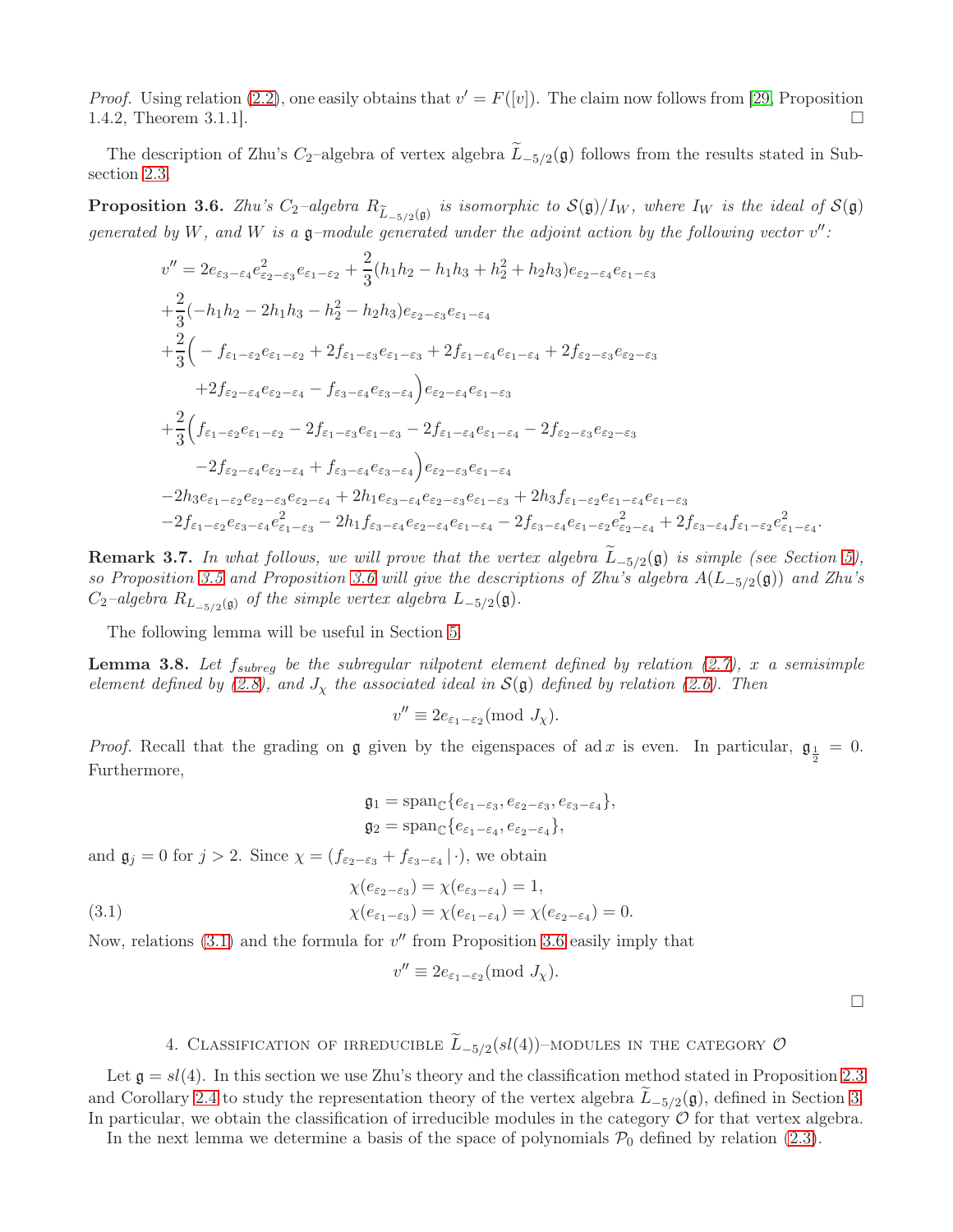*Proof.* Using relation (2.2), one easily obtains that $v' = F([v])$. The claim now follows from [29, Proposition 1.4.2, Theorem 3.1.1]. □

The description of Zhu's $C_2$–algebra of vertex algebra $\widetilde{L}_{-5/2}(\mathfrak{g})$ follows from the results stated in Subsection 2.3.

**Proposition 3.6.** *Zhu's $C_2$–algebra $R_{\widetilde{L}_{-5/2}(\mathfrak{g})}$ is isomorphic to $\mathcal{S}(\mathfrak{g})/I_W$, where $I_W$ is the ideal of $\mathcal{S}(\mathfrak{g})$ generated by $W$, and $W$ is a $\mathfrak{g}$–module generated under the adjoint action by the following vector $v''$:*

$$
\begin{aligned}
v'' &= 2e_{\varepsilon_3-\varepsilon_4}e^2_{\varepsilon_2-\varepsilon_3}e_{\varepsilon_1-\varepsilon_2} + \frac{2}{3}(h_1h_2 - h_1h_3 + h_2^2 + h_2h_3)e_{\varepsilon_2-\varepsilon_4}e_{\varepsilon_1-\varepsilon_3} \\
&+\frac{2}{3}(-h_1h_2 - 2h_1h_3 - h_2^2 - h_2h_3)e_{\varepsilon_2-\varepsilon_3}e_{\varepsilon_1-\varepsilon_4} \\
&+\frac{2}{3}\Big( - f_{\varepsilon_1-\varepsilon_2}e_{\varepsilon_1-\varepsilon_2} + 2f_{\varepsilon_1-\varepsilon_3}e_{\varepsilon_1-\varepsilon_3} + 2f_{\varepsilon_1-\varepsilon_4}e_{\varepsilon_1-\varepsilon_4} + 2f_{\varepsilon_2-\varepsilon_3}e_{\varepsilon_2-\varepsilon_3} \\
&\qquad +2f_{\varepsilon_2-\varepsilon_4}e_{\varepsilon_2-\varepsilon_4} - f_{\varepsilon_3-\varepsilon_4}e_{\varepsilon_3-\varepsilon_4}\Big)e_{\varepsilon_2-\varepsilon_4}e_{\varepsilon_1-\varepsilon_3} \\
&+\frac{2}{3}\Big(f_{\varepsilon_1-\varepsilon_2}e_{\varepsilon_1-\varepsilon_2} - 2f_{\varepsilon_1-\varepsilon_3}e_{\varepsilon_1-\varepsilon_3} - 2f_{\varepsilon_1-\varepsilon_4}e_{\varepsilon_1-\varepsilon_4} - 2f_{\varepsilon_2-\varepsilon_3}e_{\varepsilon_2-\varepsilon_3} \\
&\qquad -2f_{\varepsilon_2-\varepsilon_4}e_{\varepsilon_2-\varepsilon_4} + f_{\varepsilon_3-\varepsilon_4}e_{\varepsilon_3-\varepsilon_4}\Big)e_{\varepsilon_2-\varepsilon_3}e_{\varepsilon_1-\varepsilon_4} \\
&-2h_3e_{\varepsilon_1-\varepsilon_2}e_{\varepsilon_2-\varepsilon_3}e_{\varepsilon_2-\varepsilon_4} + 2h_1e_{\varepsilon_3-\varepsilon_4}e_{\varepsilon_2-\varepsilon_3}e_{\varepsilon_1-\varepsilon_3} + 2h_3f_{\varepsilon_1-\varepsilon_2}e_{\varepsilon_1-\varepsilon_4}e_{\varepsilon_1-\varepsilon_3} \\
&-2f_{\varepsilon_1-\varepsilon_2}e_{\varepsilon_3-\varepsilon_4}e^2_{\varepsilon_1-\varepsilon_3} - 2h_1f_{\varepsilon_3-\varepsilon_4}e_{\varepsilon_2-\varepsilon_4}e_{\varepsilon_1-\varepsilon_4} - 2f_{\varepsilon_3-\varepsilon_4}e_{\varepsilon_1-\varepsilon_2}e^2_{\varepsilon_2-\varepsilon_4} + 2f_{\varepsilon_3-\varepsilon_4}f_{\varepsilon_1-\varepsilon_2}e^2_{\varepsilon_1-\varepsilon_4}.
\end{aligned}
$$

**Remark 3.7.** *In what follows, we will prove that the vertex algebra $\widetilde{L}_{-5/2}(\mathfrak{g})$ is simple (see Section 5), so Proposition 3.5 and Proposition 3.6 will give the descriptions of Zhu's algebra $A(L_{-5/2}(\mathfrak{g}))$ and Zhu's $C_2$–algebra $R_{L_{-5/2}(\mathfrak{g})}$ of the simple vertex algebra $L_{-5/2}(\mathfrak{g})$.*

The following lemma will be useful in Section 5.

**Lemma 3.8.** *Let $f_{subreg}$ be the subregular nilpotent element defined by relation (2.7), $x$ a semisimple element defined by (2.8), and $J_\chi$ the associated ideal in $\mathcal{S}(\mathfrak{g})$ defined by relation (2.6). Then*

$$v'' \equiv 2e_{\varepsilon_1-\varepsilon_2} (\text{mod } J_\chi).$$

*Proof.* Recall that the grading on $\mathfrak{g}$ given by the eigenspaces of $\operatorname{ad} x$ is even. In particular, $\mathfrak{g}_{\frac{1}{2}} = 0$. Furthermore,

$$
\begin{aligned}
\mathfrak{g}_1 &= \operatorname{span}_{\mathbb{C}}\{e_{\varepsilon_1-\varepsilon_3}, e_{\varepsilon_2-\varepsilon_3}, e_{\varepsilon_3-\varepsilon_4}\}, \\
\mathfrak{g}_2 &= \operatorname{span}_{\mathbb{C}}\{e_{\varepsilon_1-\varepsilon_4}, e_{\varepsilon_2-\varepsilon_4}\},
\end{aligned}
$$

and $\mathfrak{g}_j = 0$ for $j > 2$. Since $\chi = (f_{\varepsilon_2-\varepsilon_3} + f_{\varepsilon_3-\varepsilon_4} \,|\, \cdot)$, we obtain

$$
\begin{aligned}
&\chi(e_{\varepsilon_2-\varepsilon_3}) = \chi(e_{\varepsilon_3-\varepsilon_4}) = 1, \\
&\chi(e_{\varepsilon_1-\varepsilon_3}) = \chi(e_{\varepsilon_1-\varepsilon_4}) = \chi(e_{\varepsilon_2-\varepsilon_4}) = 0. \qquad (3.1)
\end{aligned}
$$

Now, relations (3.1) and the formula for $v''$ from Proposition 3.6 easily imply that

$$v'' \equiv 2e_{\varepsilon_1-\varepsilon_2} (\text{mod } J_\chi).$$

□

## 4. Classification of irreducible $\widetilde{L}_{-5/2}(sl(4))$–modules in the category $\mathcal{O}$

Let $\mathfrak{g} = sl(4)$. In this section we use Zhu's theory and the classification method stated in Proposition 2.3 and Corollary 2.4 to study the representation theory of the vertex algebra $\widetilde{L}_{-5/2}(\mathfrak{g})$, defined in Section 3. In particular, we obtain the classification of irreducible modules in the category $\mathcal{O}$ for that vertex algebra.

In the next lemma we determine a basis of the space of polynomials $\mathcal{P}_0$ defined by relation (2.3).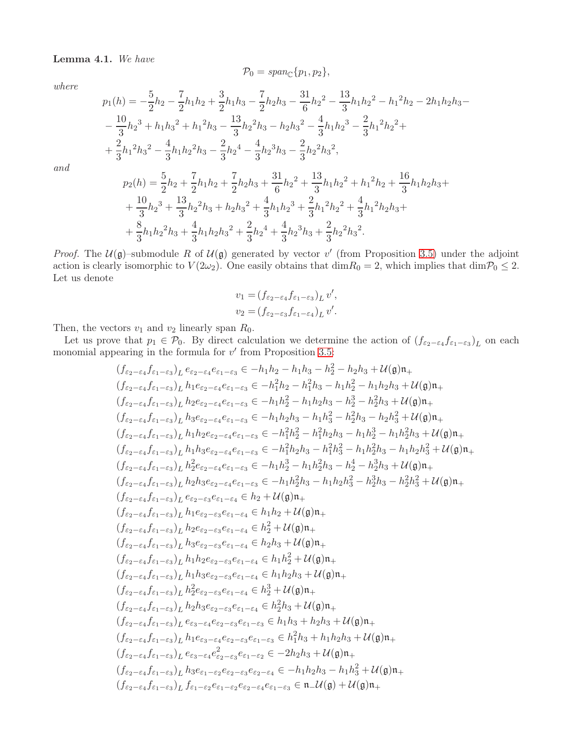**Lemma 4.1.** *We have*

$$\mathcal{P}_0 = span_{\mathbb{C}}\{p_1, p_2\},$$

*where*

$$p_1(h) = -\frac{5}{2}h_2 - \frac{7}{2}h_1h_2 + \frac{3}{2}h_1h_3 - \frac{7}{2}h_2h_3 - \frac{31}{6}{h_2}^2 - \frac{13}{3}h_1{h_2}^2 - {h_1}^2h_2 - 2h_1h_2h_3 -$$
$$-\frac{10}{3}{h_2}^3 + h_1{h_3}^2 + {h_1}^2h_3 - \frac{13}{3}{h_2}^2h_3 - h_2{h_3}^2 - \frac{4}{3}h_1{h_2}^3 - \frac{2}{3}{h_1}^2{h_2}^2 +$$
$$+\frac{2}{3}{h_1}^2{h_3}^2 - \frac{4}{3}h_1{h_2}^2h_3 - \frac{2}{3}{h_2}^4 - \frac{4}{3}{h_2}^3h_3 - \frac{2}{3}{h_2}^2{h_3}^2,$$

*and*

$$p_2(h) = \frac{5}{2}h_2 + \frac{7}{2}h_1h_2 + \frac{7}{2}h_2h_3 + \frac{31}{6}{h_2}^2 + \frac{13}{3}h_1{h_2}^2 + {h_1}^2h_2 + \frac{16}{3}h_1h_2h_3 +$$
$$+\frac{10}{3}{h_2}^3 + \frac{13}{3}{h_2}^2h_3 + h_2{h_3}^2 + \frac{4}{3}h_1{h_2}^3 + \frac{2}{3}{h_1}^2{h_2}^2 + \frac{4}{3}{h_1}^2h_2h_3 +$$
$$+\frac{8}{3}h_1{h_2}^2h_3 + \frac{4}{3}h_1h_2{h_3}^2 + \frac{2}{3}{h_2}^4 + \frac{4}{3}{h_2}^3h_3 + \frac{2}{3}{h_2}^2{h_3}^2.$$

*Proof.* The $\mathcal{U}(\mathfrak{g})$–submodule $R$ of $\mathcal{U}(\mathfrak{g})$ generated by vector $v'$ (from Proposition 3.5) under the adjoint action is clearly isomorphic to $V(2\omega_2)$. One easily obtains that $\dim R_0 = 2$, which implies that $\dim \mathcal{P}_0 \leq 2$. Let us denote

$$v_1 = (f_{\varepsilon_2-\varepsilon_4}f_{\varepsilon_1-\varepsilon_3})_L\, v',$$
$$v_2 = (f_{\varepsilon_2-\varepsilon_3}f_{\varepsilon_1-\varepsilon_4})_L\, v'.$$

Then, the vectors $v_1$ and $v_2$ linearly span $R_0$.

Let us prove that $p_1 \in \mathcal{P}_0$. By direct calculation we determine the action of $(f_{\varepsilon_2-\varepsilon_4}f_{\varepsilon_1-\varepsilon_3})_L$ on each monomial appearing in the formula for $v'$ from Proposition 3.5:

$$(f_{\varepsilon_2-\varepsilon_4}f_{\varepsilon_1-\varepsilon_3})_L\, e_{\varepsilon_2-\varepsilon_4}e_{\varepsilon_1-\varepsilon_3} \in -h_1h_2 - h_1h_3 - h_2^2 - h_2h_3 + \mathcal{U}(\mathfrak{g})\mathfrak{n}_+$$
$$(f_{\varepsilon_2-\varepsilon_4}f_{\varepsilon_1-\varepsilon_3})_L\, h_1e_{\varepsilon_2-\varepsilon_4}e_{\varepsilon_1-\varepsilon_3} \in -h_1^2h_2 - h_1^2h_3 - h_1h_2^2 - h_1h_2h_3 + \mathcal{U}(\mathfrak{g})\mathfrak{n}_+$$
$$(f_{\varepsilon_2-\varepsilon_4}f_{\varepsilon_1-\varepsilon_3})_L\, h_2e_{\varepsilon_2-\varepsilon_4}e_{\varepsilon_1-\varepsilon_3} \in -h_1h_2^2 - h_1h_2h_3 - h_2^3 - h_2^2h_3 + \mathcal{U}(\mathfrak{g})\mathfrak{n}_+$$
$$(f_{\varepsilon_2-\varepsilon_4}f_{\varepsilon_1-\varepsilon_3})_L\, h_3e_{\varepsilon_2-\varepsilon_4}e_{\varepsilon_1-\varepsilon_3} \in -h_1h_2h_3 - h_1h_3^2 - h_2^2h_3 - h_2h_3^2 + \mathcal{U}(\mathfrak{g})\mathfrak{n}_+$$
$$(f_{\varepsilon_2-\varepsilon_4}f_{\varepsilon_1-\varepsilon_3})_L\, h_1h_2e_{\varepsilon_2-\varepsilon_4}e_{\varepsilon_1-\varepsilon_3} \in -h_1^2h_2^2 - h_1^2h_2h_3 - h_1h_2^3 - h_1h_2^2h_3 + \mathcal{U}(\mathfrak{g})\mathfrak{n}_+$$
$$(f_{\varepsilon_2-\varepsilon_4}f_{\varepsilon_1-\varepsilon_3})_L\, h_1h_3e_{\varepsilon_2-\varepsilon_4}e_{\varepsilon_1-\varepsilon_3} \in -h_1^2h_2h_3 - h_1^2h_3^2 - h_1h_2^2h_3 - h_1h_2h_3^2 + \mathcal{U}(\mathfrak{g})\mathfrak{n}_+$$
$$(f_{\varepsilon_2-\varepsilon_4}f_{\varepsilon_1-\varepsilon_3})_L\, h_2^2e_{\varepsilon_2-\varepsilon_4}e_{\varepsilon_1-\varepsilon_3} \in -h_1h_2^3 - h_1h_2^2h_3 - h_2^4 - h_2^3h_3 + \mathcal{U}(\mathfrak{g})\mathfrak{n}_+$$
$$(f_{\varepsilon_2-\varepsilon_4}f_{\varepsilon_1-\varepsilon_3})_L\, h_2h_3e_{\varepsilon_2-\varepsilon_4}e_{\varepsilon_1-\varepsilon_3} \in -h_1h_2^2h_3 - h_1h_2h_3^2 - h_2^3h_3 - h_2^2h_3^2 + \mathcal{U}(\mathfrak{g})\mathfrak{n}_+$$
$$(f_{\varepsilon_2-\varepsilon_4}f_{\varepsilon_1-\varepsilon_3})_L\, e_{\varepsilon_2-\varepsilon_3}e_{\varepsilon_1-\varepsilon_4} \in h_2 + \mathcal{U}(\mathfrak{g})\mathfrak{n}_+$$
$$(f_{\varepsilon_2-\varepsilon_4}f_{\varepsilon_1-\varepsilon_3})_L\, h_1e_{\varepsilon_2-\varepsilon_3}e_{\varepsilon_1-\varepsilon_4} \in h_1h_2 + \mathcal{U}(\mathfrak{g})\mathfrak{n}_+$$
$$(f_{\varepsilon_2-\varepsilon_4}f_{\varepsilon_1-\varepsilon_3})_L\, h_2e_{\varepsilon_2-\varepsilon_3}e_{\varepsilon_1-\varepsilon_4} \in h_2^2 + \mathcal{U}(\mathfrak{g})\mathfrak{n}_+$$
$$(f_{\varepsilon_2-\varepsilon_4}f_{\varepsilon_1-\varepsilon_3})_L\, h_3e_{\varepsilon_2-\varepsilon_3}e_{\varepsilon_1-\varepsilon_4} \in h_2h_3 + \mathcal{U}(\mathfrak{g})\mathfrak{n}_+$$
$$(f_{\varepsilon_2-\varepsilon_4}f_{\varepsilon_1-\varepsilon_3})_L\, h_1h_2e_{\varepsilon_2-\varepsilon_3}e_{\varepsilon_1-\varepsilon_4} \in h_1h_2^2 + \mathcal{U}(\mathfrak{g})\mathfrak{n}_+$$
$$(f_{\varepsilon_2-\varepsilon_4}f_{\varepsilon_1-\varepsilon_3})_L\, h_1h_3e_{\varepsilon_2-\varepsilon_3}e_{\varepsilon_1-\varepsilon_4} \in h_1h_2h_3 + \mathcal{U}(\mathfrak{g})\mathfrak{n}_+$$
$$(f_{\varepsilon_2-\varepsilon_4}f_{\varepsilon_1-\varepsilon_3})_L\, h_2^2e_{\varepsilon_2-\varepsilon_3}e_{\varepsilon_1-\varepsilon_4} \in h_2^3 + \mathcal{U}(\mathfrak{g})\mathfrak{n}_+$$
$$(f_{\varepsilon_2-\varepsilon_4}f_{\varepsilon_1-\varepsilon_3})_L\, h_2h_3e_{\varepsilon_2-\varepsilon_3}e_{\varepsilon_1-\varepsilon_4} \in h_2^2h_3 + \mathcal{U}(\mathfrak{g})\mathfrak{n}_+$$
$$(f_{\varepsilon_2-\varepsilon_4}f_{\varepsilon_1-\varepsilon_3})_L\, e_{\varepsilon_3-\varepsilon_4}e_{\varepsilon_2-\varepsilon_3}e_{\varepsilon_1-\varepsilon_3} \in h_1h_3 + h_2h_3 + \mathcal{U}(\mathfrak{g})\mathfrak{n}_+$$
$$(f_{\varepsilon_2-\varepsilon_4}f_{\varepsilon_1-\varepsilon_3})_L\, h_1e_{\varepsilon_3-\varepsilon_4}e_{\varepsilon_2-\varepsilon_3}e_{\varepsilon_1-\varepsilon_3} \in h_1^2h_3 + h_1h_2h_3 + \mathcal{U}(\mathfrak{g})\mathfrak{n}_+$$
$$(f_{\varepsilon_2-\varepsilon_4}f_{\varepsilon_1-\varepsilon_3})_L\, e_{\varepsilon_3-\varepsilon_4}e_{\varepsilon_2-\varepsilon_3}^2e_{\varepsilon_1-\varepsilon_2} \in -2h_2h_3 + \mathcal{U}(\mathfrak{g})\mathfrak{n}_+$$
$$(f_{\varepsilon_2-\varepsilon_4}f_{\varepsilon_1-\varepsilon_3})_L\, h_3e_{\varepsilon_1-\varepsilon_2}e_{\varepsilon_2-\varepsilon_3}e_{\varepsilon_2-\varepsilon_4} \in -h_1h_2h_3 - h_1h_3^2 + \mathcal{U}(\mathfrak{g})\mathfrak{n}_+$$
$$(f_{\varepsilon_2-\varepsilon_4}f_{\varepsilon_1-\varepsilon_3})_L\, f_{\varepsilon_1-\varepsilon_2}e_{\varepsilon_1-\varepsilon_2}e_{\varepsilon_2-\varepsilon_4}e_{\varepsilon_1-\varepsilon_3} \in \mathfrak{n}_-\mathcal{U}(\mathfrak{g}) + \mathcal{U}(\mathfrak{g})\mathfrak{n}_+$$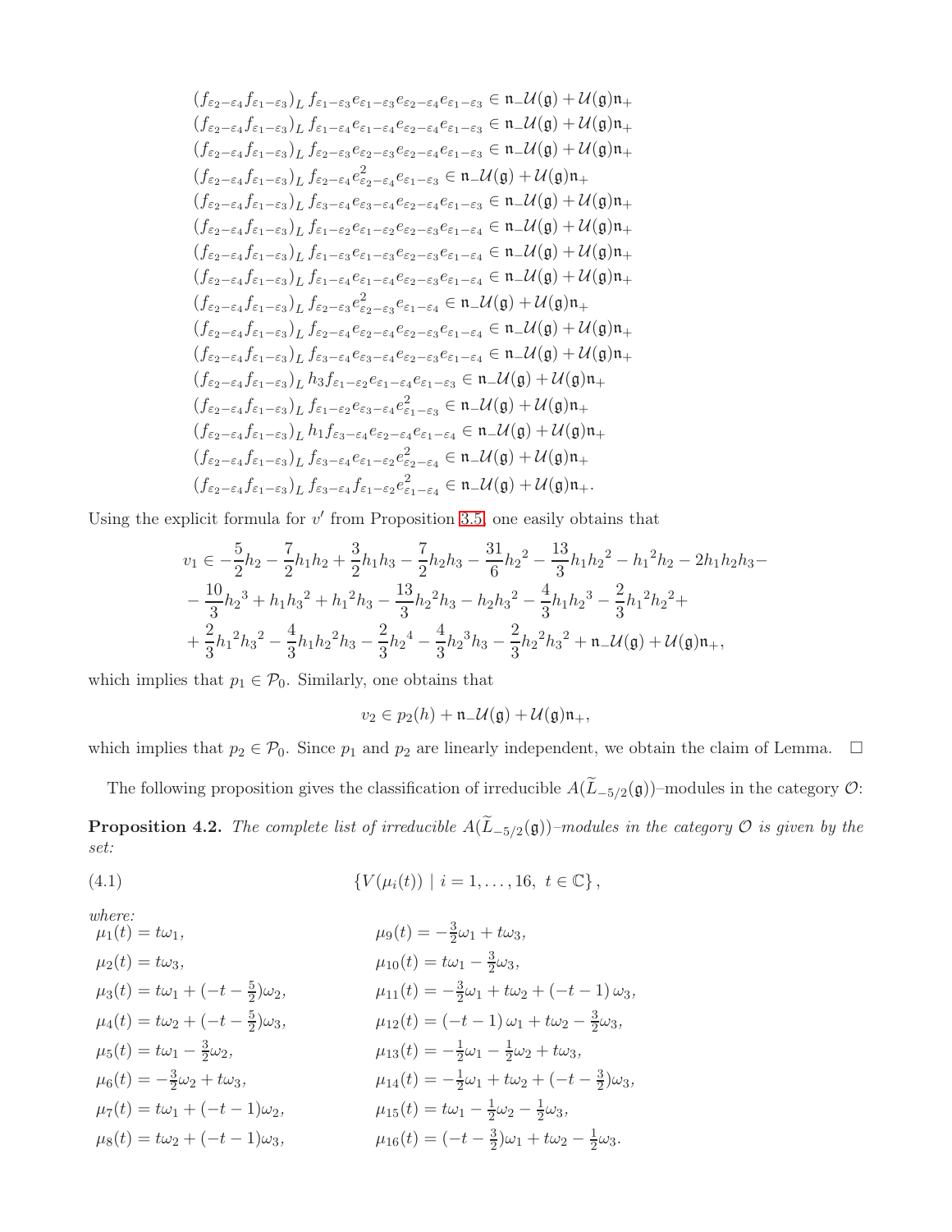$$(f_{\varepsilon_2-\varepsilon_4}f_{\varepsilon_1-\varepsilon_3})_L\, f_{\varepsilon_1-\varepsilon_3}e_{\varepsilon_1-\varepsilon_3}e_{\varepsilon_2-\varepsilon_4}e_{\varepsilon_1-\varepsilon_3} \in \mathfrak{n}_-\mathcal{U}(\mathfrak{g}) + \mathcal{U}(\mathfrak{g})\mathfrak{n}_+$$
$$(f_{\varepsilon_2-\varepsilon_4}f_{\varepsilon_1-\varepsilon_3})_L\, f_{\varepsilon_1-\varepsilon_4}e_{\varepsilon_1-\varepsilon_4}e_{\varepsilon_2-\varepsilon_4}e_{\varepsilon_1-\varepsilon_3} \in \mathfrak{n}_-\mathcal{U}(\mathfrak{g}) + \mathcal{U}(\mathfrak{g})\mathfrak{n}_+$$
$$(f_{\varepsilon_2-\varepsilon_4}f_{\varepsilon_1-\varepsilon_3})_L\, f_{\varepsilon_2-\varepsilon_3}e_{\varepsilon_2-\varepsilon_3}e_{\varepsilon_2-\varepsilon_4}e_{\varepsilon_1-\varepsilon_3} \in \mathfrak{n}_-\mathcal{U}(\mathfrak{g}) + \mathcal{U}(\mathfrak{g})\mathfrak{n}_+$$
$$(f_{\varepsilon_2-\varepsilon_4}f_{\varepsilon_1-\varepsilon_3})_L\, f_{\varepsilon_2-\varepsilon_4}e_{\varepsilon_2-\varepsilon_4}^2e_{\varepsilon_1-\varepsilon_3} \in \mathfrak{n}_-\mathcal{U}(\mathfrak{g}) + \mathcal{U}(\mathfrak{g})\mathfrak{n}_+$$
$$(f_{\varepsilon_2-\varepsilon_4}f_{\varepsilon_1-\varepsilon_3})_L\, f_{\varepsilon_3-\varepsilon_4}e_{\varepsilon_3-\varepsilon_4}e_{\varepsilon_2-\varepsilon_4}e_{\varepsilon_1-\varepsilon_3} \in \mathfrak{n}_-\mathcal{U}(\mathfrak{g}) + \mathcal{U}(\mathfrak{g})\mathfrak{n}_+$$
$$(f_{\varepsilon_2-\varepsilon_4}f_{\varepsilon_1-\varepsilon_3})_L\, f_{\varepsilon_1-\varepsilon_2}e_{\varepsilon_1-\varepsilon_2}e_{\varepsilon_2-\varepsilon_3}e_{\varepsilon_1-\varepsilon_4} \in \mathfrak{n}_-\mathcal{U}(\mathfrak{g}) + \mathcal{U}(\mathfrak{g})\mathfrak{n}_+$$
$$(f_{\varepsilon_2-\varepsilon_4}f_{\varepsilon_1-\varepsilon_3})_L\, f_{\varepsilon_1-\varepsilon_3}e_{\varepsilon_1-\varepsilon_3}e_{\varepsilon_2-\varepsilon_3}e_{\varepsilon_1-\varepsilon_4} \in \mathfrak{n}_-\mathcal{U}(\mathfrak{g}) + \mathcal{U}(\mathfrak{g})\mathfrak{n}_+$$
$$(f_{\varepsilon_2-\varepsilon_4}f_{\varepsilon_1-\varepsilon_3})_L\, f_{\varepsilon_1-\varepsilon_4}e_{\varepsilon_1-\varepsilon_4}e_{\varepsilon_2-\varepsilon_3}e_{\varepsilon_1-\varepsilon_4} \in \mathfrak{n}_-\mathcal{U}(\mathfrak{g}) + \mathcal{U}(\mathfrak{g})\mathfrak{n}_+$$
$$(f_{\varepsilon_2-\varepsilon_4}f_{\varepsilon_1-\varepsilon_3})_L\, f_{\varepsilon_2-\varepsilon_3}e_{\varepsilon_2-\varepsilon_3}^2e_{\varepsilon_1-\varepsilon_4} \in \mathfrak{n}_-\mathcal{U}(\mathfrak{g}) + \mathcal{U}(\mathfrak{g})\mathfrak{n}_+$$
$$(f_{\varepsilon_2-\varepsilon_4}f_{\varepsilon_1-\varepsilon_3})_L\, f_{\varepsilon_2-\varepsilon_4}e_{\varepsilon_2-\varepsilon_4}e_{\varepsilon_2-\varepsilon_3}e_{\varepsilon_1-\varepsilon_4} \in \mathfrak{n}_-\mathcal{U}(\mathfrak{g}) + \mathcal{U}(\mathfrak{g})\mathfrak{n}_+$$
$$(f_{\varepsilon_2-\varepsilon_4}f_{\varepsilon_1-\varepsilon_3})_L\, f_{\varepsilon_3-\varepsilon_4}e_{\varepsilon_3-\varepsilon_4}e_{\varepsilon_2-\varepsilon_3}e_{\varepsilon_1-\varepsilon_4} \in \mathfrak{n}_-\mathcal{U}(\mathfrak{g}) + \mathcal{U}(\mathfrak{g})\mathfrak{n}_+$$
$$(f_{\varepsilon_2-\varepsilon_4}f_{\varepsilon_1-\varepsilon_3})_L\, h_3f_{\varepsilon_1-\varepsilon_2}e_{\varepsilon_1-\varepsilon_4}e_{\varepsilon_1-\varepsilon_3} \in \mathfrak{n}_-\mathcal{U}(\mathfrak{g}) + \mathcal{U}(\mathfrak{g})\mathfrak{n}_+$$
$$(f_{\varepsilon_2-\varepsilon_4}f_{\varepsilon_1-\varepsilon_3})_L\, f_{\varepsilon_1-\varepsilon_2}e_{\varepsilon_3-\varepsilon_4}e_{\varepsilon_1-\varepsilon_3}^2 \in \mathfrak{n}_-\mathcal{U}(\mathfrak{g}) + \mathcal{U}(\mathfrak{g})\mathfrak{n}_+$$
$$(f_{\varepsilon_2-\varepsilon_4}f_{\varepsilon_1-\varepsilon_3})_L\, h_1f_{\varepsilon_3-\varepsilon_4}e_{\varepsilon_2-\varepsilon_4}e_{\varepsilon_1-\varepsilon_4} \in \mathfrak{n}_-\mathcal{U}(\mathfrak{g}) + \mathcal{U}(\mathfrak{g})\mathfrak{n}_+$$
$$(f_{\varepsilon_2-\varepsilon_4}f_{\varepsilon_1-\varepsilon_3})_L\, f_{\varepsilon_3-\varepsilon_4}e_{\varepsilon_1-\varepsilon_2}e_{\varepsilon_2-\varepsilon_4}^2 \in \mathfrak{n}_-\mathcal{U}(\mathfrak{g}) + \mathcal{U}(\mathfrak{g})\mathfrak{n}_+$$
$$(f_{\varepsilon_2-\varepsilon_4}f_{\varepsilon_1-\varepsilon_3})_L\, f_{\varepsilon_3-\varepsilon_4}f_{\varepsilon_1-\varepsilon_2}e_{\varepsilon_1-\varepsilon_4}^2 \in \mathfrak{n}_-\mathcal{U}(\mathfrak{g}) + \mathcal{U}(\mathfrak{g})\mathfrak{n}_+.$$

Using the explicit formula for $v'$ from Proposition 3.5, one easily obtains that

$$v_1 \in -\frac{5}{2}h_2 - \frac{7}{2}h_1h_2 + \frac{3}{2}h_1h_3 - \frac{7}{2}h_2h_3 - \frac{31}{6}{h_2}^2 - \frac{13}{3}h_1{h_2}^2 - {h_1}^2h_2 - 2h_1h_2h_3 -$$
$$-\frac{10}{3}{h_2}^3 + h_1{h_3}^2 + {h_1}^2h_3 - \frac{13}{3}{h_2}^2h_3 - h_2{h_3}^2 - \frac{4}{3}h_1{h_2}^3 - \frac{2}{3}{h_1}^2{h_2}^2 +$$
$$+\frac{2}{3}{h_1}^2{h_3}^2 - \frac{4}{3}h_1{h_2}^2h_3 - \frac{2}{3}{h_2}^4 - \frac{4}{3}{h_2}^3h_3 - \frac{2}{3}{h_2}^2{h_3}^2 + \mathfrak{n}_-\mathcal{U}(\mathfrak{g}) + \mathcal{U}(\mathfrak{g})\mathfrak{n}_+,$$

which implies that $p_1 \in \mathcal{P}_0$. Similarly, one obtains that

$$v_2 \in p_2(h) + \mathfrak{n}_-\mathcal{U}(\mathfrak{g}) + \mathcal{U}(\mathfrak{g})\mathfrak{n}_+,$$

which implies that $p_2 \in \mathcal{P}_0$. Since $p_1$ and $p_2$ are linearly independent, we obtain the claim of Lemma. $\square$

The following proposition gives the classification of irreducible $A(\widetilde{L}_{-5/2}(\mathfrak{g}))$–modules in the category $\mathcal{O}$:

**Proposition 4.2.** *The complete list of irreducible $A(\widetilde{L}_{-5/2}(\mathfrak{g}))$–modules in the category $\mathcal{O}$ is given by the set:*

$$\{V(\mu_i(t)) \mid i = 1, \ldots, 16,\ t \in \mathbb{C}\}, \tag{4.1}$$

*where:*

$\mu_1(t) = t\omega_1,$

$\mu_2(t) = t\omega_3,$

$\mu_3(t) = t\omega_1 + (-t - \frac{5}{2})\omega_2,$

$\mu_4(t) = t\omega_2 + (-t - \frac{5}{2})\omega_3,$

$\mu_5(t) = t\omega_1 - \frac{3}{2}\omega_2,$

$\mu_6(t) = -\frac{3}{2}\omega_2 + t\omega_3,$

$\mu_7(t) = t\omega_1 + (-t - 1)\omega_2,$

$\mu_8(t) = t\omega_2 + (-t - 1)\omega_3,$

$\mu_9(t) = -\frac{3}{2}\omega_1 + t\omega_3,$

$\mu_{10}(t) = t\omega_1 - \frac{3}{2}\omega_3,$

$\mu_{11}(t) = -\frac{3}{2}\omega_1 + t\omega_2 + (-t - 1)\,\omega_3,$

$\mu_{12}(t) = (-t - 1)\,\omega_1 + t\omega_2 - \frac{3}{2}\omega_3,$

$\mu_{13}(t) = -\frac{1}{2}\omega_1 - \frac{1}{2}\omega_2 + t\omega_3,$

$\mu_{14}(t) = -\frac{1}{2}\omega_1 + t\omega_2 + (-t - \frac{3}{2})\omega_3,$

$\mu_{15}(t) = t\omega_1 - \frac{1}{2}\omega_2 - \frac{1}{2}\omega_3,$

$\mu_{16}(t) = (-t - \frac{3}{2})\omega_1 + t\omega_2 - \frac{1}{2}\omega_3.$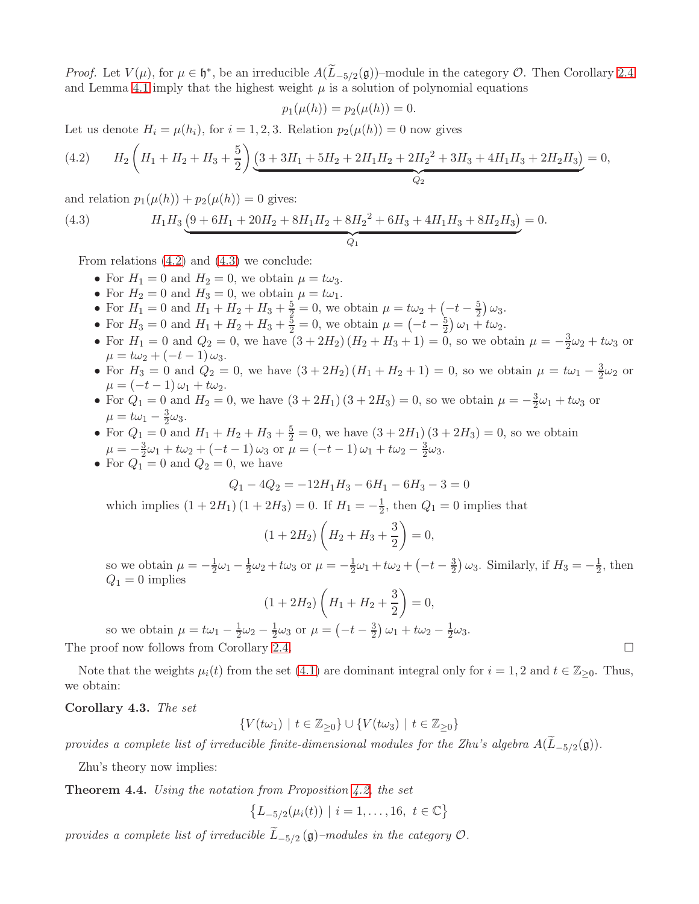*Proof.* Let $V(\mu)$, for $\mu \in \mathfrak{h}^*$, be an irreducible $A(\widetilde{L}_{-5/2}(\mathfrak{g}))$–module in the category $\mathcal{O}$. Then Corollary 2.4 and Lemma 4.1 imply that the highest weight $\mu$ is a solution of polynomial equations

$$p_1(\mu(h)) = p_2(\mu(h)) = 0.$$

Let us denote $H_i = \mu(h_i)$, for $i = 1, 2, 3$. Relation $p_2(\mu(h)) = 0$ now gives

$$H_2\left(H_1 + H_2 + H_3 + \frac{5}{2}\right)\underbrace{\left(3 + 3H_1 + 5H_2 + 2H_1H_2 + 2H_2{}^2 + 3H_3 + 4H_1H_3 + 2H_2H_3\right)}_{Q_2} = 0, \tag{4.2}$$

and relation $p_1(\mu(h)) + p_2(\mu(h)) = 0$ gives:

$$H_1H_3\underbrace{\left(9 + 6H_1 + 20H_2 + 8H_1H_2 + 8H_2{}^2 + 6H_3 + 4H_1H_3 + 8H_2H_3\right)}_{Q_1} = 0. \tag{4.3}$$

From relations (4.2) and (4.3) we conclude:

- For $H_1 = 0$ and $H_2 = 0$, we obtain $\mu = t\omega_3$.
- For $H_2 = 0$ and $H_3 = 0$, we obtain $\mu = t\omega_1$.
- For $H_1 = 0$ and $H_1 + H_2 + H_3 + \frac{5}{2} = 0$, we obtain $\mu = t\omega_2 + \left(-t - \frac{5}{2}\right)\omega_3$.
- For $H_3 = 0$ and $H_1 + H_2 + H_3 + \frac{5}{2} = 0$, we obtain $\mu = \left(-t - \frac{5}{2}\right)\omega_1 + t\omega_2$.
- For $H_1 = 0$ and $Q_2 = 0$, we have $(3 + 2H_2)(H_2 + H_3 + 1) = 0$, so we obtain $\mu = -\frac{3}{2}\omega_2 + t\omega_3$ or $\mu = t\omega_2 + (-t - 1)\omega_3$.
- For $H_3 = 0$ and $Q_2 = 0$, we have $(3 + 2H_2)(H_1 + H_2 + 1) = 0$, so we obtain $\mu = t\omega_1 - \frac{3}{2}\omega_2$ or $\mu = (-t - 1)\omega_1 + t\omega_2$.
- For $Q_1 = 0$ and $H_2 = 0$, we have $(3 + 2H_1)(3 + 2H_3) = 0$, so we obtain $\mu = -\frac{3}{2}\omega_1 + t\omega_3$ or $\mu = t\omega_1 - \frac{3}{2}\omega_3$.
- For $Q_1 = 0$ and $H_1 + H_2 + H_3 + \frac{5}{2} = 0$, we have $(3 + 2H_1)(3 + 2H_3) = 0$, so we obtain $\mu = -\frac{3}{2}\omega_1 + t\omega_2 + (-t - 1)\omega_3$ or $\mu = (-t - 1)\omega_1 + t\omega_2 - \frac{3}{2}\omega_3$.
- For $Q_1 = 0$ and $Q_2 = 0$, we have

  $$Q_1 - 4Q_2 = -12H_1H_3 - 6H_1 - 6H_3 - 3 = 0$$

  which implies $(1 + 2H_1)(1 + 2H_3) = 0$. If $H_1 = -\frac{1}{2}$, then $Q_1 = 0$ implies that

  $$(1 + 2H_2)\left(H_2 + H_3 + \frac{3}{2}\right) = 0,$$

  so we obtain $\mu = -\frac{1}{2}\omega_1 - \frac{1}{2}\omega_2 + t\omega_3$ or $\mu = -\frac{1}{2}\omega_1 + t\omega_2 + \left(-t - \frac{3}{2}\right)\omega_3$. Similarly, if $H_3 = -\frac{1}{2}$, then $Q_1 = 0$ implies

  $$(1 + 2H_2)\left(H_1 + H_2 + \frac{3}{2}\right) = 0,$$

  so we obtain $\mu = t\omega_1 - \frac{1}{2}\omega_2 - \frac{1}{2}\omega_3$ or $\mu = \left(-t - \frac{3}{2}\right)\omega_1 + t\omega_2 - \frac{1}{2}\omega_3$.

The proof now follows from Corollary 2.4. □

Note that the weights $\mu_i(t)$ from the set (4.1) are dominant integral only for $i = 1, 2$ and $t \in \mathbb{Z}_{\geq 0}$. Thus, we obtain:

**Corollary 4.3.** *The set*

$$\{V(t\omega_1) \mid t \in \mathbb{Z}_{\geq 0}\} \cup \{V(t\omega_3) \mid t \in \mathbb{Z}_{\geq 0}\}$$

*provides a complete list of irreducible finite-dimensional modules for the Zhu's algebra $A(\widetilde{L}_{-5/2}(\mathfrak{g}))$.*

Zhu's theory now implies:

**Theorem 4.4.** *Using the notation from Proposition 4.2, the set*

$$\left\{L_{-5/2}(\mu_i(t)) \mid i = 1, \ldots, 16,\ t \in \mathbb{C}\right\}$$

*provides a complete list of irreducible $\widetilde{L}_{-5/2}(\mathfrak{g})$–modules in the category $\mathcal{O}$.*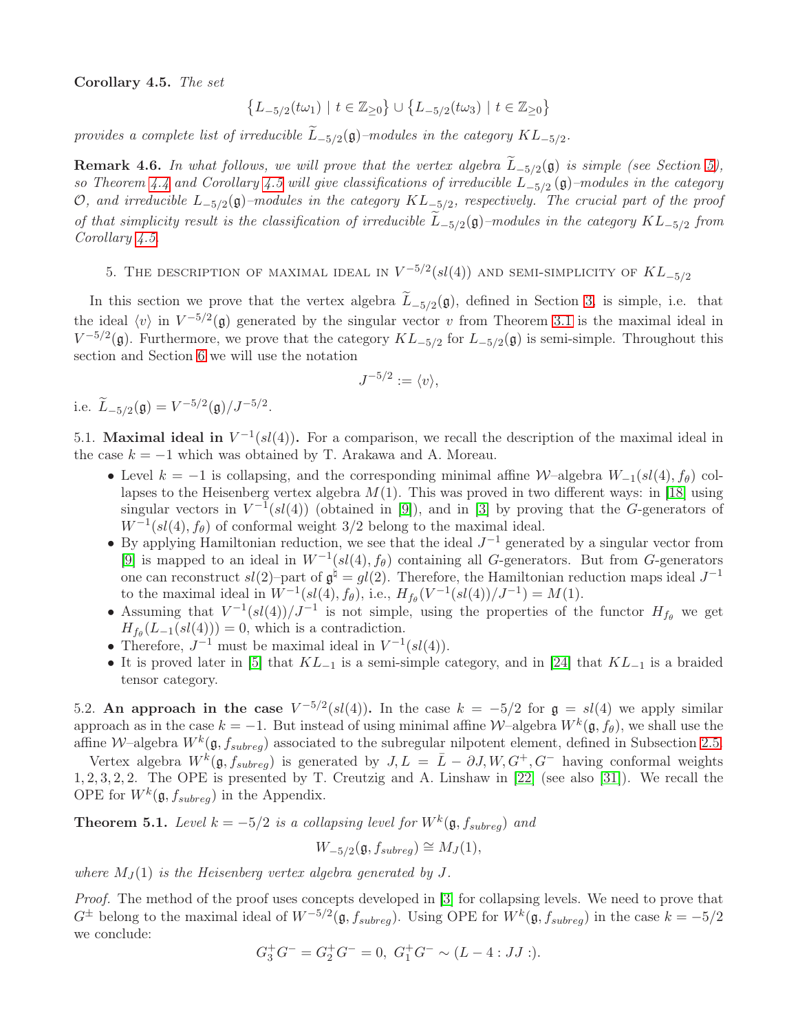**Corollary 4.5.** *The set*

$$\left\{L_{-5/2}(t\omega_1) \mid t \in \mathbb{Z}_{\geq 0}\right\} \cup \left\{L_{-5/2}(t\omega_3) \mid t \in \mathbb{Z}_{\geq 0}\right\}$$

*provides a complete list of irreducible $\widetilde{L}_{-5/2}(\mathfrak{g})$–modules in the category $KL_{-5/2}$.*

**Remark 4.6.** *In what follows, we will prove that the vertex algebra $\widetilde{L}_{-5/2}(\mathfrak{g})$ is simple (see Section 5), so Theorem 4.4 and Corollary 4.5 will give classifications of irreducible $L_{-5/2}(\mathfrak{g})$–modules in the category $\mathcal{O}$, and irreducible $L_{-5/2}(\mathfrak{g})$–modules in the category $KL_{-5/2}$, respectively. The crucial part of the proof of that simplicity result is the classification of irreducible $\widetilde{L}_{-5/2}(\mathfrak{g})$–modules in the category $KL_{-5/2}$ from Corollary 4.5.*

## 5. The description of maximal ideal in $V^{-5/2}(sl(4))$ and semi-simplicity of $KL_{-5/2}$

In this section we prove that the vertex algebra $\widetilde{L}_{-5/2}(\mathfrak{g})$, defined in Section 3, is simple, i.e. that the ideal $\langle v \rangle$ in $V^{-5/2}(\mathfrak{g})$ generated by the singular vector $v$ from Theorem 3.1 is the maximal ideal in $V^{-5/2}(\mathfrak{g})$. Furthermore, we prove that the category $KL_{-5/2}$ for $L_{-5/2}(\mathfrak{g})$ is semi-simple. Throughout this section and Section 6 we will use the notation

$$J^{-5/2} := \langle v \rangle,$$

i.e. $\widetilde{L}_{-5/2}(\mathfrak{g}) = V^{-5/2}(\mathfrak{g})/J^{-5/2}$.

5.1. **Maximal ideal in $V^{-1}(sl(4))$.** For a comparison, we recall the description of the maximal ideal in the case $k = -1$ which was obtained by T. Arakawa and A. Moreau.

- Level $k = -1$ is collapsing, and the corresponding minimal affine $\mathcal{W}$–algebra $W_{-1}(sl(4), f_\theta)$ collapses to the Heisenberg vertex algebra $M(1)$. This was proved in two different ways: in [18] using singular vectors in $V^{-1}(sl(4))$ (obtained in [9]), and in [3] by proving that the $G$-generators of $W^{-1}(sl(4), f_\theta)$ of conformal weight $3/2$ belong to the maximal ideal.
- By applying Hamiltonian reduction, we see that the ideal $J^{-1}$ generated by a singular vector from [9] is mapped to an ideal in $W^{-1}(sl(4), f_\theta)$ containing all $G$-generators. But from $G$-generators one can reconstruct $sl(2)$–part of $\mathfrak{g}^\natural = gl(2)$. Therefore, the Hamiltonian reduction maps ideal $J^{-1}$ to the maximal ideal in $W^{-1}(sl(4), f_\theta)$, i.e., $H_{f_\theta}(V^{-1}(sl(4))/J^{-1}) = M(1)$.
- Assuming that $V^{-1}(sl(4))/J^{-1}$ is not simple, using the properties of the functor $H_{f_\theta}$ we get $H_{f_\theta}(L_{-1}(sl(4))) = 0$, which is a contradiction.
- Therefore, $J^{-1}$ must be maximal ideal in $V^{-1}(sl(4))$.
- It is proved later in [5] that $KL_{-1}$ is a semi-simple category, and in [24] that $KL_{-1}$ is a braided tensor category.

5.2. **An approach in the case $V^{-5/2}(sl(4))$.** In the case $k = -5/2$ for $\mathfrak{g} = sl(4)$ we apply similar approach as in the case $k = -1$. But instead of using minimal affine $\mathcal{W}$–algebra $W^k(\mathfrak{g}, f_\theta)$, we shall use the affine $\mathcal{W}$–algebra $W^k(\mathfrak{g}, f_{subreg})$ associated to the subregular nilpotent element, defined in Subsection 2.5.

Vertex algebra $W^k(\mathfrak{g}, f_{subreg})$ is generated by $J, L = \bar{L} - \partial J, W, G^+, G^-$ having conformal weights $1, 2, 3, 2, 2$. The OPE is presented by T. Creutzig and A. Linshaw in [22] (see also [31]). We recall the OPE for $W^k(\mathfrak{g}, f_{subreg})$ in the Appendix.

**Theorem 5.1.** *Level $k = -5/2$ is a collapsing level for $W^k(\mathfrak{g}, f_{subreg})$ and*

$$W_{-5/2}(\mathfrak{g}, f_{subreg}) \cong M_J(1),$$

*where $M_J(1)$ is the Heisenberg vertex algebra generated by $J$.*

*Proof.* The method of the proof uses concepts developed in [3] for collapsing levels. We need to prove that $G^\pm$ belong to the maximal ideal of $W^{-5/2}(\mathfrak{g}, f_{subreg})$. Using OPE for $W^k(\mathfrak{g}, f_{subreg})$ in the case $k = -5/2$ we conclude:

$$G_3^+ G^- = G_2^+ G^- = 0, \; G_1^+ G^- \sim (L - 4 : JJ :).$$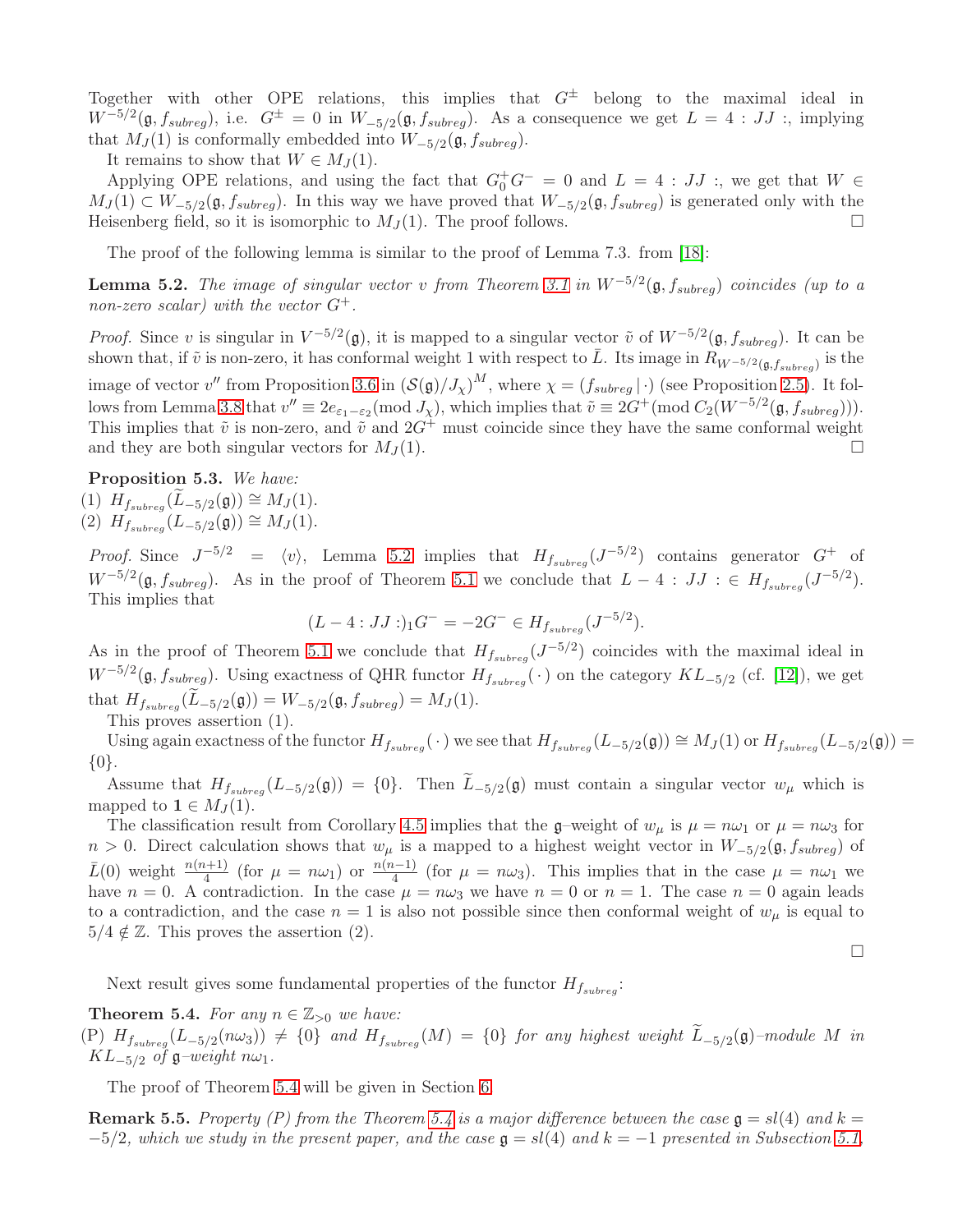Together with other OPE relations, this implies that $G^{\pm}$ belong to the maximal ideal in $W^{-5/2}(\mathfrak{g}, f_{subreg})$, i.e. $G^{\pm} = 0$ in $W_{-5/2}(\mathfrak{g}, f_{subreg})$. As a consequence we get $L = 4 : JJ :$, implying that $M_J(1)$ is conformally embedded into $W_{-5/2}(\mathfrak{g}, f_{subreg})$.

It remains to show that $W \in M_J(1)$.

Applying OPE relations, and using the fact that $G_0^+ G^- = 0$ and $L = 4 : JJ :$, we get that $W \in M_J(1) \subset W_{-5/2}(\mathfrak{g}, f_{subreg})$. In this way we have proved that $W_{-5/2}(\mathfrak{g}, f_{subreg})$ is generated only with the Heisenberg field, so it is isomorphic to $M_J(1)$. The proof follows. □

The proof of the following lemma is similar to the proof of Lemma 7.3. from [18]:

**Lemma 5.2.** *The image of singular vector $v$ from Theorem 3.1 in $W^{-5/2}(\mathfrak{g}, f_{subreg})$ coincides (up to a non-zero scalar) with the vector $G^+$.*

*Proof.* Since $v$ is singular in $V^{-5/2}(\mathfrak{g})$, it is mapped to a singular vector $\tilde{v}$ of $W^{-5/2}(\mathfrak{g}, f_{subreg})$. It can be shown that, if $\tilde{v}$ is non-zero, it has conformal weight 1 with respect to $\bar{L}$. Its image in $R_{W^{-5/2}(\mathfrak{g}, f_{subreg})}$ is the image of vector $v''$ from Proposition 3.6 in $(\mathcal{S}(\mathfrak{g})/J_\chi)^M$, where $\chi = (f_{subreg} \,|\, \cdot)$ (see Proposition 2.5). It follows from Lemma 3.8 that $v'' \equiv 2e_{\varepsilon_1-\varepsilon_2} (\mathrm{mod}\, J_\chi)$, which implies that $\tilde{v} \equiv 2G^+ (\mathrm{mod}\, C_2(W^{-5/2}(\mathfrak{g}, f_{subreg})))$. This implies that $\tilde{v}$ is non-zero, and $\tilde{v}$ and $2G^+$ must coincide since they have the same conformal weight and they are both singular vectors for $M_J(1)$. □

**Proposition 5.3.** *We have:*
(1) $H_{f_{subreg}}(\widetilde{L}_{-5/2}(\mathfrak{g})) \cong M_J(1)$.
(2) $H_{f_{subreg}}(L_{-5/2}(\mathfrak{g})) \cong M_J(1)$.

*Proof.* Since $J^{-5/2} = \langle v \rangle$, Lemma 5.2 implies that $H_{f_{subreg}}(J^{-5/2})$ contains generator $G^+$ of $W^{-5/2}(\mathfrak{g}, f_{subreg})$. As in the proof of Theorem 5.1 we conclude that $L - 4 : JJ : \in H_{f_{subreg}}(J^{-5/2})$. This implies that

$$(L - 4 : JJ :)_1 G^- = -2G^- \in H_{f_{subreg}}(J^{-5/2}).$$

As in the proof of Theorem 5.1 we conclude that $H_{f_{subreg}}(J^{-5/2})$ coincides with the maximal ideal in $W^{-5/2}(\mathfrak{g}, f_{subreg})$. Using exactness of QHR functor $H_{f_{subreg}}(\,\cdot\,)$ on the category $KL_{-5/2}$ (cf. [12]), we get that $H_{f_{subreg}}(\widetilde{L}_{-5/2}(\mathfrak{g})) = W_{-5/2}(\mathfrak{g}, f_{subreg}) = M_J(1)$.

This proves assertion (1).

Using again exactness of the functor $H_{f_{subreg}}(\,\cdot\,)$ we see that $H_{f_{subreg}}(L_{-5/2}(\mathfrak{g})) \cong M_J(1)$ or $H_{f_{subreg}}(L_{-5/2}(\mathfrak{g})) = \{0\}$.

Assume that $H_{f_{subreg}}(L_{-5/2}(\mathfrak{g})) = \{0\}$. Then $\widetilde{L}_{-5/2}(\mathfrak{g})$ must contain a singular vector $w_\mu$ which is mapped to $\mathbf{1} \in M_J(1)$.

The classification result from Corollary 4.5 implies that the $\mathfrak{g}$–weight of $w_\mu$ is $\mu = n\omega_1$ or $\mu = n\omega_3$ for $n > 0$. Direct calculation shows that $w_\mu$ is a mapped to a highest weight vector in $W_{-5/2}(\mathfrak{g}, f_{subreg})$ of $\bar{L}(0)$ weight $\frac{n(n+1)}{4}$ (for $\mu = n\omega_1$) or $\frac{n(n-1)}{4}$ (for $\mu = n\omega_3$). This implies that in the case $\mu = n\omega_1$ we have $n = 0$. A contradiction. In the case $\mu = n\omega_3$ we have $n = 0$ or $n = 1$. The case $n = 0$ again leads to a contradiction, and the case $n = 1$ is also not possible since then conformal weight of $w_\mu$ is equal to $5/4 \notin \mathbb{Z}$. This proves the assertion (2).

□

Next result gives some fundamental properties of the functor $H_{f_{subreg}}$:

**Theorem 5.4.** *For any $n \in \mathbb{Z}_{>0}$ we have:*
(P) $H_{f_{subreg}}(L_{-5/2}(n\omega_3)) \neq \{0\}$ *and* $H_{f_{subreg}}(M) = \{0\}$ *for any highest weight $\widetilde{L}_{-5/2}(\mathfrak{g})$–module $M$ in $KL_{-5/2}$ of $\mathfrak{g}$–weight $n\omega_1$.*

The proof of Theorem 5.4 will be given in Section 6.

**Remark 5.5.** *Property (P) from the Theorem 5.4 is a major difference between the case $\mathfrak{g} = sl(4)$ and $k = -5/2$, which we study in the present paper, and the case $\mathfrak{g} = sl(4)$ and $k = -1$ presented in Subsection 5.1.*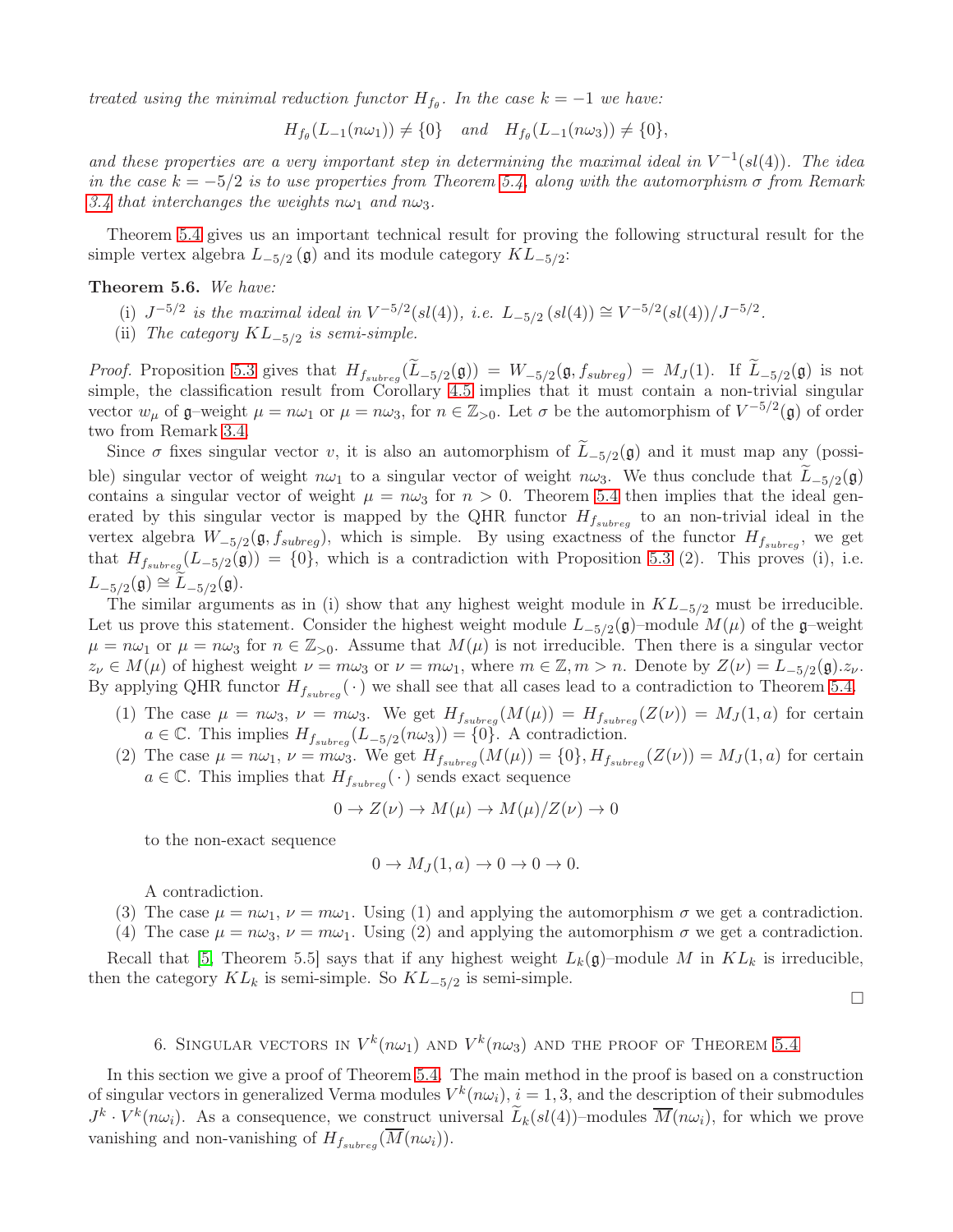*treated using the minimal reduction functor $H_{f_\theta}$. In the case $k=-1$ we have:*

$$H_{f_\theta}(L_{-1}(n\omega_1)) \neq \{0\} \quad \text{and} \quad H_{f_\theta}(L_{-1}(n\omega_3)) \neq \{0\},$$

*and these properties are a very important step in determining the maximal ideal in $V^{-1}(sl(4))$. The idea in the case $k=-5/2$ is to use properties from Theorem 5.4, along with the automorphism $\sigma$ from Remark 3.4 that interchanges the weights $n\omega_1$ and $n\omega_3$.*

Theorem 5.4 gives us an important technical result for proving the following structural result for the simple vertex algebra $L_{-5/2}(\mathfrak{g})$ and its module category $KL_{-5/2}$:

**Theorem 5.6.** *We have:*

- (i) *$J^{-5/2}$ is the maximal ideal in $V^{-5/2}(sl(4))$, i.e. $L_{-5/2}(sl(4)) \cong V^{-5/2}(sl(4))/J^{-5/2}$.*
- (ii) *The category $KL_{-5/2}$ is semi-simple.*

*Proof.* Proposition 5.3 gives that $H_{f_{subreg}}(\widetilde{L}_{-5/2}(\mathfrak{g})) = W_{-5/2}(\mathfrak{g}, f_{subreg}) = M_J(1)$. If $\widetilde{L}_{-5/2}(\mathfrak{g})$ is not simple, the classification result from Corollary 4.5 implies that it must contain a non-trivial singular vector $w_\mu$ of $\mathfrak{g}$–weight $\mu = n\omega_1$ or $\mu = n\omega_3$, for $n \in \mathbb{Z}_{>0}$. Let $\sigma$ be the automorphism of $V^{-5/2}(\mathfrak{g})$ of order two from Remark 3.4.

Since $\sigma$ fixes singular vector $v$, it is also an automorphism of $\widetilde{L}_{-5/2}(\mathfrak{g})$ and it must map any (possible) singular vector of weight $n\omega_1$ to a singular vector of weight $n\omega_3$. We thus conclude that $\widetilde{L}_{-5/2}(\mathfrak{g})$ contains a singular vector of weight $\mu = n\omega_3$ for $n > 0$. Theorem 5.4 then implies that the ideal generated by this singular vector is mapped by the QHR functor $H_{f_{subreg}}$ to an non-trivial ideal in the vertex algebra $W_{-5/2}(\mathfrak{g}, f_{subreg})$, which is simple. By using exactness of the functor $H_{f_{subreg}}$, we get that $H_{f_{subreg}}(L_{-5/2}(\mathfrak{g})) = \{0\}$, which is a contradiction with Proposition 5.3 (2). This proves (i), i.e. $L_{-5/2}(\mathfrak{g}) \cong \widetilde{L}_{-5/2}(\mathfrak{g})$.

The similar arguments as in (i) show that any highest weight module in $KL_{-5/2}$ must be irreducible. Let us prove this statement. Consider the highest weight module $L_{-5/2}(\mathfrak{g})$–module $M(\mu)$ of the $\mathfrak{g}$–weight $\mu = n\omega_1$ or $\mu = n\omega_3$ for $n \in \mathbb{Z}_{>0}$. Assume that $M(\mu)$ is not irreducible. Then there is a singular vector $z_\nu \in M(\mu)$ of highest weight $\nu = m\omega_3$ or $\nu = m\omega_1$, where $m \in \mathbb{Z}, m > n$. Denote by $Z(\nu) = L_{-5/2}(\mathfrak{g}).z_\nu$. By applying QHR functor $H_{f_{subreg}}(\,\cdot\,)$ we shall see that all cases lead to a contradiction to Theorem 5.4.

(1) The case $\mu = n\omega_3$, $\nu = m\omega_3$. We get $H_{f_{subreg}}(M(\mu)) = H_{f_{subreg}}(Z(\nu)) = M_J(1,a)$ for certain $a \in \mathbb{C}$. This implies $H_{f_{subreg}}(L_{-5/2}(n\omega_3)) = \{0\}$. A contradiction.

(2) The case $\mu = n\omega_1$, $\nu = m\omega_3$. We get $H_{f_{subreg}}(M(\mu)) = \{0\}, H_{f_{subreg}}(Z(\nu)) = M_J(1,a)$ for certain $a \in \mathbb{C}$. This implies that $H_{f_{subreg}}(\,\cdot\,)$ sends exact sequence

$$0 \to Z(\nu) \to M(\mu) \to M(\mu)/Z(\nu) \to 0$$

to the non-exact sequence

$$0 \to M_J(1,a) \to 0 \to 0 \to 0.$$

A contradiction.

(3) The case $\mu = n\omega_1$, $\nu = m\omega_1$. Using (1) and applying the automorphism $\sigma$ we get a contradiction.

(4) The case $\mu = n\omega_3$, $\nu = m\omega_1$. Using (2) and applying the automorphism $\sigma$ we get a contradiction.

Recall that [5, Theorem 5.5] says that if any highest weight $L_k(\mathfrak{g})$–module $M$ in $KL_k$ is irreducible, then the category $KL_k$ is semi-simple. So $KL_{-5/2}$ is semi-simple.

$\square$

## 6. Singular vectors in $V^k(n\omega_1)$ and $V^k(n\omega_3)$ and the proof of Theorem 5.4

In this section we give a proof of Theorem 5.4. The main method in the proof is based on a construction of singular vectors in generalized Verma modules $V^k(n\omega_i)$, $i = 1, 3$, and the description of their submodules $J^k \cdot V^k(n\omega_i)$. As a consequence, we construct universal $\widetilde{L}_k(sl(4))$–modules $\overline{M}(n\omega_i)$, for which we prove vanishing and non-vanishing of $H_{f_{subreg}}(\overline{M}(n\omega_i))$.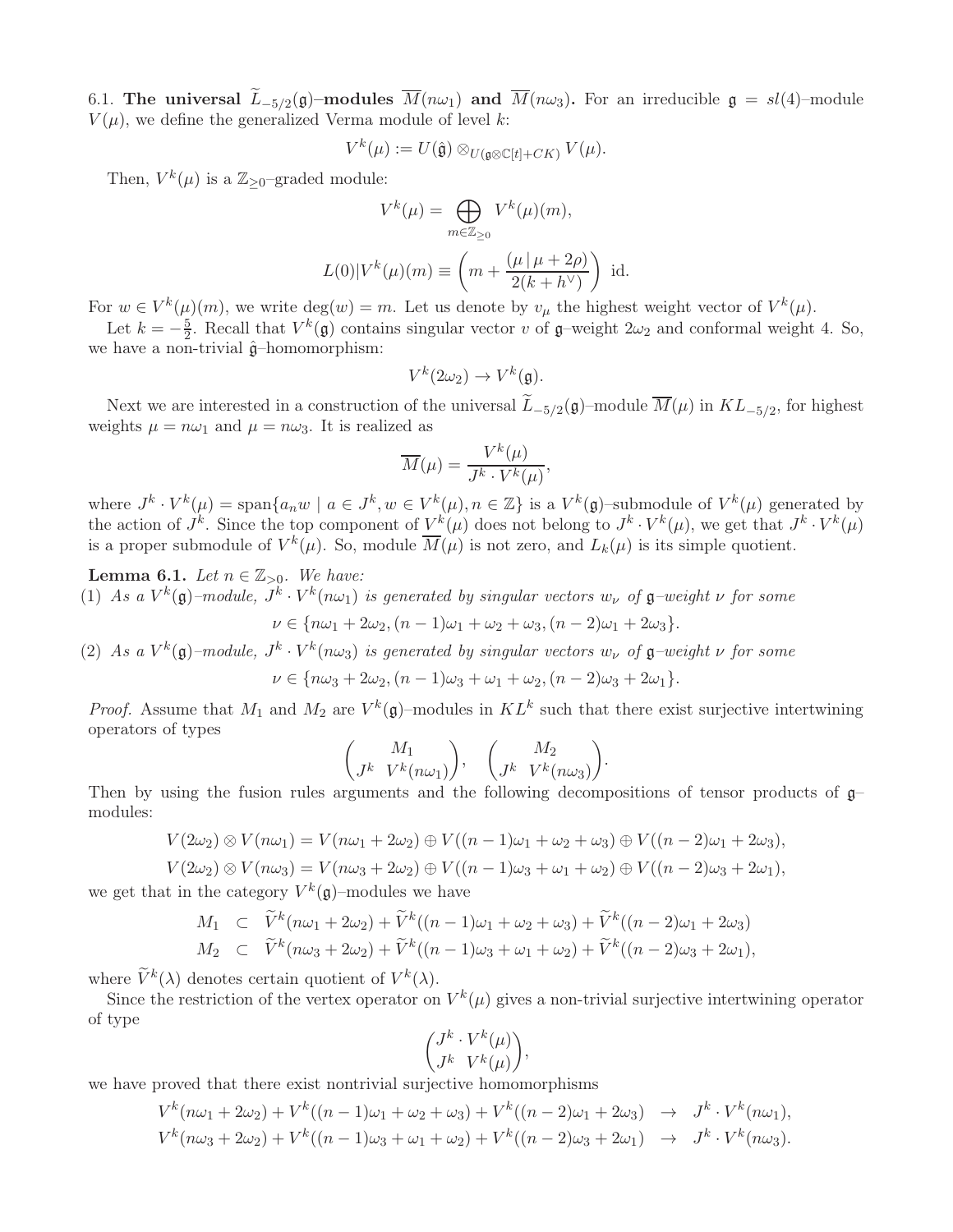6.1. **The universal $\widetilde{L}_{-5/2}(\mathfrak{g})$–modules $\overline{M}(n\omega_1)$ and $\overline{M}(n\omega_3)$.** For an irreducible $\mathfrak{g} = sl(4)$–module $V(\mu)$, we define the generalized Verma module of level $k$:

$$V^k(\mu) := U(\hat{\mathfrak{g}}) \otimes_{U(\mathfrak{g}\otimes\mathbb{C}[t]+CK)} V(\mu).$$

Then, $V^k(\mu)$ is a $\mathbb{Z}_{\geq 0}$–graded module:

$$V^k(\mu) = \bigoplus_{m\in\mathbb{Z}_{\geq 0}} V^k(\mu)(m),$$

$$L(0)|V^k(\mu)(m) \equiv \left(m + \frac{(\mu \,|\, \mu + 2\rho)}{2(k+h^\vee)}\right) \text{ id}.$$

For $w \in V^k(\mu)(m)$, we write $\deg(w) = m$. Let us denote by $v_\mu$ the highest weight vector of $V^k(\mu)$.

Let $k = -\frac{5}{2}$. Recall that $V^k(\mathfrak{g})$ contains singular vector $v$ of $\mathfrak{g}$–weight $2\omega_2$ and conformal weight 4. So, we have a non-trivial $\hat{\mathfrak{g}}$–homomorphism:

$$V^k(2\omega_2) \to V^k(\mathfrak{g}).$$

Next we are interested in a construction of the universal $\widetilde{L}_{-5/2}(\mathfrak{g})$–module $\overline{M}(\mu)$ in $KL_{-5/2}$, for highest weights $\mu = n\omega_1$ and $\mu = n\omega_3$. It is realized as

$$\overline{M}(\mu) = \frac{V^k(\mu)}{J^k \cdot V^k(\mu)},$$

where $J^k \cdot V^k(\mu) = \text{span}\{a_n w \mid a \in J^k, w \in V^k(\mu), n \in \mathbb{Z}\}$ is a $V^k(\mathfrak{g})$–submodule of $V^k(\mu)$ generated by the action of $J^k$. Since the top component of $V^k(\mu)$ does not belong to $J^k \cdot V^k(\mu)$, we get that $J^k \cdot V^k(\mu)$ is a proper submodule of $V^k(\mu)$. So, module $\overline{M}(\mu)$ is not zero, and $L_k(\mu)$ is its simple quotient.

**Lemma 6.1.** *Let $n \in \mathbb{Z}_{>0}$. We have:*

(1) *As a $V^k(\mathfrak{g})$–module, $J^k \cdot V^k(n\omega_1)$ is generated by singular vectors $w_\nu$ of $\mathfrak{g}$–weight $\nu$ for some*
$$\nu \in \{n\omega_1 + 2\omega_2, (n-1)\omega_1 + \omega_2 + \omega_3, (n-2)\omega_1 + 2\omega_3\}.$$

(2) *As a $V^k(\mathfrak{g})$–module, $J^k \cdot V^k(n\omega_3)$ is generated by singular vectors $w_\nu$ of $\mathfrak{g}$–weight $\nu$ for some*
$$\nu \in \{n\omega_3 + 2\omega_2, (n-1)\omega_3 + \omega_1 + \omega_2, (n-2)\omega_3 + 2\omega_1\}.$$

*Proof.* Assume that $M_1$ and $M_2$ are $V^k(\mathfrak{g})$–modules in $KL^k$ such that there exist surjective intertwining operators of types

$$\binom{M_1}{J^k \;\; V^k(n\omega_1)}, \quad \binom{M_2}{J^k \;\; V^k(n\omega_3)}.$$

Then by using the fusion rules arguments and the following decompositions of tensor products of $\mathfrak{g}$–modules:

$$V(2\omega_2) \otimes V(n\omega_1) = V(n\omega_1 + 2\omega_2) \oplus V((n-1)\omega_1 + \omega_2 + \omega_3) \oplus V((n-2)\omega_1 + 2\omega_3),$$

$$V(2\omega_2) \otimes V(n\omega_3) = V(n\omega_3 + 2\omega_2) \oplus V((n-1)\omega_3 + \omega_1 + \omega_2) \oplus V((n-2)\omega_3 + 2\omega_1),$$

we get that in the category $V^k(\mathfrak{g})$–modules we have

$$\begin{aligned}
M_1 &\subset \widetilde{V}^k(n\omega_1 + 2\omega_2) + \widetilde{V}^k((n-1)\omega_1 + \omega_2 + \omega_3) + \widetilde{V}^k((n-2)\omega_1 + 2\omega_3) \\
M_2 &\subset \widetilde{V}^k(n\omega_3 + 2\omega_2) + \widetilde{V}^k((n-1)\omega_3 + \omega_1 + \omega_2) + \widetilde{V}^k((n-2)\omega_3 + 2\omega_1),
\end{aligned}$$

where $\widetilde{V}^k(\lambda)$ denotes certain quotient of $V^k(\lambda)$.

Since the restriction of the vertex operator on $V^k(\mu)$ gives a non-trivial surjective intertwining operator of type

$$\binom{J^k \cdot V^k(\mu)}{J^k \;\; V^k(\mu)},$$

we have proved that there exist nontrivial surjective homomorphisms

$$\begin{aligned}
V^k(n\omega_1 + 2\omega_2) + V^k((n-1)\omega_1 + \omega_2 + \omega_3) + V^k((n-2)\omega_1 + 2\omega_3) &\to J^k \cdot V^k(n\omega_1), \\
V^k(n\omega_3 + 2\omega_2) + V^k((n-1)\omega_3 + \omega_1 + \omega_2) + V^k((n-2)\omega_3 + 2\omega_1) &\to J^k \cdot V^k(n\omega_3).
\end{aligned}$$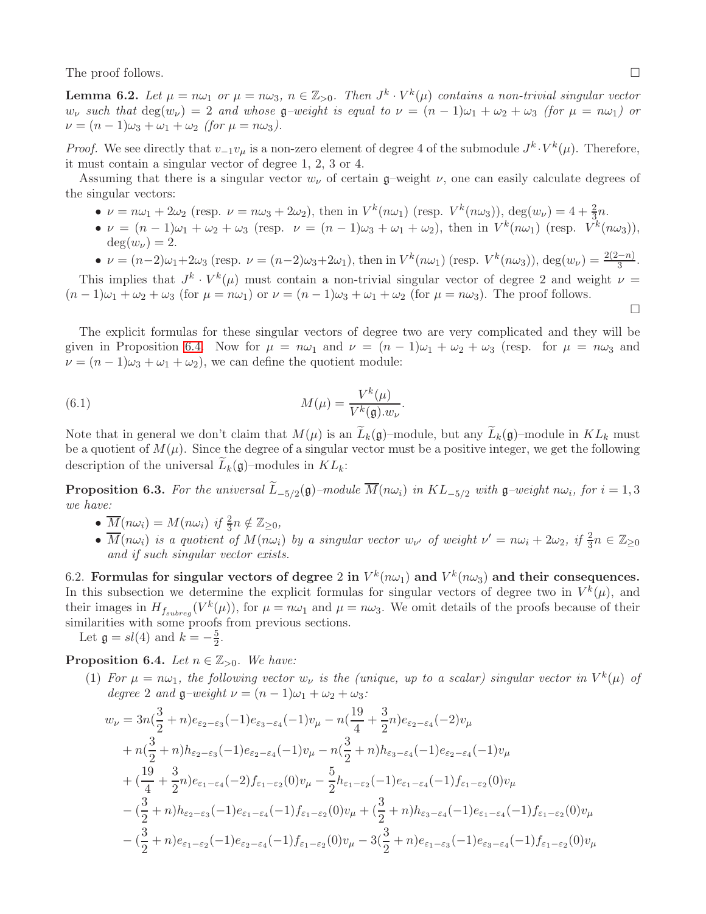The proof follows. □

**Lemma 6.2.** *Let $\mu = n\omega_1$ or $\mu = n\omega_3$, $n \in \mathbb{Z}_{>0}$. Then $J^k \cdot V^k(\mu)$ contains a non-trivial singular vector $w_\nu$ such that $\deg(w_\nu) = 2$ and whose $\mathfrak{g}$–weight is equal to $\nu = (n-1)\omega_1 + \omega_2 + \omega_3$ (for $\mu = n\omega_1$) or $\nu = (n-1)\omega_3 + \omega_1 + \omega_2$ (for $\mu = n\omega_3$).*

*Proof.* We see directly that $v_{-1}v_\mu$ is a non-zero element of degree 4 of the submodule $J^k \cdot V^k(\mu)$. Therefore, it must contain a singular vector of degree 1, 2, 3 or 4.

Assuming that there is a singular vector $w_\nu$ of certain $\mathfrak{g}$–weight $\nu$, one can easily calculate degrees of the singular vectors:

- $\nu = n\omega_1 + 2\omega_2$ (resp. $\nu = n\omega_3 + 2\omega_2$), then in $V^k(n\omega_1)$ (resp. $V^k(n\omega_3)$), $\deg(w_\nu) = 4 + \frac{2}{3}n$.
- $\nu = (n-1)\omega_1 + \omega_2 + \omega_3$ (resp. $\nu = (n-1)\omega_3 + \omega_1 + \omega_2$), then in $V^k(n\omega_1)$ (resp. $V^k(n\omega_3)$), $\deg(w_\nu) = 2$.
- $\nu = (n-2)\omega_1 + 2\omega_3$ (resp. $\nu = (n-2)\omega_3 + 2\omega_1$), then in $V^k(n\omega_1)$ (resp. $V^k(n\omega_3)$), $\deg(w_\nu) = \frac{2(2-n)}{3}$.

This implies that $J^k \cdot V^k(\mu)$ must contain a non-trivial singular vector of degree 2 and weight $\nu = (n-1)\omega_1 + \omega_2 + \omega_3$ (for $\mu = n\omega_1$) or $\nu = (n-1)\omega_3 + \omega_1 + \omega_2$ (for $\mu = n\omega_3$). The proof follows.

□

The explicit formulas for these singular vectors of degree two are very complicated and they will be given in Proposition 6.4. Now for $\mu = n\omega_1$ and $\nu = (n-1)\omega_1 + \omega_2 + \omega_3$ (resp. for $\mu = n\omega_3$ and $\nu = (n-1)\omega_3 + \omega_1 + \omega_2$), we can define the quotient module:

$$M(\mu) = \frac{V^k(\mu)}{V^k(\mathfrak{g}).w_\nu}. \tag{6.1}$$

Note that in general we don't claim that $M(\mu)$ is an $\widetilde{L}_k(\mathfrak{g})$–module, but any $\widetilde{L}_k(\mathfrak{g})$–module in $KL_k$ must be a quotient of $M(\mu)$. Since the degree of a singular vector must be a positive integer, we get the following description of the universal $\widetilde{L}_k(\mathfrak{g})$–modules in $KL_k$:

**Proposition 6.3.** *For the universal $\widetilde{L}_{-5/2}(\mathfrak{g})$–module $\overline{M}(n\omega_i)$ in $KL_{-5/2}$ with $\mathfrak{g}$–weight $n\omega_i$, for $i = 1, 3$ we have:*

- *$\overline{M}(n\omega_i) = M(n\omega_i)$ if $\frac{2}{3}n \notin \mathbb{Z}_{\geq 0}$,*
- *$\overline{M}(n\omega_i)$ is a quotient of $M(n\omega_i)$ by a singular vector $w_{\nu'}$ of weight $\nu' = n\omega_i + 2\omega_2$, if $\frac{2}{3}n \in \mathbb{Z}_{\geq 0}$ and if such singular vector exists.*

## 6.2. Formulas for singular vectors of degree 2 in $V^k(n\omega_1)$ and $V^k(n\omega_3)$ and their consequences.

In this subsection we determine the explicit formulas for singular vectors of degree two in $V^k(\mu)$, and their images in $H_{f_{subreg}}(V^k(\mu))$, for $\mu = n\omega_1$ and $\mu = n\omega_3$. We omit details of the proofs because of their similarities with some proofs from previous sections.

Let $\mathfrak{g} = sl(4)$ and $k = -\frac{5}{2}$.

**Proposition 6.4.** *Let $n \in \mathbb{Z}_{>0}$. We have:*

(1) *For $\mu = n\omega_1$, the following vector $w_\nu$ is the (unique, up to a scalar) singular vector in $V^k(\mu)$ of degree 2 and $\mathfrak{g}$–weight $\nu = (n-1)\omega_1 + \omega_2 + \omega_3$:*

$$\begin{aligned}
w_\nu = {} & 3n(\frac{3}{2}+n)e_{\varepsilon_2-\varepsilon_3}(-1)e_{\varepsilon_3-\varepsilon_4}(-1)v_\mu - n(\frac{19}{4}+\frac{3}{2}n)e_{\varepsilon_2-\varepsilon_4}(-2)v_\mu \\
& + n(\frac{3}{2}+n)h_{\varepsilon_2-\varepsilon_3}(-1)e_{\varepsilon_2-\varepsilon_4}(-1)v_\mu - n(\frac{3}{2}+n)h_{\varepsilon_3-\varepsilon_4}(-1)e_{\varepsilon_2-\varepsilon_4}(-1)v_\mu \\
& + (\frac{19}{4}+\frac{3}{2}n)e_{\varepsilon_1-\varepsilon_4}(-2)f_{\varepsilon_1-\varepsilon_2}(0)v_\mu - \frac{5}{2}h_{\varepsilon_1-\varepsilon_2}(-1)e_{\varepsilon_1-\varepsilon_4}(-1)f_{\varepsilon_1-\varepsilon_2}(0)v_\mu \\
& - (\frac{3}{2}+n)h_{\varepsilon_2-\varepsilon_3}(-1)e_{\varepsilon_1-\varepsilon_4}(-1)f_{\varepsilon_1-\varepsilon_2}(0)v_\mu + (\frac{3}{2}+n)h_{\varepsilon_3-\varepsilon_4}(-1)e_{\varepsilon_1-\varepsilon_4}(-1)f_{\varepsilon_1-\varepsilon_2}(0)v_\mu \\
& - (\frac{3}{2}+n)e_{\varepsilon_1-\varepsilon_2}(-1)e_{\varepsilon_2-\varepsilon_4}(-1)f_{\varepsilon_1-\varepsilon_2}(0)v_\mu - 3(\frac{3}{2}+n)e_{\varepsilon_1-\varepsilon_3}(-1)e_{\varepsilon_3-\varepsilon_4}(-1)f_{\varepsilon_1-\varepsilon_2}(0)v_\mu
\end{aligned}$$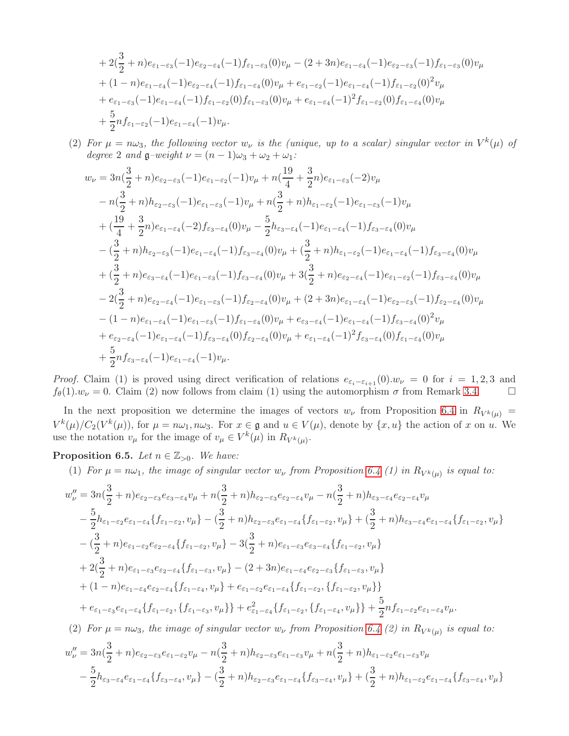$$
\begin{aligned}
&+2(\frac{3}{2}+n)e_{\varepsilon_1-\varepsilon_3}(-1)e_{\varepsilon_2-\varepsilon_4}(-1)f_{\varepsilon_1-\varepsilon_3}(0)v_\mu-(2+3n)e_{\varepsilon_1-\varepsilon_4}(-1)e_{\varepsilon_2-\varepsilon_3}(-1)f_{\varepsilon_1-\varepsilon_3}(0)v_\mu\\
&+(1-n)e_{\varepsilon_1-\varepsilon_4}(-1)e_{\varepsilon_2-\varepsilon_4}(-1)f_{\varepsilon_1-\varepsilon_4}(0)v_\mu+e_{\varepsilon_1-\varepsilon_2}(-1)e_{\varepsilon_1-\varepsilon_4}(-1)f_{\varepsilon_1-\varepsilon_2}(0)^2v_\mu\\
&+e_{\varepsilon_1-\varepsilon_3}(-1)e_{\varepsilon_1-\varepsilon_4}(-1)f_{\varepsilon_1-\varepsilon_2}(0)f_{\varepsilon_1-\varepsilon_3}(0)v_\mu+e_{\varepsilon_1-\varepsilon_4}(-1)^2f_{\varepsilon_1-\varepsilon_2}(0)f_{\varepsilon_1-\varepsilon_4}(0)v_\mu\\
&+\frac{5}{2}nf_{\varepsilon_1-\varepsilon_2}(-1)e_{\varepsilon_1-\varepsilon_4}(-1)v_\mu.
\end{aligned}
$$

(2) *For $\mu = n\omega_3$, the following vector $w_\nu$ is the (unique, up to a scalar) singular vector in $V^k(\mu)$ of degree 2 and $\mathfrak{g}$–weight $\nu = (n-1)\omega_3 + \omega_2 + \omega_1$:*

$$
\begin{aligned}
w_\nu=\;&3n(\frac{3}{2}+n)e_{\varepsilon_2-\varepsilon_3}(-1)e_{\varepsilon_1-\varepsilon_2}(-1)v_\mu+n(\frac{19}{4}+\frac{3}{2}n)e_{\varepsilon_1-\varepsilon_3}(-2)v_\mu\\
&-n(\frac{3}{2}+n)h_{\varepsilon_2-\varepsilon_3}(-1)e_{\varepsilon_1-\varepsilon_3}(-1)v_\mu+n(\frac{3}{2}+n)h_{\varepsilon_1-\varepsilon_2}(-1)e_{\varepsilon_1-\varepsilon_3}(-1)v_\mu\\
&+(\frac{19}{4}+\frac{3}{2}n)e_{\varepsilon_1-\varepsilon_4}(-2)f_{\varepsilon_3-\varepsilon_4}(0)v_\mu-\frac{5}{2}h_{\varepsilon_3-\varepsilon_4}(-1)e_{\varepsilon_1-\varepsilon_4}(-1)f_{\varepsilon_3-\varepsilon_4}(0)v_\mu\\
&-(\frac{3}{2}+n)h_{\varepsilon_2-\varepsilon_3}(-1)e_{\varepsilon_1-\varepsilon_4}(-1)f_{\varepsilon_3-\varepsilon_4}(0)v_\mu+(\frac{3}{2}+n)h_{\varepsilon_1-\varepsilon_2}(-1)e_{\varepsilon_1-\varepsilon_4}(-1)f_{\varepsilon_3-\varepsilon_4}(0)v_\mu\\
&+(\frac{3}{2}+n)e_{\varepsilon_3-\varepsilon_4}(-1)e_{\varepsilon_1-\varepsilon_3}(-1)f_{\varepsilon_3-\varepsilon_4}(0)v_\mu+3(\frac{3}{2}+n)e_{\varepsilon_2-\varepsilon_4}(-1)e_{\varepsilon_1-\varepsilon_2}(-1)f_{\varepsilon_3-\varepsilon_4}(0)v_\mu\\
&-2(\frac{3}{2}+n)e_{\varepsilon_2-\varepsilon_4}(-1)e_{\varepsilon_1-\varepsilon_3}(-1)f_{\varepsilon_2-\varepsilon_4}(0)v_\mu+(2+3n)e_{\varepsilon_1-\varepsilon_4}(-1)e_{\varepsilon_2-\varepsilon_3}(-1)f_{\varepsilon_2-\varepsilon_4}(0)v_\mu\\
&-(1-n)e_{\varepsilon_1-\varepsilon_4}(-1)e_{\varepsilon_1-\varepsilon_3}(-1)f_{\varepsilon_1-\varepsilon_4}(0)v_\mu+e_{\varepsilon_3-\varepsilon_4}(-1)e_{\varepsilon_1-\varepsilon_4}(-1)f_{\varepsilon_3-\varepsilon_4}(0)^2v_\mu\\
&+e_{\varepsilon_2-\varepsilon_4}(-1)e_{\varepsilon_1-\varepsilon_4}(-1)f_{\varepsilon_3-\varepsilon_4}(0)f_{\varepsilon_2-\varepsilon_4}(0)v_\mu+e_{\varepsilon_1-\varepsilon_4}(-1)^2f_{\varepsilon_3-\varepsilon_4}(0)f_{\varepsilon_1-\varepsilon_4}(0)v_\mu\\
&+\frac{5}{2}nf_{\varepsilon_3-\varepsilon_4}(-1)e_{\varepsilon_1-\varepsilon_4}(-1)v_\mu.
\end{aligned}
$$

*Proof.* Claim (1) is proved using direct verification of relations $e_{\varepsilon_i-\varepsilon_{i+1}}(0).w_\nu = 0$ for $i = 1, 2, 3$ and $f_\theta(1).w_\nu = 0$. Claim (2) now follows from claim (1) using the automorphism $\sigma$ from Remark 3.4. □

In the next proposition we determine the images of vectors $w_\nu$ from Proposition 6.4 in $R_{V^k(\mu)} = V^k(\mu)/C_2(V^k(\mu))$, for $\mu = n\omega_1, n\omega_3$. For $x \in \mathfrak{g}$ and $u \in V(\mu)$, denote by $\{x, u\}$ the action of $x$ on $u$. We use the notation $v_\mu$ for the image of $v_\mu \in V^k(\mu)$ in $R_{V^k(\mu)}$.

**Proposition 6.5.** *Let $n \in \mathbb{Z}_{>0}$. We have:*

(1) *For $\mu = n\omega_1$, the image of singular vector $w_\nu$ from Proposition 6.4 (1) in $R_{V^k(\mu)}$ is equal to:*

$$
\begin{aligned}
w''_\nu=\;&3n(\frac{3}{2}+n)e_{\varepsilon_2-\varepsilon_3}e_{\varepsilon_3-\varepsilon_4}v_\mu+n(\frac{3}{2}+n)h_{\varepsilon_2-\varepsilon_3}e_{\varepsilon_2-\varepsilon_4}v_\mu-n(\frac{3}{2}+n)h_{\varepsilon_3-\varepsilon_4}e_{\varepsilon_2-\varepsilon_4}v_\mu\\
&-\frac{5}{2}h_{\varepsilon_1-\varepsilon_2}e_{\varepsilon_1-\varepsilon_4}\{f_{\varepsilon_1-\varepsilon_2},v_\mu\}-(\frac{3}{2}+n)h_{\varepsilon_2-\varepsilon_3}e_{\varepsilon_1-\varepsilon_4}\{f_{\varepsilon_1-\varepsilon_2},v_\mu\}+(\frac{3}{2}+n)h_{\varepsilon_3-\varepsilon_4}e_{\varepsilon_1-\varepsilon_4}\{f_{\varepsilon_1-\varepsilon_2},v_\mu\}\\
&-(\frac{3}{2}+n)e_{\varepsilon_1-\varepsilon_2}e_{\varepsilon_2-\varepsilon_4}\{f_{\varepsilon_1-\varepsilon_2},v_\mu\}-3(\frac{3}{2}+n)e_{\varepsilon_1-\varepsilon_3}e_{\varepsilon_3-\varepsilon_4}\{f_{\varepsilon_1-\varepsilon_2},v_\mu\}\\
&+2(\frac{3}{2}+n)e_{\varepsilon_1-\varepsilon_3}e_{\varepsilon_2-\varepsilon_4}\{f_{\varepsilon_1-\varepsilon_3},v_\mu\}-(2+3n)e_{\varepsilon_1-\varepsilon_4}e_{\varepsilon_2-\varepsilon_3}\{f_{\varepsilon_1-\varepsilon_3},v_\mu\}\\
&+(1-n)e_{\varepsilon_1-\varepsilon_4}e_{\varepsilon_2-\varepsilon_4}\{f_{\varepsilon_1-\varepsilon_4},v_\mu\}+e_{\varepsilon_1-\varepsilon_2}e_{\varepsilon_1-\varepsilon_4}\{f_{\varepsilon_1-\varepsilon_2},\{f_{\varepsilon_1-\varepsilon_2},v_\mu\}\}\\
&+e_{\varepsilon_1-\varepsilon_3}e_{\varepsilon_1-\varepsilon_4}\{f_{\varepsilon_1-\varepsilon_2},\{f_{\varepsilon_1-\varepsilon_3},v_\mu\}\}+e^2_{\varepsilon_1-\varepsilon_4}\{f_{\varepsilon_1-\varepsilon_2},\{f_{\varepsilon_1-\varepsilon_4},v_\mu\}\}+\frac{5}{2}nf_{\varepsilon_1-\varepsilon_2}e_{\varepsilon_1-\varepsilon_4}v_\mu.
\end{aligned}
$$

(2) *For $\mu = n\omega_3$, the image of singular vector $w_\nu$ from Proposition 6.4 (2) in $R_{V^k(\mu)}$ is equal to:*

$$
\begin{aligned}
w''_\nu=\;&3n(\frac{3}{2}+n)e_{\varepsilon_2-\varepsilon_3}e_{\varepsilon_1-\varepsilon_2}v_\mu-n(\frac{3}{2}+n)h_{\varepsilon_2-\varepsilon_3}e_{\varepsilon_1-\varepsilon_3}v_\mu+n(\frac{3}{2}+n)h_{\varepsilon_1-\varepsilon_2}e_{\varepsilon_1-\varepsilon_3}v_\mu\\
&-\frac{5}{2}h_{\varepsilon_3-\varepsilon_4}e_{\varepsilon_1-\varepsilon_4}\{f_{\varepsilon_3-\varepsilon_4},v_\mu\}-(\frac{3}{2}+n)h_{\varepsilon_2-\varepsilon_3}e_{\varepsilon_1-\varepsilon_4}\{f_{\varepsilon_3-\varepsilon_4},v_\mu\}+(\frac{3}{2}+n)h_{\varepsilon_1-\varepsilon_2}e_{\varepsilon_1-\varepsilon_4}\{f_{\varepsilon_3-\varepsilon_4},v_\mu\}
\end{aligned}
$$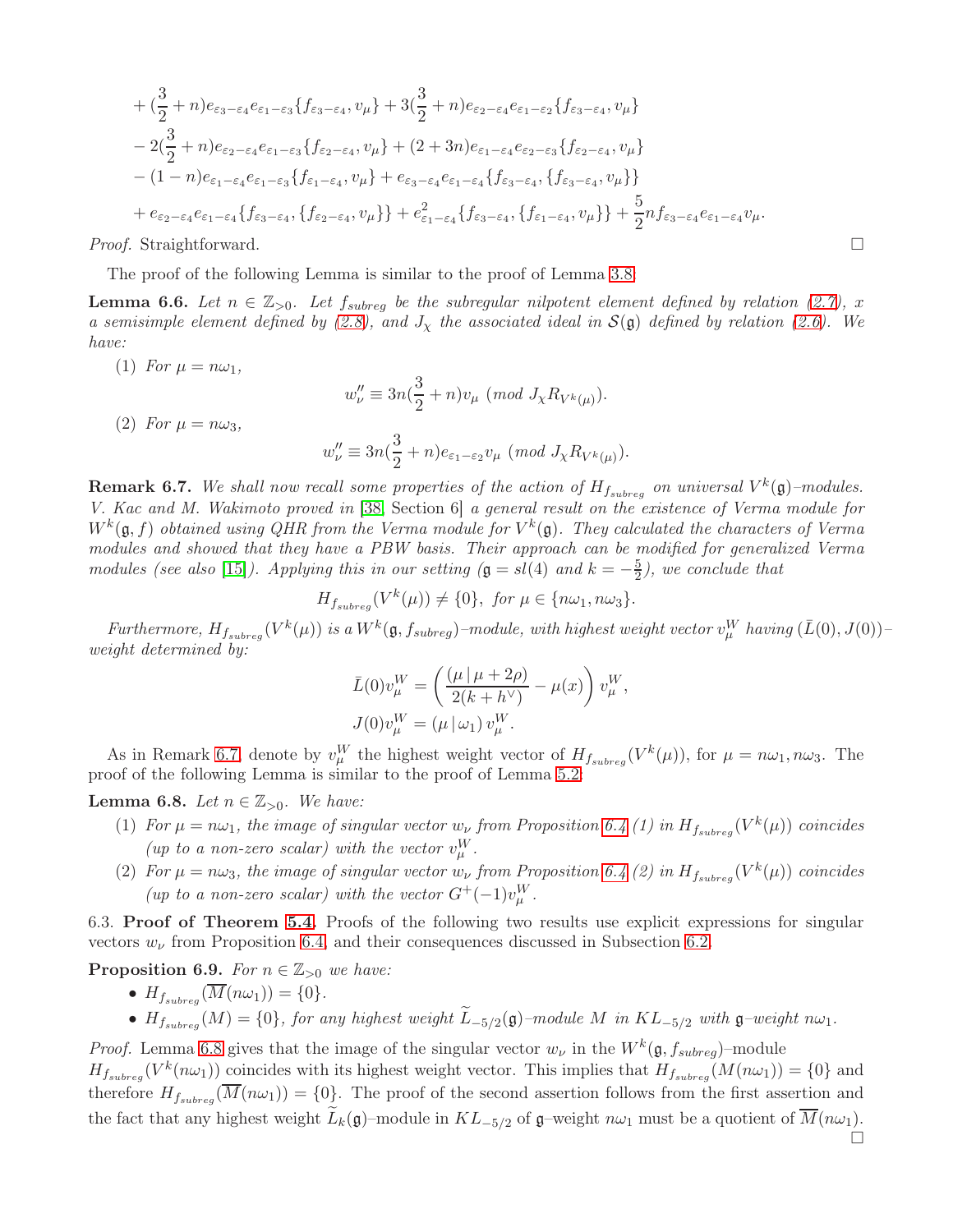$$
\begin{aligned}
&+ (\frac{3}{2}+n) e_{\varepsilon_3-\varepsilon_4} e_{\varepsilon_1-\varepsilon_3}\{f_{\varepsilon_3-\varepsilon_4}, v_\mu\} + 3(\frac{3}{2}+n) e_{\varepsilon_2-\varepsilon_4} e_{\varepsilon_1-\varepsilon_2}\{f_{\varepsilon_3-\varepsilon_4}, v_\mu\} \\
&- 2(\frac{3}{2}+n) e_{\varepsilon_2-\varepsilon_4} e_{\varepsilon_1-\varepsilon_3}\{f_{\varepsilon_2-\varepsilon_4}, v_\mu\} + (2+3n) e_{\varepsilon_1-\varepsilon_4} e_{\varepsilon_2-\varepsilon_3}\{f_{\varepsilon_2-\varepsilon_4}, v_\mu\} \\
&- (1-n) e_{\varepsilon_1-\varepsilon_4} e_{\varepsilon_1-\varepsilon_3}\{f_{\varepsilon_1-\varepsilon_4}, v_\mu\} + e_{\varepsilon_3-\varepsilon_4} e_{\varepsilon_1-\varepsilon_4}\{f_{\varepsilon_3-\varepsilon_4}, \{f_{\varepsilon_3-\varepsilon_4}, v_\mu\}\} \\
&+ e_{\varepsilon_2-\varepsilon_4} e_{\varepsilon_1-\varepsilon_4}\{f_{\varepsilon_3-\varepsilon_4}, \{f_{\varepsilon_2-\varepsilon_4}, v_\mu\}\} + e^2_{\varepsilon_1-\varepsilon_4}\{f_{\varepsilon_3-\varepsilon_4}, \{f_{\varepsilon_1-\varepsilon_4}, v_\mu\}\} + \frac{5}{2} n f_{\varepsilon_3-\varepsilon_4} e_{\varepsilon_1-\varepsilon_4} v_\mu.
\end{aligned}
$$

*Proof.* Straightforward. □

The proof of the following Lemma is similar to the proof of Lemma 3.8.

**Lemma 6.6.** *Let $n \in \mathbb{Z}_{>0}$. Let $f_{subreg}$ be the subregular nilpotent element defined by relation (2.7), $x$ a semisimple element defined by (2.8), and $J_\chi$ the associated ideal in $\mathcal{S}(\mathfrak{g})$ defined by relation (2.6). We have:*

1. *For $\mu = n\omega_1$,*
$$w''_\nu \equiv 3n(\frac{3}{2}+n) v_\mu \ (mod\ J_\chi R_{V^k(\mu)}).$$
2. *For $\mu = n\omega_3$,*
$$w''_\nu \equiv 3n(\frac{3}{2}+n) e_{\varepsilon_1-\varepsilon_2} v_\mu \ (mod\ J_\chi R_{V^k(\mu)}).$$

**Remark 6.7.** *We shall now recall some properties of the action of $H_{f_{subreg}}$ on universal $V^k(\mathfrak{g})$–modules. V. Kac and M. Wakimoto proved in [38, Section 6] a general result on the existence of Verma module for $W^k(\mathfrak{g}, f)$ obtained using QHR from the Verma module for $V^k(\mathfrak{g})$. They calculated the characters of Verma modules and showed that they have a PBW basis. Their approach can be modified for generalized Verma modules (see also [15]). Applying this in our setting ($\mathfrak{g} = sl(4)$ and $k = -\frac{5}{2}$), we conclude that*
$$H_{f_{subreg}}(V^k(\mu)) \neq \{0\}, \ for\ \mu \in \{n\omega_1, n\omega_3\}.$$

*Furthermore, $H_{f_{subreg}}(V^k(\mu))$ is a $W^k(\mathfrak{g}, f_{subreg})$–module, with highest weight vector $v^W_\mu$ having $(\bar{L}(0), J(0))$–weight determined by:*
$$
\begin{aligned}
\bar{L}(0) v^W_\mu &= \left(\frac{(\mu \,|\, \mu + 2\rho)}{2(k+h^\vee)} - \mu(x)\right) v^W_\mu, \\
J(0) v^W_\mu &= (\mu \,|\, \omega_1)\, v^W_\mu.
\end{aligned}
$$

As in Remark 6.7, denote by $v^W_\mu$ the highest weight vector of $H_{f_{subreg}}(V^k(\mu))$, for $\mu = n\omega_1, n\omega_3$. The proof of the following Lemma is similar to the proof of Lemma 5.2.

**Lemma 6.8.** *Let $n \in \mathbb{Z}_{>0}$. We have:*

1. *For $\mu = n\omega_1$, the image of singular vector $w_\nu$ from Proposition 6.4 (1) in $H_{f_{subreg}}(V^k(\mu))$ coincides (up to a non-zero scalar) with the vector $v^W_\mu$.*
2. *For $\mu = n\omega_3$, the image of singular vector $w_\nu$ from Proposition 6.4 (2) in $H_{f_{subreg}}(V^k(\mu))$ coincides (up to a non-zero scalar) with the vector $G^+(-1)v^W_\mu$.*

6.3. **Proof of Theorem 5.4.** Proofs of the following two results use explicit expressions for singular vectors $w_\nu$ from Proposition 6.4 and their consequences discussed in Subsection 6.2.

**Proposition 6.9.** *For $n \in \mathbb{Z}_{>0}$ we have:*

- *$H_{f_{subreg}}(\overline{M}(n\omega_1)) = \{0\}$.*
- *$H_{f_{subreg}}(M) = \{0\}$, for any highest weight $\widetilde{L}_{-5/2}(\mathfrak{g})$–module $M$ in $KL_{-5/2}$ with $\mathfrak{g}$–weight $n\omega_1$.*

*Proof.* Lemma 6.8 gives that the image of the singular vector $w_\nu$ in the $W^k(\mathfrak{g}, f_{subreg})$–module $H_{f_{subreg}}(V^k(n\omega_1))$ coincides with its highest weight vector. This implies that $H_{f_{subreg}}(M(n\omega_1)) = \{0\}$ and therefore $H_{f_{subreg}}(\overline{M}(n\omega_1)) = \{0\}$. The proof of the second assertion follows from the first assertion and the fact that any highest weight $\widetilde{L}_k(\mathfrak{g})$–module in $KL_{-5/2}$ of $\mathfrak{g}$–weight $n\omega_1$ must be a quotient of $\overline{M}(n\omega_1)$. □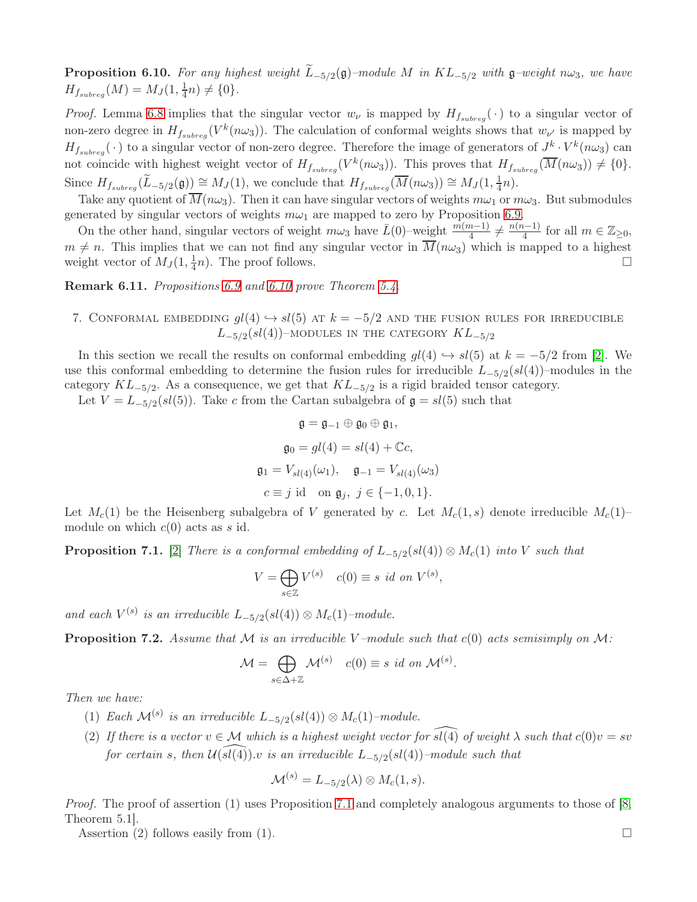**Proposition 6.10.** *For any highest weight $\widetilde{L}_{-5/2}(\mathfrak{g})$–module $M$ in $KL_{-5/2}$ with $\mathfrak{g}$–weight $n\omega_3$, we have $H_{f_{subreg}}(M) = M_J(1, \frac{1}{4}n) \neq \{0\}$.*

*Proof.* Lemma 6.8 implies that the singular vector $w_\nu$ is mapped by $H_{f_{subreg}}(\,\cdot\,)$ to a singular vector of non-zero degree in $H_{f_{subreg}}(V^k(n\omega_3))$. The calculation of conformal weights shows that $w_{\nu'}$ is mapped by $H_{f_{subreg}}(\,\cdot\,)$ to a singular vector of non-zero degree. Therefore the image of generators of $J^k \cdot V^k(n\omega_3)$ can not coincide with highest weight vector of $H_{f_{subreg}}(V^k(n\omega_3))$. This proves that $H_{f_{subreg}}(\overline{M}(n\omega_3)) \neq \{0\}$. Since $H_{f_{subreg}}(\widetilde{L}_{-5/2}(\mathfrak{g})) \cong M_J(1)$, we conclude that $H_{f_{subreg}}(\overline{M}(n\omega_3)) \cong M_J(1, \frac{1}{4}n)$.

Take any quotient of $\overline{M}(n\omega_3)$. Then it can have singular vectors of weights $m\omega_1$ or $m\omega_3$. But submodules generated by singular vectors of weights $m\omega_1$ are mapped to zero by Proposition 6.9.

On the other hand, singular vectors of weight $m\omega_3$ have $\bar{L}(0)$–weight $\frac{m(m-1)}{4} \neq \frac{n(n-1)}{4}$ for all $m \in \mathbb{Z}_{\geq 0}$, $m \neq n$. This implies that we can not find any singular vector in $\overline{M}(n\omega_3)$ which is mapped to a highest weight vector of $M_J(1, \frac{1}{4}n)$. The proof follows. □

**Remark 6.11.** *Propositions 6.9 and 6.10 prove Theorem 5.4.*

## 7. Conformal embedding $gl(4) \hookrightarrow sl(5)$ at $k = -5/2$ and the fusion rules for irreducible $L_{-5/2}(sl(4))$–modules in the category $KL_{-5/2}$

In this section we recall the results on conformal embedding $gl(4) \hookrightarrow sl(5)$ at $k = -5/2$ from [2]. We use this conformal embedding to determine the fusion rules for irreducible $L_{-5/2}(sl(4))$–modules in the category $KL_{-5/2}$. As a consequence, we get that $KL_{-5/2}$ is a rigid braided tensor category.

Let $V = L_{-5/2}(sl(5))$. Take $c$ from the Cartan subalgebra of $\mathfrak{g} = sl(5)$ such that

$$\mathfrak{g} = \mathfrak{g}_{-1} \oplus \mathfrak{g}_0 \oplus \mathfrak{g}_1,$$

$$\mathfrak{g}_0 = gl(4) = sl(4) + \mathbb{C}c,$$

$$\mathfrak{g}_1 = V_{sl(4)}(\omega_1), \quad \mathfrak{g}_{-1} = V_{sl(4)}(\omega_3)$$

$$c \equiv j \text{ id} \quad \text{on } \mathfrak{g}_j, \ j \in \{-1, 0, 1\}.$$

Let $M_c(1)$ be the Heisenberg subalgebra of $V$ generated by $c$. Let $M_c(1, s)$ denote irreducible $M_c(1)$–module on which $c(0)$ acts as $s$ id.

**Proposition 7.1.** [2] *There is a conformal embedding of $L_{-5/2}(sl(4)) \otimes M_c(1)$ into $V$ such that*

$$V = \bigoplus_{s \in \mathbb{Z}} V^{(s)} \quad c(0) \equiv s \text{ id on } V^{(s)},$$

*and each $V^{(s)}$ is an irreducible $L_{-5/2}(sl(4)) \otimes M_c(1)$–module.*

**Proposition 7.2.** *Assume that $\mathcal{M}$ is an irreducible $V$–module such that $c(0)$ acts semisimply on $\mathcal{M}$:*

$$\mathcal{M} = \bigoplus_{s \in \Delta + \mathbb{Z}} \mathcal{M}^{(s)} \quad c(0) \equiv s \text{ id on } \mathcal{M}^{(s)}.$$

*Then we have:*

1. *Each $\mathcal{M}^{(s)}$ is an irreducible $L_{-5/2}(sl(4)) \otimes M_c(1)$–module.*
2. *If there is a vector $v \in \mathcal{M}$ which is a highest weight vector for $\widehat{sl(4)}$ of weight $\lambda$ such that $c(0)v = sv$ for certain $s$, then $\mathcal{U}(\widehat{sl(4)}).v$ is an irreducible $L_{-5/2}(sl(4))$–module such that*

$$\mathcal{M}^{(s)} = L_{-5/2}(\lambda) \otimes M_c(1, s).$$

*Proof.* The proof of assertion (1) uses Proposition 7.1 and completely analogous arguments to those of [8, Theorem 5.1].

Assertion (2) follows easily from (1). □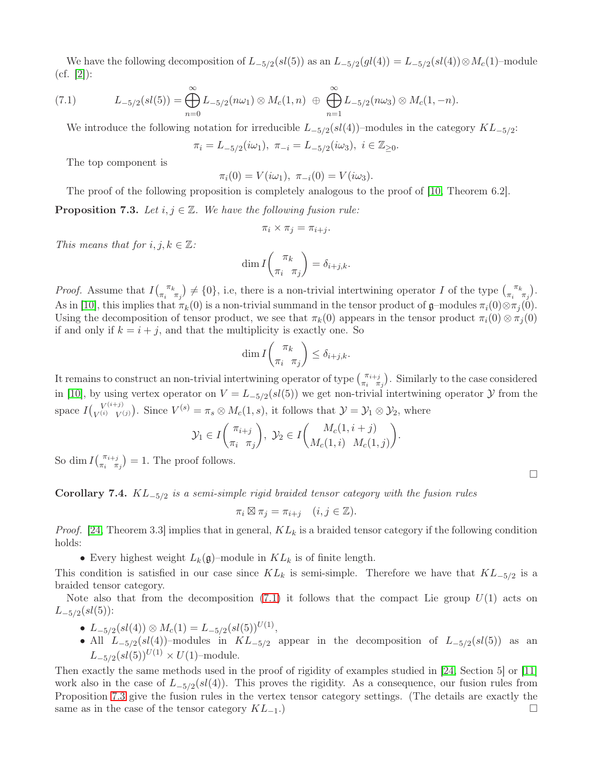We have the following decomposition of $L_{-5/2}(sl(5))$ as an $L_{-5/2}(gl(4)) = L_{-5/2}(sl(4)) \otimes M_c(1)$–module (cf. [2]):

$$L_{-5/2}(sl(5)) = \bigoplus_{n=0}^{\infty} L_{-5/2}(n\omega_1) \otimes M_c(1,n) \; \oplus \; \bigoplus_{n=1}^{\infty} L_{-5/2}(n\omega_3) \otimes M_c(1,-n). \tag{7.1}$$

We introduce the following notation for irreducible $L_{-5/2}(sl(4))$–modules in the category $KL_{-5/2}$:

$$\pi_i = L_{-5/2}(i\omega_1), \; \pi_{-i} = L_{-5/2}(i\omega_3), \; i \in \mathbb{Z}_{\geq 0}.$$

The top component is

$$\pi_i(0) = V(i\omega_1), \; \pi_{-i}(0) = V(i\omega_3).$$

The proof of the following proposition is completely analogous to the proof of [10, Theorem 6.2].

**Proposition 7.3.** *Let $i, j \in \mathbb{Z}$. We have the following fusion rule:*

$$\pi_i \times \pi_j = \pi_{i+j}.$$

*This means that for $i, j, k \in \mathbb{Z}$:*

$$\dim I \binom{\pi_k}{\pi_i \;\; \pi_j} = \delta_{i+j,k}.$$

*Proof.* Assume that $I\binom{\pi_k}{\pi_i \;\; \pi_j} \neq \{0\}$, i.e, there is a non-trivial intertwining operator $I$ of the type $\binom{\pi_k}{\pi_i \;\; \pi_j}$. As in [10], this implies that $\pi_k(0)$ is a non-trivial summand in the tensor product of $\mathfrak{g}$–modules $\pi_i(0) \otimes \pi_j(0)$. Using the decomposition of tensor product, we see that $\pi_k(0)$ appears in the tensor product $\pi_i(0) \otimes \pi_j(0)$ if and only if $k = i + j$, and that the multiplicity is exactly one. So

$$\dim I \binom{\pi_k}{\pi_i \;\; \pi_j} \leq \delta_{i+j,k}.$$

It remains to construct an non-trivial intertwining operator of type $\binom{\pi_{i+j}}{\pi_i \;\; \pi_j}$. Similarly to the case considered in [10], by using vertex operator on $V = L_{-5/2}(sl(5))$ we get non-trivial intertwining operator $\mathcal{Y}$ from the space $I\binom{V^{(i+j)}}{V^{(i)} \;\; V^{(j)}}$. Since $V^{(s)} = \pi_s \otimes M_c(1,s)$, it follows that $\mathcal{Y} = \mathcal{Y}_1 \otimes \mathcal{Y}_2$, where

$$\mathcal{Y}_1 \in I \binom{\pi_{i+j}}{\pi_i \;\; \pi_j}, \; \mathcal{Y}_2 \in I \binom{M_c(1, i+j)}{M_c(1,i) \;\; M_c(1,j)}.$$

So $\dim I\binom{\pi_{i+j}}{\pi_i \;\; \pi_j} = 1$. The proof follows. $\square$

**Corollary 7.4.** *$KL_{-5/2}$ is a semi-simple rigid braided tensor category with the fusion rules*

$$\pi_i \boxtimes \pi_j = \pi_{i+j} \quad (i, j \in \mathbb{Z}).$$

*Proof.* [24, Theorem 3.3] implies that in general, $KL_k$ is a braided tensor category if the following condition holds:

- Every highest weight $L_k(\mathfrak{g})$–module in $KL_k$ is of finite length.

This condition is satisfied in our case since $KL_k$ is semi-simple. Therefore we have that $KL_{-5/2}$ is a braided tensor category.

Note also that from the decomposition (7.1) it follows that the compact Lie group $U(1)$ acts on $L_{-5/2}(sl(5))$:

- $L_{-5/2}(sl(4)) \otimes M_c(1) = L_{-5/2}(sl(5))^{U(1)}$,
- All $L_{-5/2}(sl(4))$–modules in $KL_{-5/2}$ appear in the decomposition of $L_{-5/2}(sl(5))$ as an $L_{-5/2}(sl(5))^{U(1)} \times U(1)$–module.

Then exactly the same methods used in the proof of rigidity of examples studied in [24, Section 5] or [11] work also in the case of $L_{-5/2}(sl(4))$. This proves the rigidity. As a consequence, our fusion rules from Proposition 7.3 give the fusion rules in the vertex tensor category settings. (The details are exactly the same as in the case of the tensor category $KL_{-1}$.) $\square$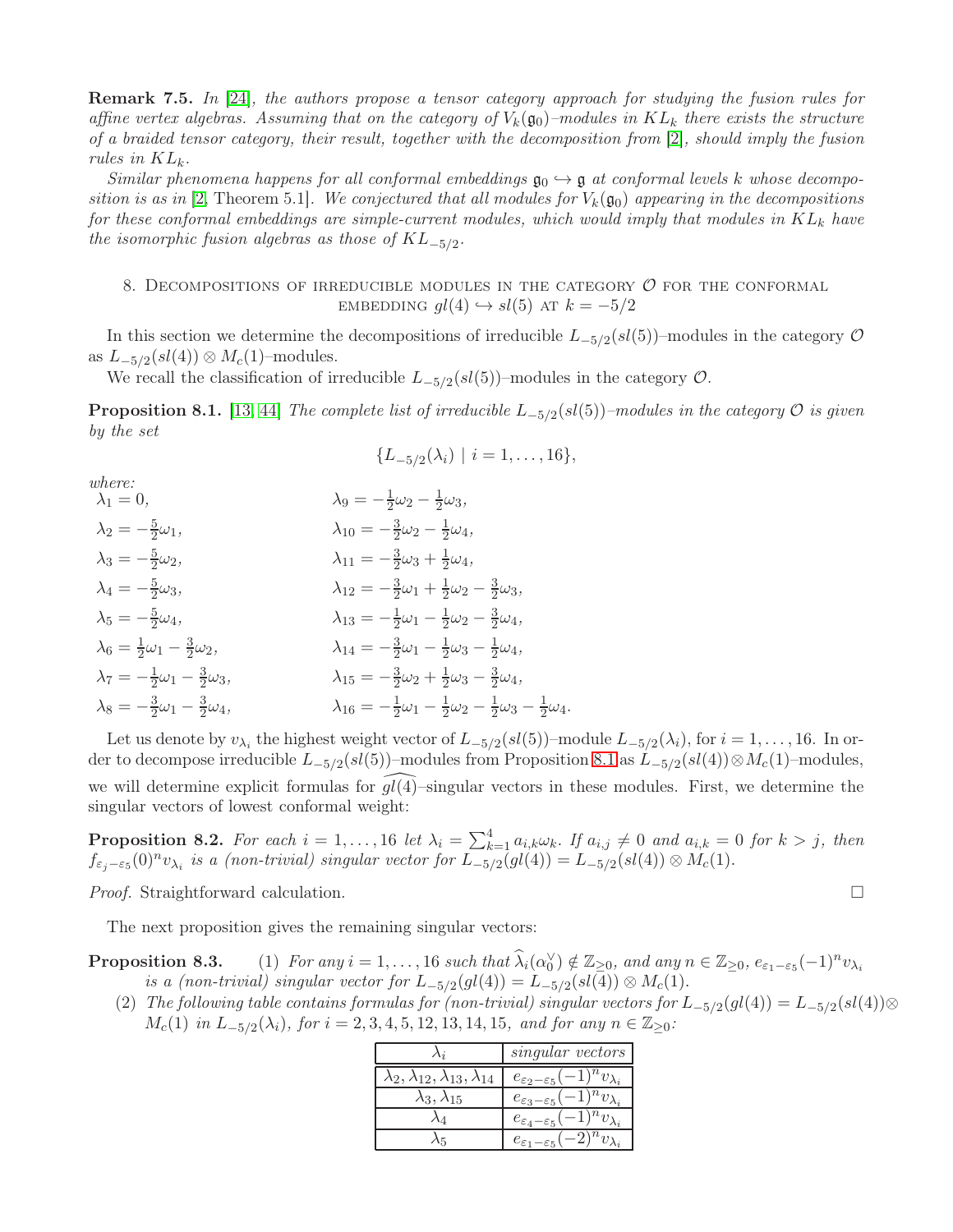**Remark 7.5.** *In [24], the authors propose a tensor category approach for studying the fusion rules for affine vertex algebras. Assuming that on the category of $V_k(\mathfrak{g}_0)$–modules in $KL_k$ there exists the structure of a braided tensor category, their result, together with the decomposition from [2], should imply the fusion rules in $KL_k$.*

*Similar phenomena happens for all conformal embeddings $\mathfrak{g}_0 \hookrightarrow \mathfrak{g}$ at conformal levels $k$ whose decomposition is as in [2, Theorem 5.1]. We conjectured that all modules for $V_k(\mathfrak{g}_0)$ appearing in the decompositions for these conformal embeddings are simple-current modules, which would imply that modules in $KL_k$ have the isomorphic fusion algebras as those of $KL_{-5/2}$.*

## 8. Decompositions of irreducible modules in the category $\mathcal{O}$ for the conformal embedding $gl(4) \hookrightarrow sl(5)$ at $k = -5/2$

In this section we determine the decompositions of irreducible $L_{-5/2}(sl(5))$–modules in the category $\mathcal{O}$ as $L_{-5/2}(sl(4)) \otimes M_c(1)$–modules.

We recall the classification of irreducible $L_{-5/2}(sl(5))$–modules in the category $\mathcal{O}$.

**Proposition 8.1.** [13, 44] *The complete list of irreducible $L_{-5/2}(sl(5))$–modules in the category $\mathcal{O}$ is given by the set*

$$\{L_{-5/2}(\lambda_i) \mid i = 1, \ldots, 16\},$$

*where:*

$\lambda_1 = 0,$

$\lambda_2 = -\frac{5}{2}\omega_1,$

$\lambda_3 = -\frac{5}{2}\omega_2,$

$\lambda_4 = -\frac{5}{2}\omega_3,$

$\lambda_5 = -\frac{5}{2}\omega_4,$

$\lambda_6 = \frac{1}{2}\omega_1 - \frac{3}{2}\omega_2,$

$\lambda_7 = -\frac{1}{2}\omega_1 - \frac{3}{2}\omega_3,$

$\lambda_8 = -\frac{3}{2}\omega_1 - \frac{3}{2}\omega_4,$

$\lambda_9 = -\frac{1}{2}\omega_2 - \frac{1}{2}\omega_3,$

$\lambda_{10} = -\frac{3}{2}\omega_2 - \frac{1}{2}\omega_4,$

$\lambda_{11} = -\frac{3}{2}\omega_3 + \frac{1}{2}\omega_4,$

$\lambda_{12} = -\frac{3}{2}\omega_1 + \frac{1}{2}\omega_2 - \frac{3}{2}\omega_3,$

$\lambda_{13} = -\frac{1}{2}\omega_1 - \frac{1}{2}\omega_2 - \frac{3}{2}\omega_4,$

$\lambda_{14} = -\frac{3}{2}\omega_1 - \frac{1}{2}\omega_3 - \frac{1}{2}\omega_4,$

$\lambda_{15} = -\frac{3}{2}\omega_2 + \frac{1}{2}\omega_3 - \frac{3}{2}\omega_4,$

$\lambda_{16} = -\frac{1}{2}\omega_1 - \frac{1}{2}\omega_2 - \frac{1}{2}\omega_3 - \frac{1}{2}\omega_4.$

Let us denote by $v_{\lambda_i}$ the highest weight vector of $L_{-5/2}(sl(5))$–module $L_{-5/2}(\lambda_i)$, for $i = 1, \ldots, 16$. In order to decompose irreducible $L_{-5/2}(sl(5))$–modules from Proposition 8.1 as $L_{-5/2}(sl(4)) \otimes M_c(1)$–modules, we will determine explicit formulas for $\widehat{gl(4)}$–singular vectors in these modules. First, we determine the singular vectors of lowest conformal weight:

**Proposition 8.2.** *For each $i = 1, \ldots, 16$ let $\lambda_i = \sum_{k=1}^{4} a_{i,k}\omega_k$. If $a_{i,j} \neq 0$ and $a_{i,k} = 0$ for $k > j$, then $f_{\varepsilon_j - \varepsilon_5}(0)^n v_{\lambda_i}$ is a (non-trivial) singular vector for $L_{-5/2}(gl(4)) = L_{-5/2}(sl(4)) \otimes M_c(1)$.*

*Proof.* Straightforward calculation. □

The next proposition gives the remaining singular vectors:

**Proposition 8.3.** (1) *For any $i = 1, \ldots, 16$ such that $\widehat{\lambda}_i(\alpha_0^\vee) \notin \mathbb{Z}_{\geq 0}$, and any $n \in \mathbb{Z}_{\geq 0}$, $e_{\varepsilon_1 - \varepsilon_5}(-1)^n v_{\lambda_i}$ is a (non-trivial) singular vector for $L_{-5/2}(gl(4)) = L_{-5/2}(sl(4)) \otimes M_c(1)$.*

(2) *The following table contains formulas for (non-trivial) singular vectors for $L_{-5/2}(gl(4)) = L_{-5/2}(sl(4)) \otimes M_c(1)$ in $L_{-5/2}(\lambda_i)$, for $i = 2, 3, 4, 5, 12, 13, 14, 15$, and for any $n \in \mathbb{Z}_{\geq 0}$:*

| $\lambda_i$ | *singular vectors* |
|---|---|
| $\lambda_2, \lambda_{12}, \lambda_{13}, \lambda_{14}$ | $e_{\varepsilon_2 - \varepsilon_5}(-1)^n v_{\lambda_i}$ |
| $\lambda_3, \lambda_{15}$ | $e_{\varepsilon_3 - \varepsilon_5}(-1)^n v_{\lambda_i}$ |
| $\lambda_4$ | $e_{\varepsilon_4 - \varepsilon_5}(-1)^n v_{\lambda_i}$ |
| $\lambda_5$ | $e_{\varepsilon_1 - \varepsilon_5}(-2)^n v_{\lambda_i}$ |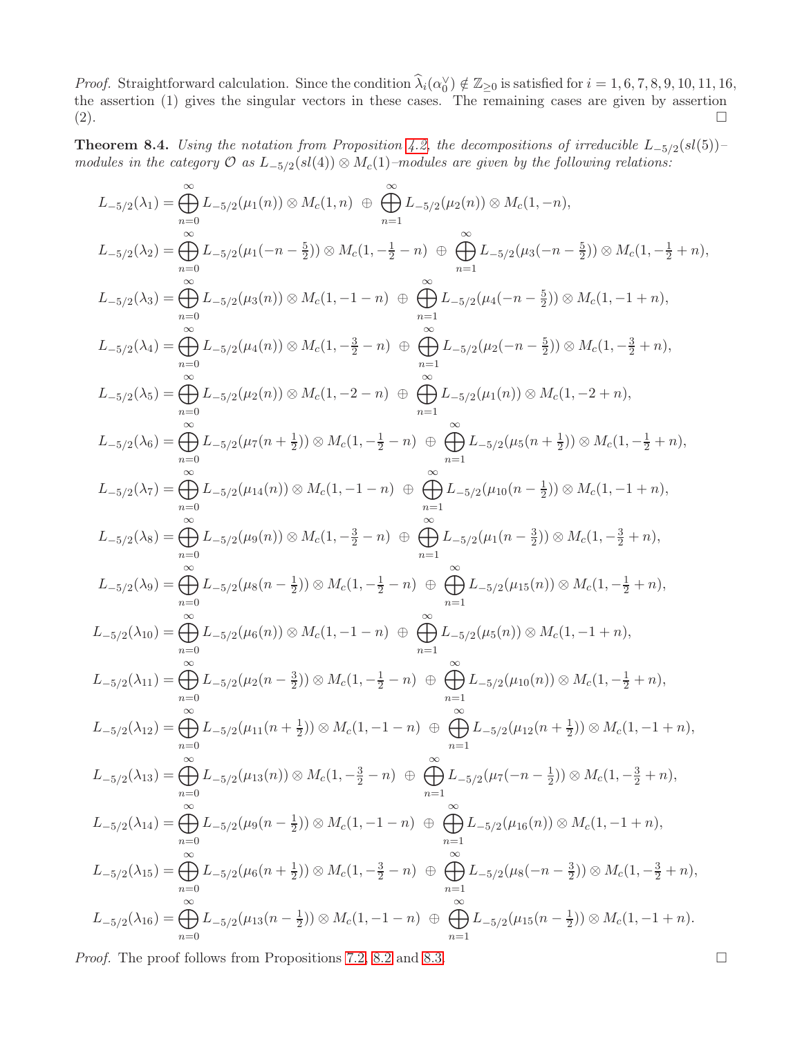*Proof.* Straightforward calculation. Since the condition $\widehat{\lambda}_i(\alpha_0^\vee) \notin \mathbb{Z}_{\geq 0}$ is satisfied for $i = 1, 6, 7, 8, 9, 10, 11, 16$, the assertion (1) gives the singular vectors in these cases. The remaining cases are given by assertion (2). □

**Theorem 8.4.** *Using the notation from Proposition 4.2, the decompositions of irreducible $L_{-5/2}(sl(5))$–modules in the category $\mathcal{O}$ as $L_{-5/2}(sl(4)) \otimes M_c(1)$–modules are given by the following relations:*

$$
\begin{aligned}
L_{-5/2}(\lambda_1) &= \bigoplus_{n=0}^{\infty} L_{-5/2}(\mu_1(n)) \otimes M_c(1,n) \;\oplus\; \bigoplus_{n=1}^{\infty} L_{-5/2}(\mu_2(n)) \otimes M_c(1,-n),\\
L_{-5/2}(\lambda_2) &= \bigoplus_{n=0}^{\infty} L_{-5/2}(\mu_1(-n-\tfrac{5}{2})) \otimes M_c(1,-\tfrac{1}{2}-n) \;\oplus\; \bigoplus_{n=1}^{\infty} L_{-5/2}(\mu_3(-n-\tfrac{5}{2})) \otimes M_c(1,-\tfrac{1}{2}+n),\\
L_{-5/2}(\lambda_3) &= \bigoplus_{n=0}^{\infty} L_{-5/2}(\mu_3(n)) \otimes M_c(1,-1-n) \;\oplus\; \bigoplus_{n=1}^{\infty} L_{-5/2}(\mu_4(-n-\tfrac{5}{2})) \otimes M_c(1,-1+n),\\
L_{-5/2}(\lambda_4) &= \bigoplus_{n=0}^{\infty} L_{-5/2}(\mu_4(n)) \otimes M_c(1,-\tfrac{3}{2}-n) \;\oplus\; \bigoplus_{n=1}^{\infty} L_{-5/2}(\mu_2(-n-\tfrac{5}{2})) \otimes M_c(1,-\tfrac{3}{2}+n),\\
L_{-5/2}(\lambda_5) &= \bigoplus_{n=0}^{\infty} L_{-5/2}(\mu_2(n)) \otimes M_c(1,-2-n) \;\oplus\; \bigoplus_{n=1}^{\infty} L_{-5/2}(\mu_1(n)) \otimes M_c(1,-2+n),\\
L_{-5/2}(\lambda_6) &= \bigoplus_{n=0}^{\infty} L_{-5/2}(\mu_7(n+\tfrac{1}{2})) \otimes M_c(1,-\tfrac{1}{2}-n) \;\oplus\; \bigoplus_{n=1}^{\infty} L_{-5/2}(\mu_5(n+\tfrac{1}{2})) \otimes M_c(1,-\tfrac{1}{2}+n),\\
L_{-5/2}(\lambda_7) &= \bigoplus_{n=0}^{\infty} L_{-5/2}(\mu_{14}(n)) \otimes M_c(1,-1-n) \;\oplus\; \bigoplus_{n=1}^{\infty} L_{-5/2}(\mu_{10}(n-\tfrac{1}{2})) \otimes M_c(1,-1+n),\\
L_{-5/2}(\lambda_8) &= \bigoplus_{n=0}^{\infty} L_{-5/2}(\mu_9(n)) \otimes M_c(1,-\tfrac{3}{2}-n) \;\oplus\; \bigoplus_{n=1}^{\infty} L_{-5/2}(\mu_1(n-\tfrac{3}{2})) \otimes M_c(1,-\tfrac{3}{2}+n),\\
L_{-5/2}(\lambda_9) &= \bigoplus_{n=0}^{\infty} L_{-5/2}(\mu_8(n-\tfrac{1}{2})) \otimes M_c(1,-\tfrac{1}{2}-n) \;\oplus\; \bigoplus_{n=1}^{\infty} L_{-5/2}(\mu_{15}(n)) \otimes M_c(1,-\tfrac{1}{2}+n),\\
L_{-5/2}(\lambda_{10}) &= \bigoplus_{n=0}^{\infty} L_{-5/2}(\mu_6(n)) \otimes M_c(1,-1-n) \;\oplus\; \bigoplus_{n=1}^{\infty} L_{-5/2}(\mu_5(n)) \otimes M_c(1,-1+n),\\
L_{-5/2}(\lambda_{11}) &= \bigoplus_{n=0}^{\infty} L_{-5/2}(\mu_2(n-\tfrac{3}{2})) \otimes M_c(1,-\tfrac{1}{2}-n) \;\oplus\; \bigoplus_{n=1}^{\infty} L_{-5/2}(\mu_{10}(n)) \otimes M_c(1,-\tfrac{1}{2}+n),\\
L_{-5/2}(\lambda_{12}) &= \bigoplus_{n=0}^{\infty} L_{-5/2}(\mu_{11}(n+\tfrac{1}{2})) \otimes M_c(1,-1-n) \;\oplus\; \bigoplus_{n=1}^{\infty} L_{-5/2}(\mu_{12}(n+\tfrac{1}{2})) \otimes M_c(1,-1+n),\\
L_{-5/2}(\lambda_{13}) &= \bigoplus_{n=0}^{\infty} L_{-5/2}(\mu_{13}(n)) \otimes M_c(1,-\tfrac{3}{2}-n) \;\oplus\; \bigoplus_{n=1}^{\infty} L_{-5/2}(\mu_7(-n-\tfrac{1}{2})) \otimes M_c(1,-\tfrac{3}{2}+n),\\
L_{-5/2}(\lambda_{14}) &= \bigoplus_{n=0}^{\infty} L_{-5/2}(\mu_9(n-\tfrac{1}{2})) \otimes M_c(1,-1-n) \;\oplus\; \bigoplus_{n=1}^{\infty} L_{-5/2}(\mu_{16}(n)) \otimes M_c(1,-1+n),\\
L_{-5/2}(\lambda_{15}) &= \bigoplus_{n=0}^{\infty} L_{-5/2}(\mu_6(n+\tfrac{1}{2})) \otimes M_c(1,-\tfrac{3}{2}-n) \;\oplus\; \bigoplus_{n=1}^{\infty} L_{-5/2}(\mu_8(-n-\tfrac{3}{2})) \otimes M_c(1,-\tfrac{3}{2}+n),\\
L_{-5/2}(\lambda_{16}) &= \bigoplus_{n=0}^{\infty} L_{-5/2}(\mu_{13}(n-\tfrac{1}{2})) \otimes M_c(1,-1-n) \;\oplus\; \bigoplus_{n=1}^{\infty} L_{-5/2}(\mu_{15}(n-\tfrac{1}{2})) \otimes M_c(1,-1+n).
\end{aligned}
$$

*Proof.* The proof follows from Propositions 7.2, 8.2 and 8.3. □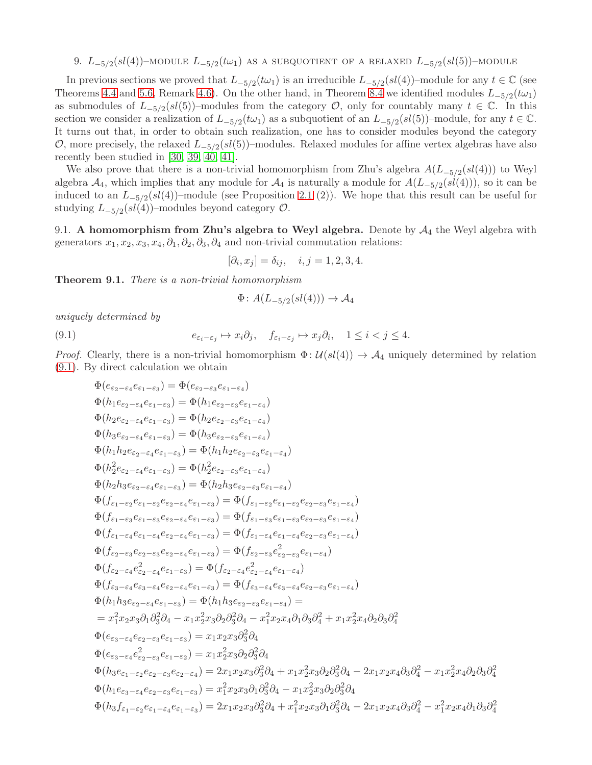## 9. $L_{-5/2}(sl(4))$–module $L_{-5/2}(t\omega_1)$ as a subquotient of a relaxed $L_{-5/2}(sl(5))$–module

In previous sections we proved that $L_{-5/2}(t\omega_1)$ is an irreducible $L_{-5/2}(sl(4))$–module for any $t \in \mathbb{C}$ (see Theorems 4.4 and 5.6, Remark 4.6). On the other hand, in Theorem 8.4 we identified modules $L_{-5/2}(t\omega_1)$ as submodules of $L_{-5/2}(sl(5))$–modules from the category $\mathcal{O}$, only for countably many $t \in \mathbb{C}$. In this section we consider a realization of $L_{-5/2}(t\omega_1)$ as a subquotient of an $L_{-5/2}(sl(5))$–module, for any $t \in \mathbb{C}$. It turns out that, in order to obtain such realization, one has to consider modules beyond the category $\mathcal{O}$, more precisely, the relaxed $L_{-5/2}(sl(5))$–modules. Relaxed modules for affine vertex algebras have also recently been studied in [30, 39, 40, 41].

We also prove that there is a non-trivial homomorphism from Zhu's algebra $A(L_{-5/2}(sl(4)))$ to Weyl algebra $\mathcal{A}_4$, which implies that any module for $\mathcal{A}_4$ is naturally a module for $A(L_{-5/2}(sl(4)))$, so it can be induced to an $L_{-5/2}(sl(4))$–module (see Proposition 2.1 (2)). We hope that this result can be useful for studying $L_{-5/2}(sl(4))$–modules beyond category $\mathcal{O}$.

9.1. **A homomorphism from Zhu's algebra to Weyl algebra.** Denote by $\mathcal{A}_4$ the Weyl algebra with generators $x_1, x_2, x_3, x_4, \partial_1, \partial_2, \partial_3, \partial_4$ and non-trivial commutation relations:

$$[\partial_i, x_j] = \delta_{ij}, \quad i, j = 1, 2, 3, 4.$$

**Theorem 9.1.** *There is a non-trivial homomorphism*

$$\Phi \colon A(L_{-5/2}(sl(4))) \to \mathcal{A}_4$$

*uniquely determined by*

$$e_{\varepsilon_i-\varepsilon_j} \mapsto x_i\partial_j, \quad f_{\varepsilon_i-\varepsilon_j} \mapsto x_j\partial_i, \quad 1 \le i < j \le 4. \tag{9.1}$$

*Proof.* Clearly, there is a non-trivial homomorphism $\Phi \colon \mathcal{U}(sl(4)) \to \mathcal{A}_4$ uniquely determined by relation (9.1). By direct calculation we obtain

$$\Phi(e_{\varepsilon_2-\varepsilon_4}e_{\varepsilon_1-\varepsilon_3}) = \Phi(e_{\varepsilon_2-\varepsilon_3}e_{\varepsilon_1-\varepsilon_4})$$
$$\Phi(h_1e_{\varepsilon_2-\varepsilon_4}e_{\varepsilon_1-\varepsilon_3}) = \Phi(h_1e_{\varepsilon_2-\varepsilon_3}e_{\varepsilon_1-\varepsilon_4})$$
$$\Phi(h_2e_{\varepsilon_2-\varepsilon_4}e_{\varepsilon_1-\varepsilon_3}) = \Phi(h_2e_{\varepsilon_2-\varepsilon_3}e_{\varepsilon_1-\varepsilon_4})$$
$$\Phi(h_3e_{\varepsilon_2-\varepsilon_4}e_{\varepsilon_1-\varepsilon_3}) = \Phi(h_3e_{\varepsilon_2-\varepsilon_3}e_{\varepsilon_1-\varepsilon_4})$$
$$\Phi(h_1h_2e_{\varepsilon_2-\varepsilon_4}e_{\varepsilon_1-\varepsilon_3}) = \Phi(h_1h_2e_{\varepsilon_2-\varepsilon_3}e_{\varepsilon_1-\varepsilon_4})$$
$$\Phi(h_2^2e_{\varepsilon_2-\varepsilon_4}e_{\varepsilon_1-\varepsilon_3}) = \Phi(h_2^2e_{\varepsilon_2-\varepsilon_3}e_{\varepsilon_1-\varepsilon_4})$$
$$\Phi(h_2h_3e_{\varepsilon_2-\varepsilon_4}e_{\varepsilon_1-\varepsilon_3}) = \Phi(h_2h_3e_{\varepsilon_2-\varepsilon_3}e_{\varepsilon_1-\varepsilon_4})$$
$$\Phi(f_{\varepsilon_1-\varepsilon_2}e_{\varepsilon_1-\varepsilon_2}e_{\varepsilon_2-\varepsilon_4}e_{\varepsilon_1-\varepsilon_3}) = \Phi(f_{\varepsilon_1-\varepsilon_2}e_{\varepsilon_1-\varepsilon_2}e_{\varepsilon_2-\varepsilon_3}e_{\varepsilon_1-\varepsilon_4})$$
$$\Phi(f_{\varepsilon_1-\varepsilon_3}e_{\varepsilon_1-\varepsilon_3}e_{\varepsilon_2-\varepsilon_4}e_{\varepsilon_1-\varepsilon_3}) = \Phi(f_{\varepsilon_1-\varepsilon_3}e_{\varepsilon_1-\varepsilon_3}e_{\varepsilon_2-\varepsilon_3}e_{\varepsilon_1-\varepsilon_4})$$
$$\Phi(f_{\varepsilon_1-\varepsilon_4}e_{\varepsilon_1-\varepsilon_4}e_{\varepsilon_2-\varepsilon_4}e_{\varepsilon_1-\varepsilon_3}) = \Phi(f_{\varepsilon_1-\varepsilon_4}e_{\varepsilon_1-\varepsilon_4}e_{\varepsilon_2-\varepsilon_3}e_{\varepsilon_1-\varepsilon_4})$$
$$\Phi(f_{\varepsilon_2-\varepsilon_3}e_{\varepsilon_2-\varepsilon_3}e_{\varepsilon_2-\varepsilon_4}e_{\varepsilon_1-\varepsilon_3}) = \Phi(f_{\varepsilon_2-\varepsilon_3}e^2_{\varepsilon_2-\varepsilon_3}e_{\varepsilon_1-\varepsilon_4})$$
$$\Phi(f_{\varepsilon_2-\varepsilon_4}e^2_{\varepsilon_2-\varepsilon_4}e_{\varepsilon_1-\varepsilon_3}) = \Phi(f_{\varepsilon_2-\varepsilon_4}e^2_{\varepsilon_2-\varepsilon_4}e_{\varepsilon_1-\varepsilon_4})$$
$$\Phi(f_{\varepsilon_3-\varepsilon_4}e_{\varepsilon_3-\varepsilon_4}e_{\varepsilon_2-\varepsilon_4}e_{\varepsilon_1-\varepsilon_3}) = \Phi(f_{\varepsilon_3-\varepsilon_4}e_{\varepsilon_3-\varepsilon_4}e_{\varepsilon_2-\varepsilon_3}e_{\varepsilon_1-\varepsilon_4})$$
$$\Phi(h_1h_3e_{\varepsilon_2-\varepsilon_4}e_{\varepsilon_1-\varepsilon_3}) = \Phi(h_1h_3e_{\varepsilon_2-\varepsilon_3}e_{\varepsilon_1-\varepsilon_4}) =$$
$$= x_1^2x_2x_3\partial_1\partial_3^2\partial_4 - x_1x_2^2x_3\partial_2\partial_3^2\partial_4 - x_1^2x_2x_4\partial_1\partial_3\partial_4^2 + x_1x_2^2x_4\partial_2\partial_3\partial_4^2$$
$$\Phi(e_{\varepsilon_3-\varepsilon_4}e_{\varepsilon_2-\varepsilon_3}e_{\varepsilon_1-\varepsilon_3}) = x_1x_2x_3\partial_3^2\partial_4$$
$$\Phi(e_{\varepsilon_3-\varepsilon_4}e^2_{\varepsilon_2-\varepsilon_3}e_{\varepsilon_1-\varepsilon_2}) = x_1x_2^2x_3\partial_2\partial_3^2\partial_4$$
$$\Phi(h_3e_{\varepsilon_1-\varepsilon_2}e_{\varepsilon_2-\varepsilon_3}e_{\varepsilon_2-\varepsilon_4}) = 2x_1x_2x_3\partial_3^2\partial_4 + x_1x_2^2x_3\partial_2\partial_3^2\partial_4 - 2x_1x_2x_4\partial_3\partial_4^2 - x_1x_2^2x_4\partial_2\partial_3\partial_4^2$$
$$\Phi(h_1e_{\varepsilon_3-\varepsilon_4}e_{\varepsilon_2-\varepsilon_3}e_{\varepsilon_1-\varepsilon_3}) = x_1^2x_2x_3\partial_1\partial_3^2\partial_4 - x_1x_2^2x_3\partial_2\partial_3^2\partial_4$$
$$\Phi(h_3f_{\varepsilon_1-\varepsilon_2}e_{\varepsilon_1-\varepsilon_4}e_{\varepsilon_1-\varepsilon_3}) = 2x_1x_2x_3\partial_3^2\partial_4 + x_1^2x_2x_3\partial_1\partial_3^2\partial_4 - 2x_1x_2x_4\partial_3\partial_4^2 - x_1^2x_2x_4\partial_1\partial_3\partial_4^2$$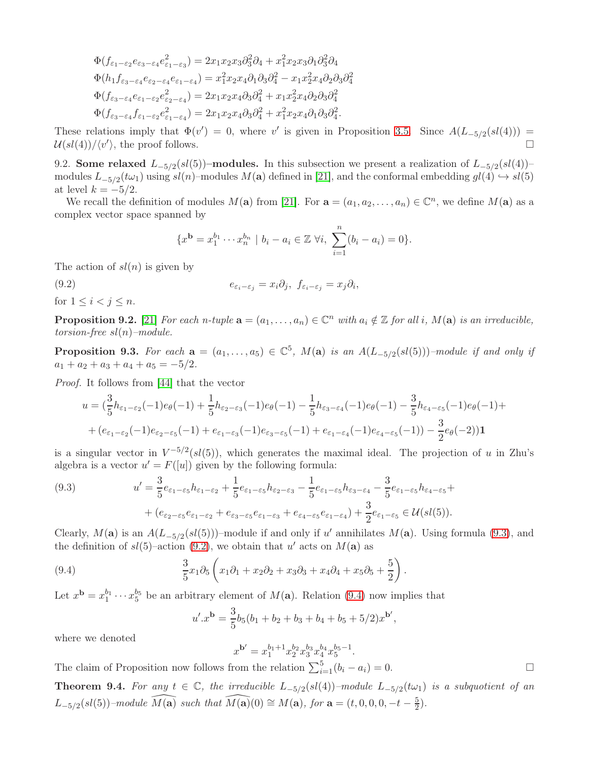$$\Phi(f_{\varepsilon_1-\varepsilon_2}e_{\varepsilon_3-\varepsilon_4}e^2_{\varepsilon_1-\varepsilon_3}) = 2x_1x_2x_3\partial_3^2\partial_4 + x_1^2x_2x_3\partial_1\partial_3^2\partial_4$$
$$\Phi(h_1f_{\varepsilon_3-\varepsilon_4}e_{\varepsilon_2-\varepsilon_4}e_{\varepsilon_1-\varepsilon_4}) = x_1^2x_2x_4\partial_1\partial_3\partial_4^2 - x_1x_2^2x_4\partial_2\partial_3\partial_4^2$$
$$\Phi(f_{\varepsilon_3-\varepsilon_4}e_{\varepsilon_1-\varepsilon_2}e^2_{\varepsilon_2-\varepsilon_4}) = 2x_1x_2x_4\partial_3\partial_4^2 + x_1x_2^2x_4\partial_2\partial_3\partial_4^2$$
$$\Phi(f_{\varepsilon_3-\varepsilon_4}f_{\varepsilon_1-\varepsilon_2}e^2_{\varepsilon_1-\varepsilon_4}) = 2x_1x_2x_4\partial_3\partial_4^2 + x_1^2x_2x_4\partial_1\partial_3\partial_4^2.$$

These relations imply that $\Phi(v') = 0$, where $v'$ is given in Proposition 3.5. Since $A(L_{-5/2}(sl(4))) = \mathcal{U}(sl(4))/\langle v' \rangle$, the proof follows. □

9.2. **Some relaxed $L_{-5/2}(sl(5))$–modules.** In this subsection we present a realization of $L_{-5/2}(sl(4))$–modules $L_{-5/2}(t\omega_1)$ using $sl(n)$–modules $M(\mathbf{a})$ defined in [21], and the conformal embedding $gl(4) \hookrightarrow sl(5)$ at level $k = -5/2$.

We recall the definition of modules $M(\mathbf{a})$ from [21]. For $\mathbf{a} = (a_1, a_2, \dots, a_n) \in \mathbb{C}^n$, we define $M(\mathbf{a})$ as a complex vector space spanned by

$$\{x^{\mathbf{b}} = x_1^{b_1} \cdots x_n^{b_n} \mid b_i - a_i \in \mathbb{Z} \ \forall i, \ \sum_{i=1}^{n}(b_i - a_i) = 0\}.$$

The action of $sl(n)$ is given by

$$e_{\varepsilon_i-\varepsilon_j} = x_i\partial_j, \ f_{\varepsilon_i-\varepsilon_j} = x_j\partial_i, \tag{9.2}$$

for $1 \le i < j \le n$.

**Proposition 9.2.** [21] *For each $n$-tuple $\mathbf{a} = (a_1, \dots, a_n) \in \mathbb{C}^n$ with $a_i \notin \mathbb{Z}$ for all $i$, $M(\mathbf{a})$ is an irreducible, torsion-free $sl(n)$–module.*

**Proposition 9.3.** *For each $\mathbf{a} = (a_1, \dots, a_5) \in \mathbb{C}^5$, $M(\mathbf{a})$ is an $A(L_{-5/2}(sl(5)))$–module if and only if $a_1 + a_2 + a_3 + a_4 + a_5 = -5/2$.*

*Proof.* It follows from [44] that the vector

$$u = (\frac{3}{5}h_{\varepsilon_1-\varepsilon_2}(-1)e_\theta(-1) + \frac{1}{5}h_{\varepsilon_2-\varepsilon_3}(-1)e_\theta(-1) - \frac{1}{5}h_{\varepsilon_3-\varepsilon_4}(-1)e_\theta(-1) - \frac{3}{5}h_{\varepsilon_4-\varepsilon_5}(-1)e_\theta(-1) +$$
$$+ (e_{\varepsilon_1-\varepsilon_2}(-1)e_{\varepsilon_2-\varepsilon_5}(-1) + e_{\varepsilon_1-\varepsilon_3}(-1)e_{\varepsilon_3-\varepsilon_5}(-1) + e_{\varepsilon_1-\varepsilon_4}(-1)e_{\varepsilon_4-\varepsilon_5}(-1)) - \frac{3}{2}e_\theta(-2))\mathbf{1}$$

is a singular vector in $V^{-5/2}(sl(5))$, which generates the maximal ideal. The projection of $u$ in Zhu's algebra is a vector $u' = F([u])$ given by the following formula:

$$\begin{aligned} u' = \ & \frac{3}{5}e_{\varepsilon_1-\varepsilon_5}h_{\varepsilon_1-\varepsilon_2} + \frac{1}{5}e_{\varepsilon_1-\varepsilon_5}h_{\varepsilon_2-\varepsilon_3} - \frac{1}{5}e_{\varepsilon_1-\varepsilon_5}h_{\varepsilon_3-\varepsilon_4} - \frac{3}{5}e_{\varepsilon_1-\varepsilon_5}h_{\varepsilon_4-\varepsilon_5} + \\ & + (e_{\varepsilon_2-\varepsilon_5}e_{\varepsilon_1-\varepsilon_2} + e_{\varepsilon_3-\varepsilon_5}e_{\varepsilon_1-\varepsilon_3} + e_{\varepsilon_4-\varepsilon_5}e_{\varepsilon_1-\varepsilon_4}) + \frac{3}{2}e_{\varepsilon_1-\varepsilon_5} \in \mathcal{U}(sl(5)). \end{aligned} \tag{9.3}$$

Clearly, $M(\mathbf{a})$ is an $A(L_{-5/2}(sl(5)))$–module if and only if $u'$ annihilates $M(\mathbf{a})$. Using formula (9.3), and the definition of $sl(5)$–action (9.2), we obtain that $u'$ acts on $M(\mathbf{a})$ as

$$\frac{3}{5}x_1\partial_5\left(x_1\partial_1 + x_2\partial_2 + x_3\partial_3 + x_4\partial_4 + x_5\partial_5 + \frac{5}{2}\right). \tag{9.4}$$

Let $x^{\mathbf{b}} = x_1^{b_1} \cdots x_5^{b_5}$ be an arbitrary element of $M(\mathbf{a})$. Relation (9.4) now implies that

$$u'.x^{\mathbf{b}} = \frac{3}{5}b_5(b_1 + b_2 + b_3 + b_4 + b_5 + 5/2)x^{\mathbf{b}'},$$

where we denoted

$$x^{\mathbf{b}'} = x_1^{b_1+1}x_2^{b_2}x_3^{b_3}x_4^{b_4}x_5^{b_5-1}.$$

The claim of Proposition now follows from the relation $\sum_{i=1}^{5}(b_i - a_i) = 0$. □

**Theorem 9.4.** *For any $t \in \mathbb{C}$, the irreducible $L_{-5/2}(sl(4))$–module $L_{-5/2}(t\omega_1)$ is a subquotient of an $L_{-5/2}(sl(5))$–module $\widehat{M(\mathbf{a})}$ such that $\widehat{M(\mathbf{a})}(0) \cong M(\mathbf{a})$, for $\mathbf{a} = (t, 0, 0, 0, -t - \frac{5}{2})$.*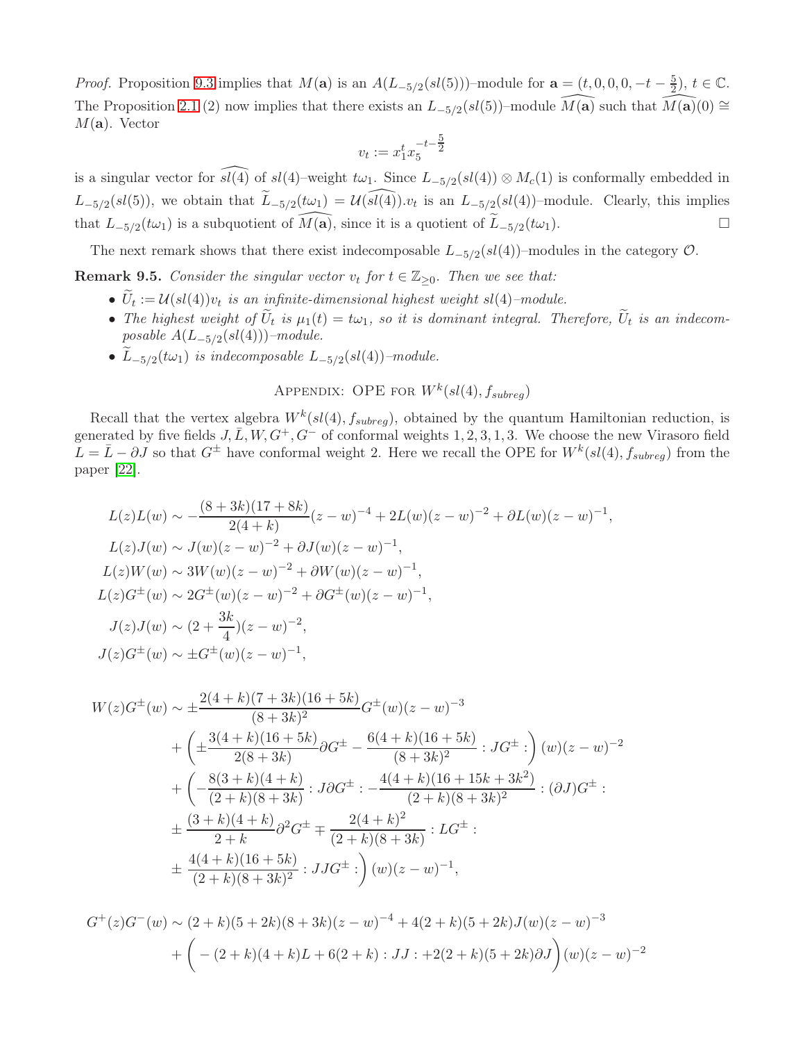*Proof.* Proposition 9.3 implies that $M(\mathbf{a})$ is an $A(L_{-5/2}(sl(5)))$–module for $\mathbf{a} = (t, 0, 0, 0, -t - \frac{5}{2})$, $t \in \mathbb{C}$. The Proposition 2.1 (2) now implies that there exists an $L_{-5/2}(sl(5))$–module $\widehat{M(\mathbf{a})}$ such that $\widehat{M(\mathbf{a})}(0) \cong M(\mathbf{a})$. Vector

$$v_t := x_1^t x_5^{-t-\frac{5}{2}}$$

is a singular vector for $\widehat{sl(4)}$ of $sl(4)$–weight $t\omega_1$. Since $L_{-5/2}(sl(4)) \otimes M_c(1)$ is conformally embedded in $L_{-5/2}(sl(5))$, we obtain that $\widetilde{L}_{-5/2}(t\omega_1) = \mathcal{U}(\widehat{sl(4)}).v_t$ is an $L_{-5/2}(sl(4))$–module. Clearly, this implies that $L_{-5/2}(t\omega_1)$ is a subquotient of $\widehat{M(\mathbf{a})}$, since it is a quotient of $\widetilde{L}_{-5/2}(t\omega_1)$. $\square$

The next remark shows that there exist indecomposable $L_{-5/2}(sl(4))$–modules in the category $\mathcal{O}$.

**Remark 9.5.** *Consider the singular vector $v_t$ for $t \in \mathbb{Z}_{\geq 0}$. Then we see that:*

- *$\widetilde{U}_t := \mathcal{U}(sl(4))v_t$ is an infinite-dimensional highest weight $sl(4)$–module.*
- *The highest weight of $\widetilde{U}_t$ is $\mu_1(t) = t\omega_1$, so it is dominant integral. Therefore, $\widetilde{U}_t$ is an indecomposable $A(L_{-5/2}(sl(4)))$–module.*
- *$\widetilde{L}_{-5/2}(t\omega_1)$ is indecomposable $L_{-5/2}(sl(4))$–module.*

## Appendix: OPE for $W^k(sl(4), f_{subreg})$

Recall that the vertex algebra $W^k(sl(4), f_{subreg})$, obtained by the quantum Hamiltonian reduction, is generated by five fields $J, \bar{L}, W, G^+, G^-$ of conformal weights $1, 2, 3, 1, 3$. We choose the new Virasoro field $L = \bar{L} - \partial J$ so that $G^{\pm}$ have conformal weight 2. Here we recall the OPE for $W^k(sl(4), f_{subreg})$ from the paper [22].

$$
\begin{aligned}
L(z)L(w) &\sim -\frac{(8+3k)(17+8k)}{2(4+k)}(z-w)^{-4} + 2L(w)(z-w)^{-2} + \partial L(w)(z-w)^{-1},\\
L(z)J(w) &\sim J(w)(z-w)^{-2} + \partial J(w)(z-w)^{-1},\\
L(z)W(w) &\sim 3W(w)(z-w)^{-2} + \partial W(w)(z-w)^{-1},\\
L(z)G^{\pm}(w) &\sim 2G^{\pm}(w)(z-w)^{-2} + \partial G^{\pm}(w)(z-w)^{-1},\\
J(z)J(w) &\sim (2 + \frac{3k}{4})(z-w)^{-2},\\
J(z)G^{\pm}(w) &\sim \pm G^{\pm}(w)(z-w)^{-1},
\end{aligned}
$$

$$
\begin{aligned}
W(z)G^{\pm}(w) \sim\ & \pm\frac{2(4+k)(7+3k)(16+5k)}{(8+3k)^2}G^{\pm}(w)(z-w)^{-3}\\
&+ \left(\pm\frac{3(4+k)(16+5k)}{2(8+3k)}\partial G^{\pm} - \frac{6(4+k)(16+5k)}{(8+3k)^2} : JG^{\pm} :\right)(w)(z-w)^{-2}\\
&+ \left(-\frac{8(3+k)(4+k)}{(2+k)(8+3k)} : J\partial G^{\pm} : -\frac{4(4+k)(16+15k+3k^2)}{(2+k)(8+3k)^2} : (\partial J)G^{\pm} :\right.\\
&\pm \frac{(3+k)(4+k)}{2+k}\partial^2 G^{\pm} \mp \frac{2(4+k)^2}{(2+k)(8+3k)} : LG^{\pm} :\\
&\left.\pm \frac{4(4+k)(16+5k)}{(2+k)(8+3k)^2} : JJG^{\pm} :\right)(w)(z-w)^{-1},
\end{aligned}
$$

$$
\begin{aligned}
G^+(z)G^-(w) \sim\ & (2+k)(5+2k)(8+3k)(z-w)^{-4} + 4(2+k)(5+2k)J(w)(z-w)^{-3}\\
&+ \Big(-(2+k)(4+k)L + 6(2+k) : JJ : + 2(2+k)(5+2k)\partial J\Big)(w)(z-w)^{-2}
\end{aligned}
$$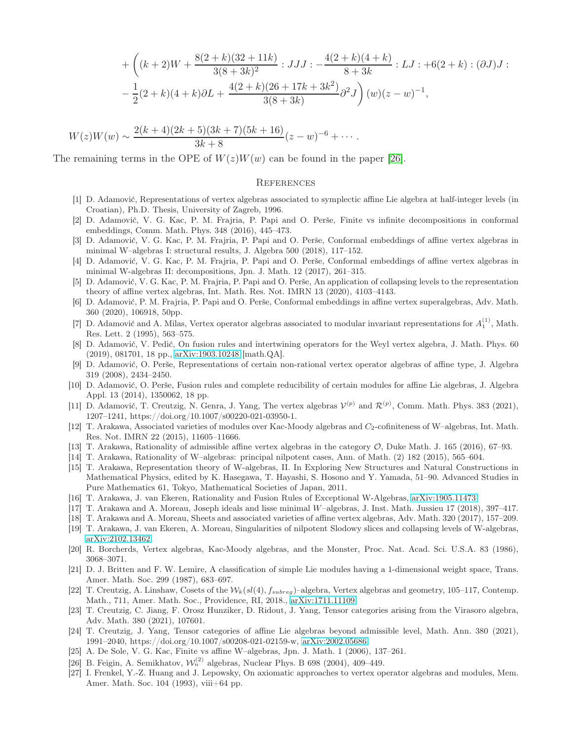$$+\left((k+2)W + \frac{8(2+k)(32+11k)}{3(8+3k)^2} :JJJ: - \frac{4(2+k)(4+k)}{8+3k} :LJ: +6(2+k) :(\partial J)J: \right.$$
$$\left. - \frac{1}{2}(2+k)(4+k)\partial L + \frac{4(2+k)(26+17k+3k^2)}{3(8+3k)}\partial^2 J\right)(w)(z-w)^{-1},$$

$$W(z)W(w) \sim \frac{2(k+4)(2k+5)(3k+7)(5k+16)}{3k+8}(z-w)^{-6} + \cdots .$$

The remaining terms in the OPE of $W(z)W(w)$ can be found in the paper [26].

## References

[1] D. Adamović, Representations of vertex algebras associated to symplectic affine Lie algebra at half-integer levels (in Croatian), Ph.D. Thesis, University of Zagreb, 1996.

[2] D. Adamović, V. G. Kac, P. M. Frajria, P. Papi and O. Perše, Finite vs infinite decompositions in conformal embeddings, Comm. Math. Phys. 348 (2016), 445–473.

[3] D. Adamović, V. G. Kac, P. M. Frajria, P. Papi and O. Perše, Conformal embeddings of affine vertex algebras in minimal W–algebras I: structural results, J. Algebra 500 (2018), 117–152.

[4] D. Adamović, V. G. Kac, P. M. Frajria, P. Papi and O. Perše, Conformal embeddings of affine vertex algebras in minimal W-algebras II: decompositions, Jpn. J. Math. 12 (2017), 261–315.

[5] D. Adamović, V. G. Kac, P. M. Frajria, P. Papi and O. Perše, An application of collapsing levels to the representation theory of affine vertex algebras, Int. Math. Res. Not. IMRN 13 (2020), 4103–4143.

[6] D. Adamović, P. M. Frajria, P. Papi and O. Perše, Conformal embeddings in affine vertex superalgebras, Adv. Math. 360 (2020), 106918, 50pp.

[7] D. Adamović and A. Milas, Vertex operator algebras associated to modular invariant representations for $A_1^{(1)}$, Math. Res. Lett. 2 (1995), 563–575.

[8] D. Adamović, V. Pedić, On fusion rules and intertwining operators for the Weyl vertex algebra, J. Math. Phys. 60 (2019), 081701, 18 pp., arXiv:1903.10248 [math.QA].

[9] D. Adamović, O. Perše, Representations of certain non-rational vertex operator algebras of affine type, J. Algebra 319 (2008), 2434–2450.

[10] D. Adamović, O. Perše, Fusion rules and complete reducibility of certain modules for affine Lie algebras, J. Algebra Appl. 13 (2014), 1350062, 18 pp.

[11] D. Adamović, T. Creutzig, N. Genra, J. Yang, The vertex algebras $\mathcal{V}^{(p)}$ and $\mathcal{R}^{(p)}$, Comm. Math. Phys. 383 (2021), 1207–1241, https://doi.org/10.1007/s00220-021-03950-1.

[12] T. Arakawa, Associated varieties of modules over Kac-Moody algebras and $C_2$-cofiniteness of W–algebras, Int. Math. Res. Not. IMRN 22 (2015), 11605–11666.

[13] T. Arakawa, Rationality of admissible affine vertex algebras in the category $\mathcal{O}$, Duke Math. J. 165 (2016), 67–93.

[14] T. Arakawa, Rationality of W–algebras: principal nilpotent cases, Ann. of Math. (2) 182 (2015), 565–604.

[15] T. Arakawa, Representation theory of W-algebras, II. In Exploring New Structures and Natural Constructions in Mathematical Physics, edited by K. Hasegawa, T. Hayashi, S. Hosono and Y. Yamada, 51–90. Advanced Studies in Pure Mathematics 61, Tokyo, Mathematical Societies of Japan, 2011.

[16] T. Arakawa, J. van Ekeren, Rationality and Fusion Rules of Exceptional W-Algebras, arXiv:1905.11473

[17] T. Arakawa and A. Moreau, Joseph ideals and lisse minimal $W$–algebras, J. Inst. Math. Jussieu 17 (2018), 397–417.

[18] T. Arakawa and A. Moreau, Sheets and associated varieties of affine vertex algebras, Adv. Math. 320 (2017), 157–209.

[19] T. Arakawa, J. van Ekeren, A. Moreau, Singularities of nilpotent Slodowy slices and collapsing levels of W-algebras, arXiv:2102.13462

[20] R. Borcherds, Vertex algebras, Kac-Moody algebras, and the Monster, Proc. Nat. Acad. Sci. U.S.A. 83 (1986), 3068–3071.

[21] D. J. Britten and F. W. Lemire, A classification of simple Lie modules having a 1-dimensional weight space, Trans. Amer. Math. Soc. 299 (1987), 683–697.

[22] T. Creutzig, A. Linshaw, Cosets of the $\mathcal{W}_k(sl(4), f_{subreg})$–algebra, Vertex algebras and geometry, 105–117, Contemp. Math., 711, Amer. Math. Soc., Providence, RI, 2018., arXiv:1711.11109

[23] T. Creutzig, C. Jiang, F. Orosz Hunziker, D. Ridout, J. Yang, Tensor categories arising from the Virasoro algebra, Adv. Math. 380 (2021), 107601.

[24] T. Creutzig, J. Yang, Tensor categories of affine Lie algebras beyond admissible level, Math. Ann. 380 (2021), 1991–2040, https://doi.org/10.1007/s00208-021-02159-w, arXiv:2002.05686

[25] A. De Sole, V. G. Kac, Finite vs affine W–algebras, Jpn. J. Math. 1 (2006), 137–261.

[26] B. Feigin, A. Semikhatov, $\mathcal{W}_n^{(2)}$ algebras, Nuclear Phys. B 698 (2004), 409–449.

[27] I. Frenkel, Y.-Z. Huang and J. Lepowsky, On axiomatic approaches to vertex operator algebras and modules, Mem. Amer. Math. Soc. 104 (1993), viii+64 pp.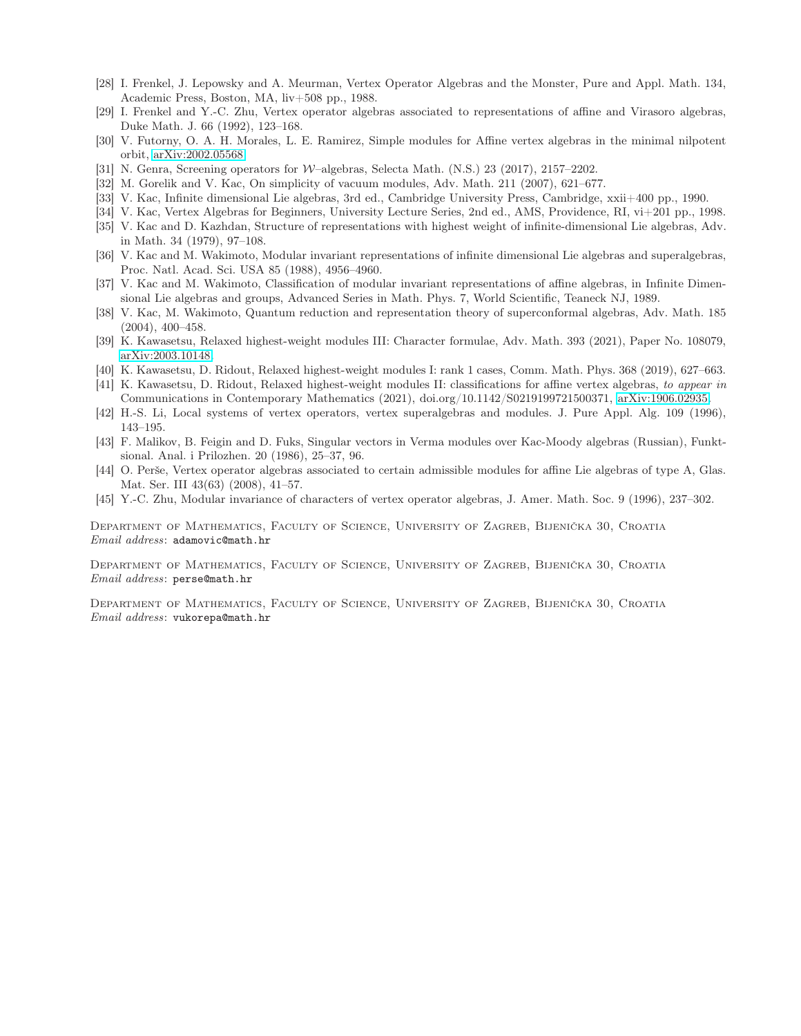[28] I. Frenkel, J. Lepowsky and A. Meurman, Vertex Operator Algebras and the Monster, Pure and Appl. Math. 134, Academic Press, Boston, MA, liv+508 pp., 1988.

[29] I. Frenkel and Y.-C. Zhu, Vertex operator algebras associated to representations of affine and Virasoro algebras, Duke Math. J. 66 (1992), 123–168.

[30] V. Futorny, O. A. H. Morales, L. E. Ramirez, Simple modules for Affine vertex algebras in the minimal nilpotent orbit, arXiv:2002.05568.

[31] N. Genra, Screening operators for $\mathcal{W}$–algebras, Selecta Math. (N.S.) 23 (2017), 2157–2202.

[32] M. Gorelik and V. Kac, On simplicity of vacuum modules, Adv. Math. 211 (2007), 621–677.

[33] V. Kac, Infinite dimensional Lie algebras, 3rd ed., Cambridge University Press, Cambridge, xxii+400 pp., 1990.

[34] V. Kac, Vertex Algebras for Beginners, University Lecture Series, 2nd ed., AMS, Providence, RI, vi+201 pp., 1998.

[35] V. Kac and D. Kazhdan, Structure of representations with highest weight of infinite-dimensional Lie algebras, Adv. in Math. 34 (1979), 97–108.

[36] V. Kac and M. Wakimoto, Modular invariant representations of infinite dimensional Lie algebras and superalgebras, Proc. Natl. Acad. Sci. USA 85 (1988), 4956–4960.

[37] V. Kac and M. Wakimoto, Classification of modular invariant representations of affine algebras, in Infinite Dimensional Lie algebras and groups, Advanced Series in Math. Phys. 7, World Scientific, Teaneck NJ, 1989.

[38] V. Kac, M. Wakimoto, Quantum reduction and representation theory of superconformal algebras, Adv. Math. 185 (2004), 400–458.

[39] K. Kawasetsu, Relaxed highest-weight modules III: Character formulae, Adv. Math. 393 (2021), Paper No. 108079, arXiv:2003.10148.

[40] K. Kawasetsu, D. Ridout, Relaxed highest-weight modules I: rank 1 cases, Comm. Math. Phys. 368 (2019), 627–663.

[41] K. Kawasetsu, D. Ridout, Relaxed highest-weight modules II: classifications for affine vertex algebras, *to appear in* Communications in Contemporary Mathematics (2021), doi.org/10.1142/S0219199721500371, arXiv:1906.02935.

[42] H.-S. Li, Local systems of vertex operators, vertex superalgebras and modules. J. Pure Appl. Alg. 109 (1996), 143–195.

[43] F. Malikov, B. Feigin and D. Fuks, Singular vectors in Verma modules over Kac-Moody algebras (Russian), Funktsional. Anal. i Prilozhen. 20 (1986), 25–37, 96.

[44] O. Perše, Vertex operator algebras associated to certain admissible modules for affine Lie algebras of type A, Glas. Mat. Ser. III 43(63) (2008), 41–57.

[45] Y.-C. Zhu, Modular invariance of characters of vertex operator algebras, J. Amer. Math. Soc. 9 (1996), 237–302.

Department of Mathematics, Faculty of Science, University of Zagreb, Bijenička 30, Croatia
*Email address*: `adamovic@math.hr`

Department of Mathematics, Faculty of Science, University of Zagreb, Bijenička 30, Croatia
*Email address*: `perse@math.hr`

Department of Mathematics, Faculty of Science, University of Zagreb, Bijenička 30, Croatia
*Email address*: `vukorepa@math.hr`